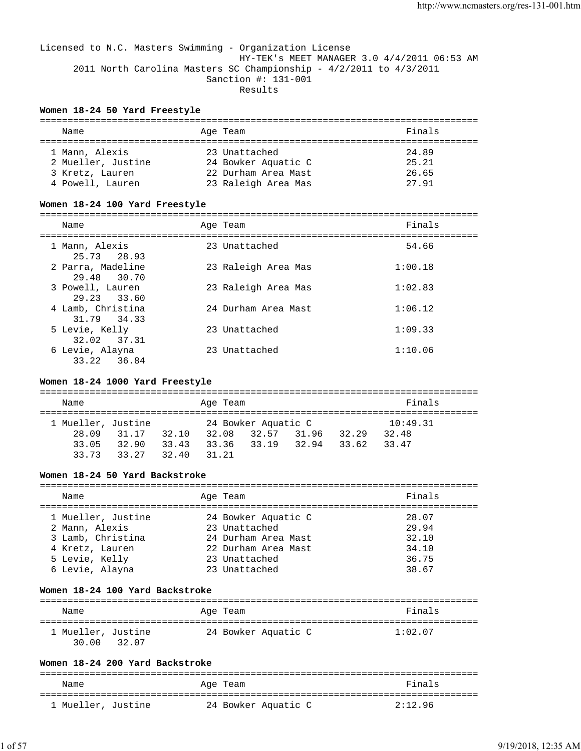Licensed to N.C. Masters Swimming - Organization License
HY-TEK's MEET MANAGER 3.0 4/4/2011 06:53 AM
2011 North Carolina Masters SC Championship - 4/2/2011 to 4/3/2011
Sanction #: 131-001
Results

**Women 18-24 50 Yard Freestyle**

| Name | Age | Team | Finals |
|---|---|---|---|
| 1 Mann, Alexis | 23 | Unattached | 24.89 |
| 2 Mueller, Justine | 24 | Bowker Aquatic C | 25.21 |
| 3 Kretz, Lauren | 22 | Durham Area Mast | 26.65 |
| 4 Powell, Lauren | 23 | Raleigh Area Mas | 27.91 |

**Women 18-24 100 Yard Freestyle**

| Name | Age | Team | Finals |
|---|---|---|---|
| 1 Mann, Alexis | 23 | Unattached | 54.66 |
| 25.73 28.93 | | | |
| 2 Parra, Madeline | 23 | Raleigh Area Mas | 1:00.18 |
| 29.48 30.70 | | | |
| 3 Powell, Lauren | 23 | Raleigh Area Mas | 1:02.83 |
| 29.23 33.60 | | | |
| 4 Lamb, Christina | 24 | Durham Area Mast | 1:06.12 |
| 31.79 34.33 | | | |
| 5 Levie, Kelly | 23 | Unattached | 1:09.33 |
| 32.02 37.31 | | | |
| 6 Levie, Alayna | 23 | Unattached | 1:10.06 |
| 33.22 36.84 | | | |

**Women 18-24 1000 Yard Freestyle**

| Name | Age | Team | Finals |
|---|---|---|---|
| 1 Mueller, Justine | 24 | Bowker Aquatic C | 10:49.31 |
| 28.09 31.17 32.10 32.08 32.57 31.96 32.29 32.48 | | | |
| 33.05 32.90 33.43 33.36 33.19 32.94 33.62 33.47 | | | |
| 33.73 33.27 32.40 31.21 | | | |

**Women 18-24 50 Yard Backstroke**

| Name | Age | Team | Finals |
|---|---|---|---|
| 1 Mueller, Justine | 24 | Bowker Aquatic C | 28.07 |
| 2 Mann, Alexis | 23 | Unattached | 29.94 |
| 3 Lamb, Christina | 24 | Durham Area Mast | 32.10 |
| 4 Kretz, Lauren | 22 | Durham Area Mast | 34.10 |
| 5 Levie, Kelly | 23 | Unattached | 36.75 |
| 6 Levie, Alayna | 23 | Unattached | 38.67 |

**Women 18-24 100 Yard Backstroke**

| Name | Age | Team | Finals |
|---|---|---|---|
| 1 Mueller, Justine | 24 | Bowker Aquatic C | 1:02.07 |
| 30.00 32.07 | | | |

**Women 18-24 200 Yard Backstroke**

| Name | Age | Team | Finals |
|---|---|---|---|
| 1 Mueller, Justine | 24 | Bowker Aquatic C | 2:12.96 |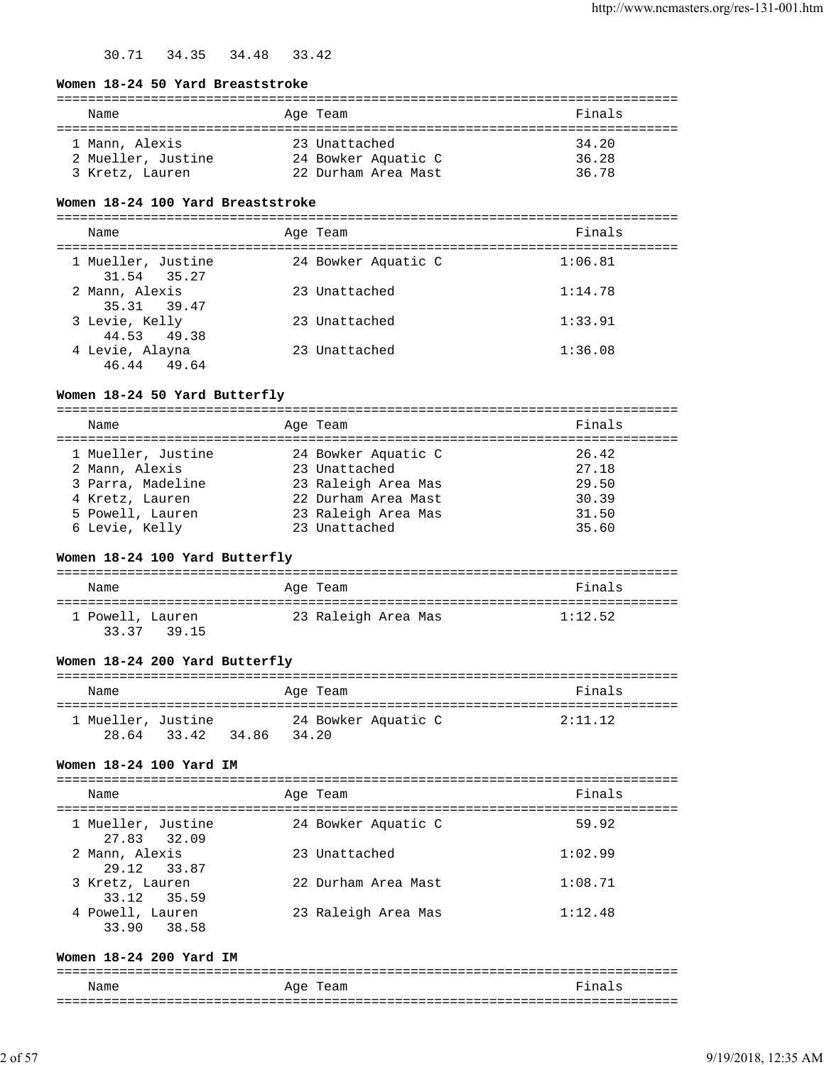30.71   34.35   34.48   33.42

**Women 18-24 50 Yard Breaststroke**

| Name | Age | Team | Finals |
|---|---|---|---|
| 1 Mann, Alexis | 23 | Unattached | 34.20 |
| 2 Mueller, Justine | 24 | Bowker Aquatic C | 36.28 |
| 3 Kretz, Lauren | 22 | Durham Area Mast | 36.78 |

**Women 18-24 100 Yard Breaststroke**

| Name | Age | Team | Finals |
|---|---|---|---|
| 1 Mueller, Justine | 24 | Bowker Aquatic C | 1:06.81 |
| 31.54   35.27 | | | |
| 2 Mann, Alexis | 23 | Unattached | 1:14.78 |
| 35.31   39.47 | | | |
| 3 Levie, Kelly | 23 | Unattached | 1:33.91 |
| 44.53   49.38 | | | |
| 4 Levie, Alayna | 23 | Unattached | 1:36.08 |
| 46.44   49.64 | | | |

**Women 18-24 50 Yard Butterfly**

| Name | Age | Team | Finals |
|---|---|---|---|
| 1 Mueller, Justine | 24 | Bowker Aquatic C | 26.42 |
| 2 Mann, Alexis | 23 | Unattached | 27.18 |
| 3 Parra, Madeline | 23 | Raleigh Area Mas | 29.50 |
| 4 Kretz, Lauren | 22 | Durham Area Mast | 30.39 |
| 5 Powell, Lauren | 23 | Raleigh Area Mas | 31.50 |
| 6 Levie, Kelly | 23 | Unattached | 35.60 |

**Women 18-24 100 Yard Butterfly**

| Name | Age | Team | Finals |
|---|---|---|---|
| 1 Powell, Lauren | 23 | Raleigh Area Mas | 1:12.52 |
| 33.37   39.15 | | | |

**Women 18-24 200 Yard Butterfly**

| Name | Age | Team | Finals |
|---|---|---|---|
| 1 Mueller, Justine | 24 | Bowker Aquatic C | 2:11.12 |
| 28.64   33.42   34.86   34.20 | | | |

**Women 18-24 100 Yard IM**

| Name | Age | Team | Finals |
|---|---|---|---|
| 1 Mueller, Justine | 24 | Bowker Aquatic C | 59.92 |
| 27.83   32.09 | | | |
| 2 Mann, Alexis | 23 | Unattached | 1:02.99 |
| 29.12   33.87 | | | |
| 3 Kretz, Lauren | 22 | Durham Area Mast | 1:08.71 |
| 33.12   35.59 | | | |
| 4 Powell, Lauren | 23 | Raleigh Area Mas | 1:12.48 |
| 33.90   38.58 | | | |

**Women 18-24 200 Yard IM**

| Name | Age | Team | Finals |
|---|---|---|---|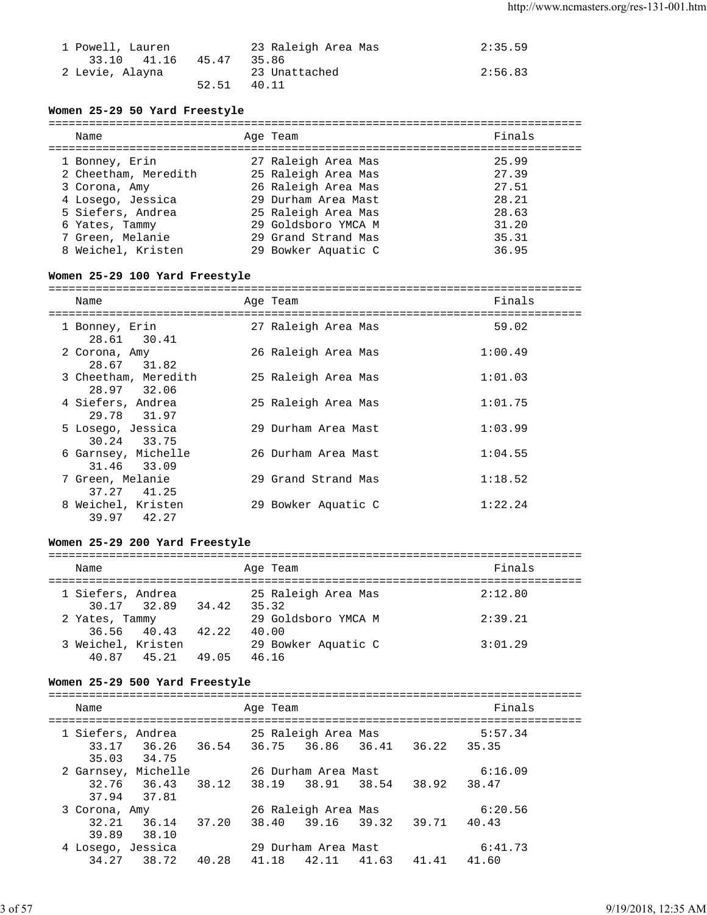```
  1 Powell, Lauren            23 Raleigh Area Mas             2:35.59
     33.10   41.16   45.47   35.86
  2 Levie, Alayna             23 Unattached                   2:56.83
                     52.51   40.11
```

### Women 25-29 50 Yard Freestyle

```
===============================================================================
    Name                    Age Team                            Finals
===============================================================================
  1 Bonney, Erin              27 Raleigh Area Mas               25.99
  2 Cheetham, Meredith        25 Raleigh Area Mas               27.39
  3 Corona, Amy               26 Raleigh Area Mas               27.51
  4 Losego, Jessica           29 Durham Area Mast               28.21
  5 Siefers, Andrea           25 Raleigh Area Mas               28.63
  6 Yates, Tammy              29 Goldsboro YMCA M               31.20
  7 Green, Melanie            29 Grand Strand Mas               35.31
  8 Weichel, Kristen          29 Bowker Aquatic C               36.95
```

### Women 25-29 100 Yard Freestyle

```
===============================================================================
    Name                    Age Team                            Finals
===============================================================================
  1 Bonney, Erin              27 Raleigh Area Mas               59.02
     28.61   30.41
  2 Corona, Amy               26 Raleigh Area Mas             1:00.49
     28.67   31.82
  3 Cheetham, Meredith        25 Raleigh Area Mas             1:01.03
     28.97   32.06
  4 Siefers, Andrea           25 Raleigh Area Mas             1:01.75
     29.78   31.97
  5 Losego, Jessica           29 Durham Area Mast             1:03.99
     30.24   33.75
  6 Garnsey, Michelle         26 Durham Area Mast             1:04.55
     31.46   33.09
  7 Green, Melanie            29 Grand Strand Mas             1:18.52
     37.27   41.25
  8 Weichel, Kristen          29 Bowker Aquatic C             1:22.24
     39.97   42.27
```

### Women 25-29 200 Yard Freestyle

```
===============================================================================
    Name                    Age Team                            Finals
===============================================================================
  1 Siefers, Andrea           25 Raleigh Area Mas             2:12.80
     30.17   32.89   34.42   35.32
  2 Yates, Tammy              29 Goldsboro YMCA M             2:39.21
     36.56   40.43   42.22   40.00
  3 Weichel, Kristen          29 Bowker Aquatic C             3:01.29
     40.87   45.21   49.05   46.16
```

### Women 25-29 500 Yard Freestyle

```
===============================================================================
    Name                    Age Team                            Finals
===============================================================================
  1 Siefers, Andrea           25 Raleigh Area Mas             5:57.34
     33.17   36.26   36.54   36.75   36.86   36.41   36.22   35.35
     35.03   34.75
  2 Garnsey, Michelle         26 Durham Area Mast             6:16.09
     32.76   36.43   38.12   38.19   38.91   38.54   38.92   38.47
     37.94   37.81
  3 Corona, Amy               26 Raleigh Area Mas             6:20.56
     32.21   36.14   37.20   38.40   39.16   39.32   39.71   40.43
     39.89   38.10
  4 Losego, Jessica           29 Durham Area Mast             6:41.73
     34.27   38.72   40.28   41.18   42.11   41.63   41.41   41.60
```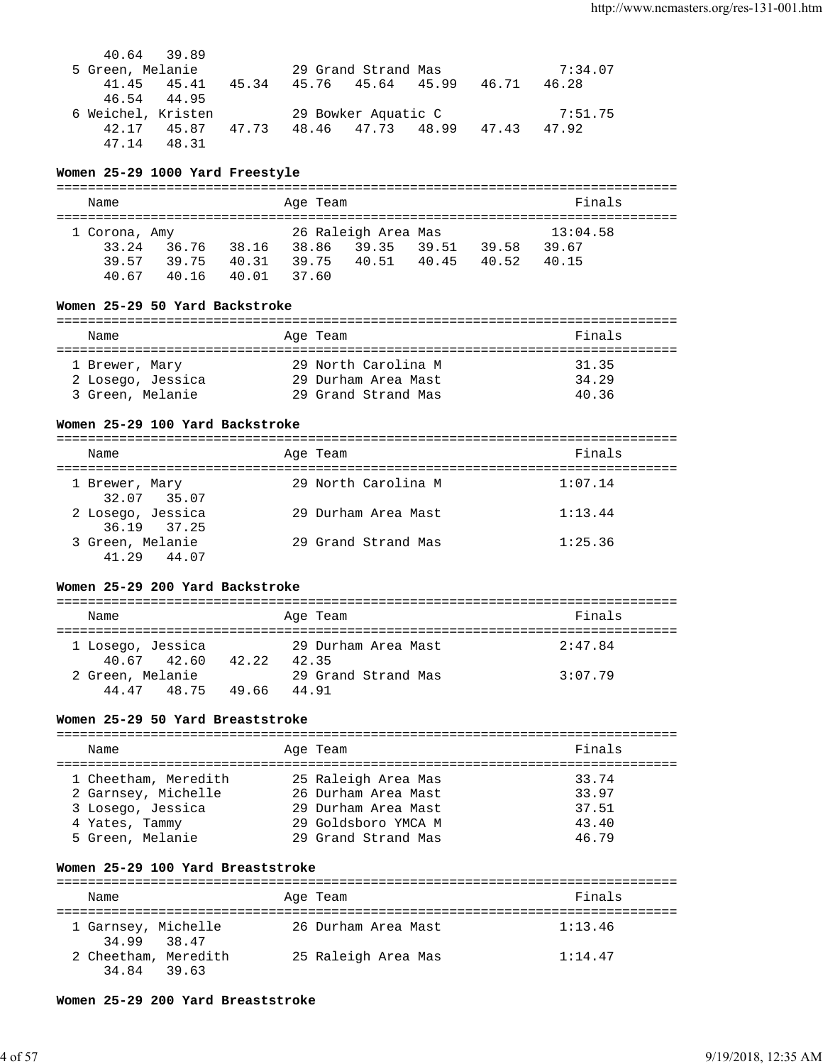```
      40.64   39.89
  5 Green, Melanie            29 Grand Strand Mas              7:34.07
      41.45   45.41   45.34   45.76   45.64   45.99   46.71   46.28
      46.54   44.95
  6 Weichel, Kristen          29 Bowker Aquatic C              7:51.75
      42.17   45.87   47.73   48.46   47.73   48.99   47.43   47.92
      47.14   48.31
```

**Women 25-29 1000 Yard Freestyle**

```
===============================================================================
    Name                    Age Team                                    Finals
===============================================================================
  1 Corona, Amy             26 Raleigh Area Mas             13:04.58
      33.24   36.76   38.16   38.86   39.35   39.51   39.58   39.67
      39.57   39.75   40.31   39.75   40.51   40.45   40.52   40.15
      40.67   40.16   40.01   37.60
```

**Women 25-29 50 Yard Backstroke**

```
===============================================================================
    Name                    Age Team                                    Finals
===============================================================================
  1 Brewer, Mary            29 North Carolina M                  31.35
  2 Losego, Jessica         29 Durham Area Mast                  34.29
  3 Green, Melanie          29 Grand Strand Mas                  40.36
```

**Women 25-29 100 Yard Backstroke**

```
===============================================================================
    Name                    Age Team                                    Finals
===============================================================================
  1 Brewer, Mary            29 North Carolina M                1:07.14
      32.07   35.07
  2 Losego, Jessica         29 Durham Area Mast                1:13.44
      36.19   37.25
  3 Green, Melanie          29 Grand Strand Mas                1:25.36
      41.29   44.07
```

**Women 25-29 200 Yard Backstroke**

```
===============================================================================
    Name                    Age Team                                    Finals
===============================================================================
  1 Losego, Jessica         29 Durham Area Mast                2:47.84
      40.67   42.60   42.22   42.35
  2 Green, Melanie          29 Grand Strand Mas                3:07.79
      44.47   48.75   49.66   44.91
```

**Women 25-29 50 Yard Breaststroke**

```
===============================================================================
    Name                    Age Team                                    Finals
===============================================================================
  1 Cheetham, Meredith      25 Raleigh Area Mas                  33.74
  2 Garnsey, Michelle       26 Durham Area Mast                  33.97
  3 Losego, Jessica         29 Durham Area Mast                  37.51
  4 Yates, Tammy            29 Goldsboro YMCA M                  43.40
  5 Green, Melanie          29 Grand Strand Mas                  46.79
```

**Women 25-29 100 Yard Breaststroke**

```
===============================================================================
    Name                    Age Team                                    Finals
===============================================================================
  1 Garnsey, Michelle       26 Durham Area Mast                1:13.46
      34.99   38.47
  2 Cheetham, Meredith      25 Raleigh Area Mas                1:14.47
      34.84   39.63
```

**Women 25-29 200 Yard Breaststroke**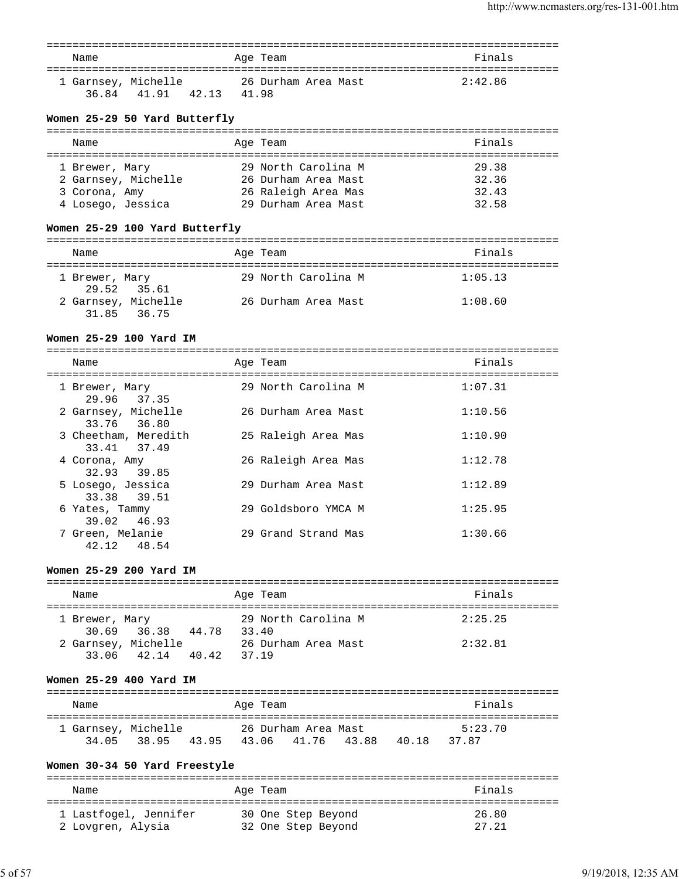| Name | Age | Team | Finals |
|---|---|---|---|
| 1 Garnsey, Michelle | 26 | Durham Area Mast | 2:42.86 |
| 36.84 41.91 42.13 41.98 | | | |

**Women 25-29 50 Yard Butterfly**

| Name | Age | Team | Finals |
|---|---|---|---|
| 1 Brewer, Mary | 29 | North Carolina M | 29.38 |
| 2 Garnsey, Michelle | 26 | Durham Area Mast | 32.36 |
| 3 Corona, Amy | 26 | Raleigh Area Mas | 32.43 |
| 4 Losego, Jessica | 29 | Durham Area Mast | 32.58 |

**Women 25-29 100 Yard Butterfly**

| Name | Age | Team | Finals |
|---|---|---|---|
| 1 Brewer, Mary | 29 | North Carolina M | 1:05.13 |
| 29.52 35.61 | | | |
| 2 Garnsey, Michelle | 26 | Durham Area Mast | 1:08.60 |
| 31.85 36.75 | | | |

**Women 25-29 100 Yard IM**

| Name | Age | Team | Finals |
|---|---|---|---|
| 1 Brewer, Mary | 29 | North Carolina M | 1:07.31 |
| 29.96 37.35 | | | |
| 2 Garnsey, Michelle | 26 | Durham Area Mast | 1:10.56 |
| 33.76 36.80 | | | |
| 3 Cheetham, Meredith | 25 | Raleigh Area Mas | 1:10.90 |
| 33.41 37.49 | | | |
| 4 Corona, Amy | 26 | Raleigh Area Mas | 1:12.78 |
| 32.93 39.85 | | | |
| 5 Losego, Jessica | 29 | Durham Area Mast | 1:12.89 |
| 33.38 39.51 | | | |
| 6 Yates, Tammy | 29 | Goldsboro YMCA M | 1:25.95 |
| 39.02 46.93 | | | |
| 7 Green, Melanie | 29 | Grand Strand Mas | 1:30.66 |
| 42.12 48.54 | | | |

**Women 25-29 200 Yard IM**

| Name | Age | Team | Finals |
|---|---|---|---|
| 1 Brewer, Mary | 29 | North Carolina M | 2:25.25 |
| 30.69 36.38 44.78 33.40 | | | |
| 2 Garnsey, Michelle | 26 | Durham Area Mast | 2:32.81 |
| 33.06 42.14 40.42 37.19 | | | |

**Women 25-29 400 Yard IM**

| Name | Age | Team | Finals |
|---|---|---|---|
| 1 Garnsey, Michelle | 26 | Durham Area Mast | 5:23.70 |
| 34.05 38.95 43.95 43.06 41.76 43.88 40.18 37.87 | | | |

**Women 30-34 50 Yard Freestyle**

| Name | Age | Team | Finals |
|---|---|---|---|
| 1 Lastfogel, Jennifer | 30 | One Step Beyond | 26.80 |
| 2 Lovgren, Alysia | 32 | One Step Beyond | 27.21 |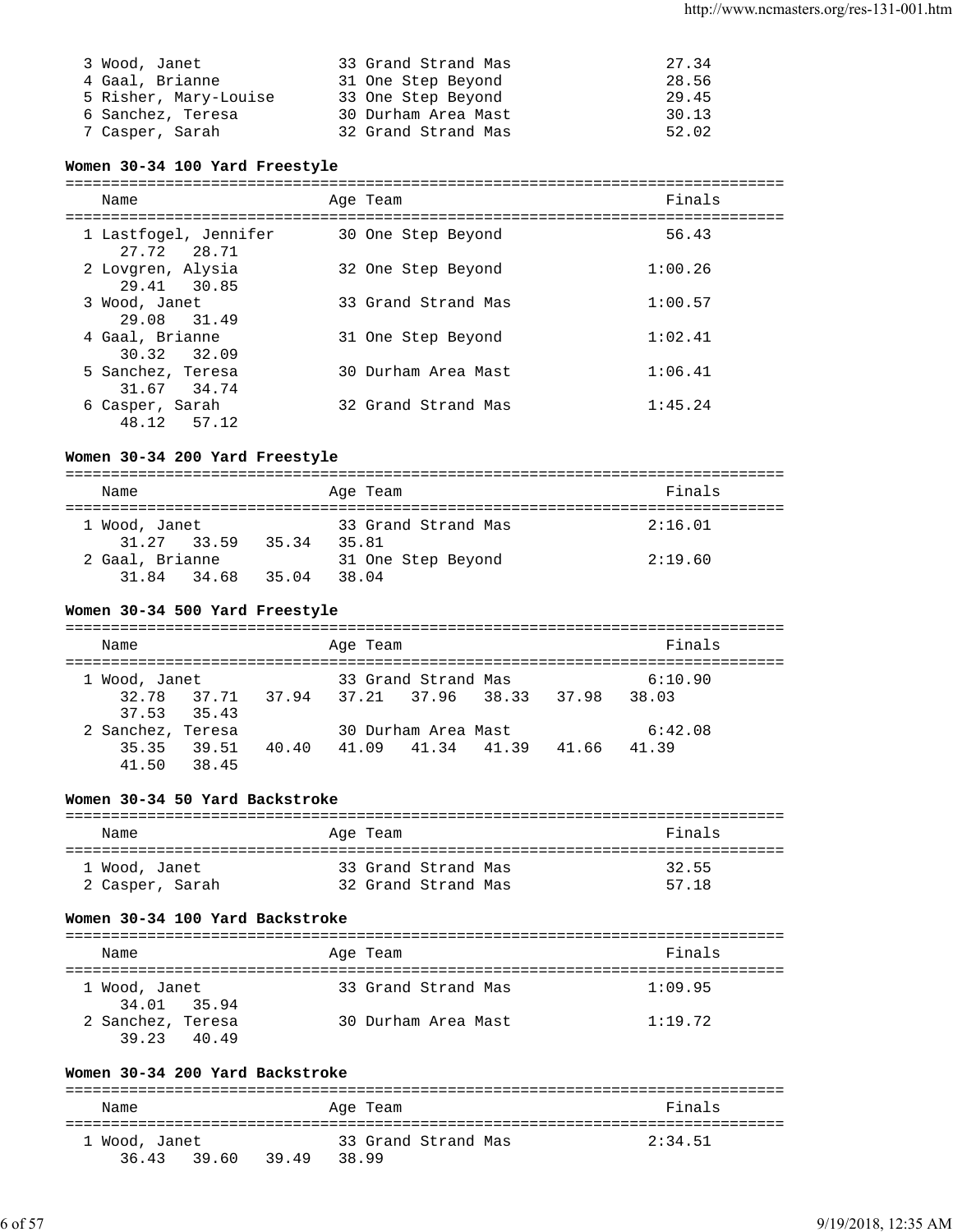| | Name | Age | Team | Finals |
|---|---|---|---|---|
| 3 | Wood, Janet | 33 | Grand Strand Mas | 27.34 |
| 4 | Gaal, Brianne | 31 | One Step Beyond | 28.56 |
| 5 | Risher, Mary-Louise | 33 | One Step Beyond | 29.45 |
| 6 | Sanchez, Teresa | 30 | Durham Area Mast | 30.13 |
| 7 | Casper, Sarah | 32 | Grand Strand Mas | 52.02 |

**Women 30-34 100 Yard Freestyle**

| | Name | Age | Team | Finals | Splits |
|---|---|---|---|---|---|
| 1 | Lastfogel, Jennifer | 30 | One Step Beyond | 56.43 | 27.72 28.71 |
| 2 | Lovgren, Alysia | 32 | One Step Beyond | 1:00.26 | 29.41 30.85 |
| 3 | Wood, Janet | 33 | Grand Strand Mas | 1:00.57 | 29.08 31.49 |
| 4 | Gaal, Brianne | 31 | One Step Beyond | 1:02.41 | 30.32 32.09 |
| 5 | Sanchez, Teresa | 30 | Durham Area Mast | 1:06.41 | 31.67 34.74 |
| 6 | Casper, Sarah | 32 | Grand Strand Mas | 1:45.24 | 48.12 57.12 |

**Women 30-34 200 Yard Freestyle**

| | Name | Age | Team | Finals | Splits |
|---|---|---|---|---|---|
| 1 | Wood, Janet | 33 | Grand Strand Mas | 2:16.01 | 31.27 33.59 35.34 35.81 |
| 2 | Gaal, Brianne | 31 | One Step Beyond | 2:19.60 | 31.84 34.68 35.04 38.04 |

**Women 30-34 500 Yard Freestyle**

| | Name | Age | Team | Finals | Splits |
|---|---|---|---|---|---|
| 1 | Wood, Janet | 33 | Grand Strand Mas | 6:10.90 | 32.78 37.71 37.94 37.21 37.96 38.33 37.98 38.03 37.53 35.43 |
| 2 | Sanchez, Teresa | 30 | Durham Area Mast | 6:42.08 | 35.35 39.51 40.40 41.09 41.34 41.39 41.66 41.39 41.50 38.45 |

**Women 30-34 50 Yard Backstroke**

| | Name | Age | Team | Finals |
|---|---|---|---|---|
| 1 | Wood, Janet | 33 | Grand Strand Mas | 32.55 |
| 2 | Casper, Sarah | 32 | Grand Strand Mas | 57.18 |

**Women 30-34 100 Yard Backstroke**

| | Name | Age | Team | Finals | Splits |
|---|---|---|---|---|---|
| 1 | Wood, Janet | 33 | Grand Strand Mas | 1:09.95 | 34.01 35.94 |
| 2 | Sanchez, Teresa | 30 | Durham Area Mast | 1:19.72 | 39.23 40.49 |

**Women 30-34 200 Yard Backstroke**

| | Name | Age | Team | Finals | Splits |
|---|---|---|---|---|---|
| 1 | Wood, Janet | 33 | Grand Strand Mas | 2:34.51 | 36.43 39.60 39.49 38.99 |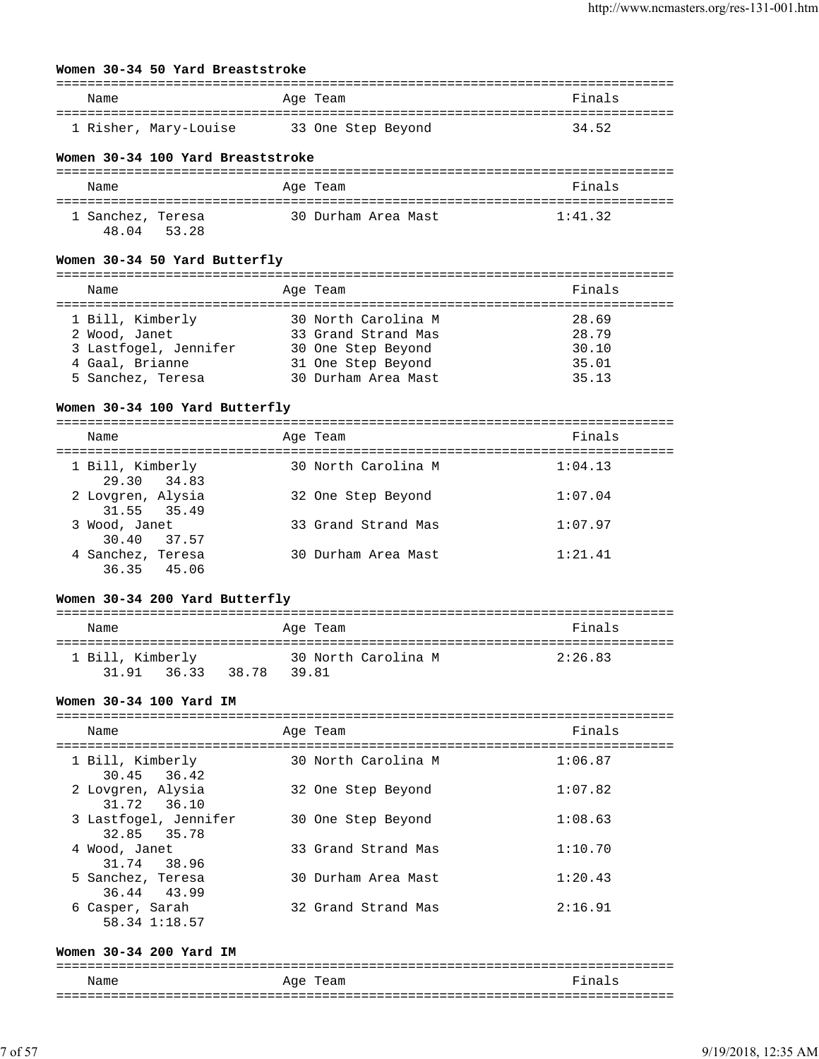**Women 30-34 50 Yard Breaststroke**

| Name | Age | Team | Finals |
|---|---|---|---|
| 1 Risher, Mary-Louise | 33 | One Step Beyond | 34.52 |

**Women 30-34 100 Yard Breaststroke**

| Name | Age | Team | Finals |
|---|---|---|---|
| 1 Sanchez, Teresa | 30 | Durham Area Mast | 1:41.32 |
| 48.04 53.28 | | | |

**Women 30-34 50 Yard Butterfly**

| Name | Age | Team | Finals |
|---|---|---|---|
| 1 Bill, Kimberly | 30 | North Carolina M | 28.69 |
| 2 Wood, Janet | 33 | Grand Strand Mas | 28.79 |
| 3 Lastfogel, Jennifer | 30 | One Step Beyond | 30.10 |
| 4 Gaal, Brianne | 31 | One Step Beyond | 35.01 |
| 5 Sanchez, Teresa | 30 | Durham Area Mast | 35.13 |

**Women 30-34 100 Yard Butterfly**

| Name | Age | Team | Finals |
|---|---|---|---|
| 1 Bill, Kimberly | 30 | North Carolina M | 1:04.13 |
| 29.30 34.83 | | | |
| 2 Lovgren, Alysia | 32 | One Step Beyond | 1:07.04 |
| 31.55 35.49 | | | |
| 3 Wood, Janet | 33 | Grand Strand Mas | 1:07.97 |
| 30.40 37.57 | | | |
| 4 Sanchez, Teresa | 30 | Durham Area Mast | 1:21.41 |
| 36.35 45.06 | | | |

**Women 30-34 200 Yard Butterfly**

| Name | Age | Team | Finals |
|---|---|---|---|
| 1 Bill, Kimberly | 30 | North Carolina M | 2:26.83 |
| 31.91 36.33 38.78 39.81 | | | |

**Women 30-34 100 Yard IM**

| Name | Age | Team | Finals |
|---|---|---|---|
| 1 Bill, Kimberly | 30 | North Carolina M | 1:06.87 |
| 30.45 36.42 | | | |
| 2 Lovgren, Alysia | 32 | One Step Beyond | 1:07.82 |
| 31.72 36.10 | | | |
| 3 Lastfogel, Jennifer | 30 | One Step Beyond | 1:08.63 |
| 32.85 35.78 | | | |
| 4 Wood, Janet | 33 | Grand Strand Mas | 1:10.70 |
| 31.74 38.96 | | | |
| 5 Sanchez, Teresa | 30 | Durham Area Mast | 1:20.43 |
| 36.44 43.99 | | | |
| 6 Casper, Sarah | 32 | Grand Strand Mas | 2:16.91 |
| 58.34 1:18.57 | | | |

**Women 30-34 200 Yard IM**

| Name | Age | Team | Finals |
|---|---|---|---|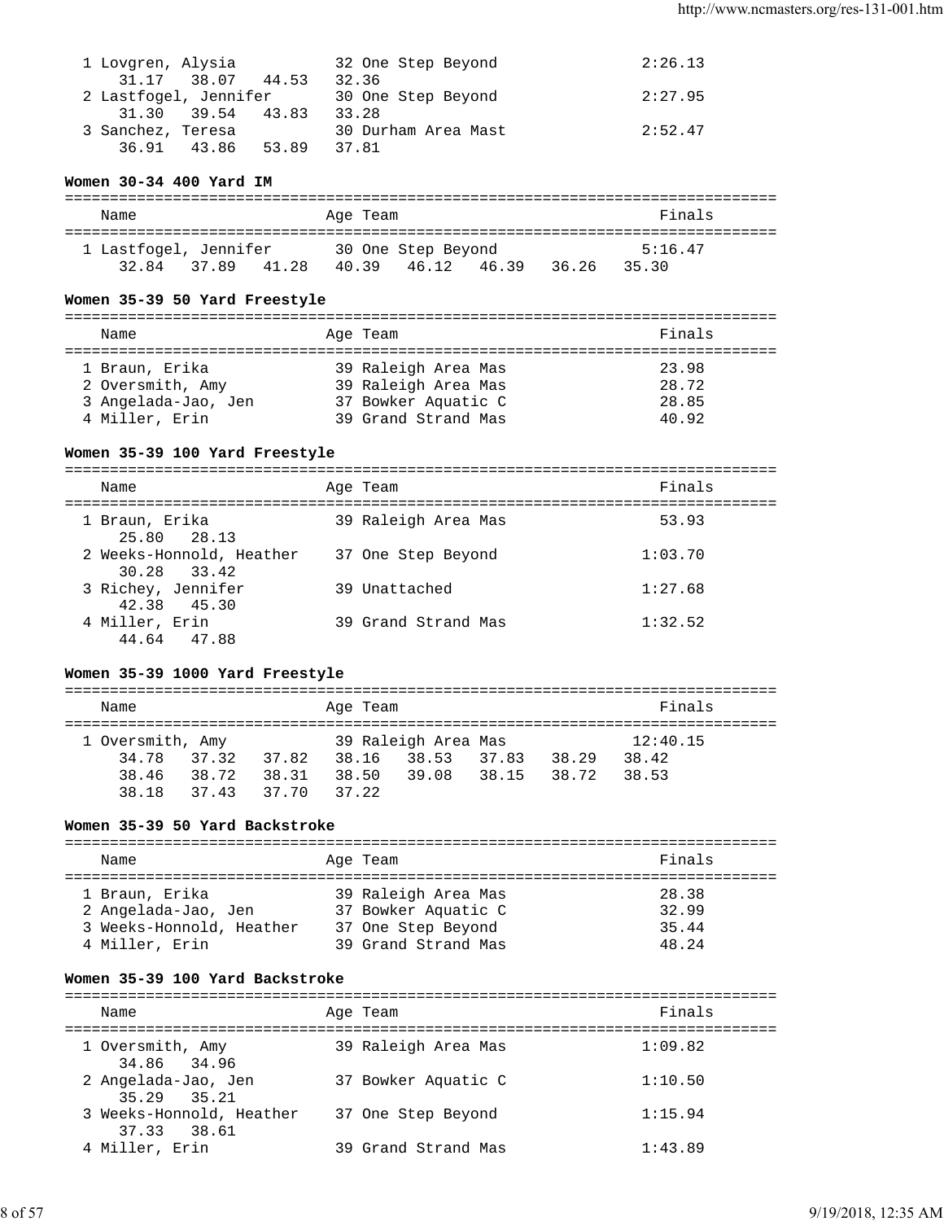```
  1 Lovgren, Alysia           32 One Step Beyond              2:26.13
      31.17   38.07   44.53   32.36
  2 Lastfogel, Jennifer       30 One Step Beyond              2:27.95
      31.30   39.54   43.83   33.28
  3 Sanchez, Teresa           30 Durham Area Mast             2:52.47
      36.91   43.86   53.89   37.81
```

### Women 30-34 400 Yard IM

```
===============================================================================
    Name                    Age Team                                    Finals
===============================================================================
  1 Lastfogel, Jennifer       30 One Step Beyond              5:16.47
      32.84   37.89   41.28   40.39   46.12   46.39   36.26   35.30
```

### Women 35-39 50 Yard Freestyle

```
===============================================================================
    Name                    Age Team                                    Finals
===============================================================================
  1 Braun, Erika              39 Raleigh Area Mas               23.98
  2 Oversmith, Amy            39 Raleigh Area Mas               28.72
  3 Angelada-Jao, Jen         37 Bowker Aquatic C               28.85
  4 Miller, Erin              39 Grand Strand Mas               40.92
```

### Women 35-39 100 Yard Freestyle

```
===============================================================================
    Name                    Age Team                                    Finals
===============================================================================
  1 Braun, Erika              39 Raleigh Area Mas               53.93
      25.80   28.13
  2 Weeks-Honnold, Heather    37 One Step Beyond              1:03.70
      30.28   33.42
  3 Richey, Jennifer          39 Unattached                   1:27.68
      42.38   45.30
  4 Miller, Erin              39 Grand Strand Mas             1:32.52
      44.64   47.88
```

### Women 35-39 1000 Yard Freestyle

```
===============================================================================
    Name                    Age Team                                    Finals
===============================================================================
  1 Oversmith, Amy            39 Raleigh Area Mas            12:40.15
      34.78   37.32   37.82   38.16   38.53   37.83   38.29   38.42
      38.46   38.72   38.31   38.50   39.08   38.15   38.72   38.53
      38.18   37.43   37.70   37.22
```

### Women 35-39 50 Yard Backstroke

```
===============================================================================
    Name                    Age Team                                    Finals
===============================================================================
  1 Braun, Erika              39 Raleigh Area Mas               28.38
  2 Angelada-Jao, Jen         37 Bowker Aquatic C               32.99
  3 Weeks-Honnold, Heather    37 One Step Beyond                35.44
  4 Miller, Erin              39 Grand Strand Mas               48.24
```

### Women 35-39 100 Yard Backstroke

```
===============================================================================
    Name                    Age Team                                    Finals
===============================================================================
  1 Oversmith, Amy            39 Raleigh Area Mas             1:09.82
      34.86   34.96
  2 Angelada-Jao, Jen         37 Bowker Aquatic C             1:10.50
      35.29   35.21
  3 Weeks-Honnold, Heather    37 One Step Beyond              1:15.94
      37.33   38.61
  4 Miller, Erin              39 Grand Strand Mas             1:43.89
```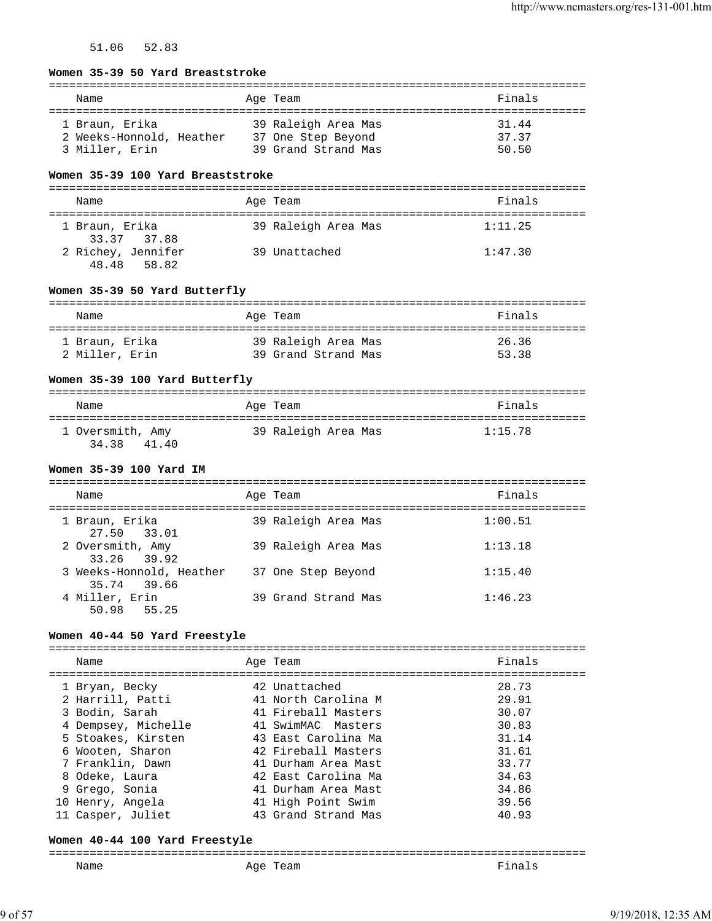51.06   52.83

**Women 35-39 50 Yard Breaststroke**

| Name | Age | Team | Finals |
|---|---|---|---|
| 1 Braun, Erika | 39 | Raleigh Area Mas | 31.44 |
| 2 Weeks-Honnold, Heather | 37 | One Step Beyond | 37.37 |
| 3 Miller, Erin | 39 | Grand Strand Mas | 50.50 |

**Women 35-39 100 Yard Breaststroke**

| Name | Age | Team | Finals |
|---|---|---|---|
| 1 Braun, Erika | 39 | Raleigh Area Mas | 1:11.25 |
| 33.37   37.88 | | | |
| 2 Richey, Jennifer | 39 | Unattached | 1:47.30 |
| 48.48   58.82 | | | |

**Women 35-39 50 Yard Butterfly**

| Name | Age | Team | Finals |
|---|---|---|---|
| 1 Braun, Erika | 39 | Raleigh Area Mas | 26.36 |
| 2 Miller, Erin | 39 | Grand Strand Mas | 53.38 |

**Women 35-39 100 Yard Butterfly**

| Name | Age | Team | Finals |
|---|---|---|---|
| 1 Oversmith, Amy | 39 | Raleigh Area Mas | 1:15.78 |
| 34.38   41.40 | | | |

**Women 35-39 100 Yard IM**

| Name | Age | Team | Finals |
|---|---|---|---|
| 1 Braun, Erika | 39 | Raleigh Area Mas | 1:00.51 |
| 27.50   33.01 | | | |
| 2 Oversmith, Amy | 39 | Raleigh Area Mas | 1:13.18 |
| 33.26   39.92 | | | |
| 3 Weeks-Honnold, Heather | 37 | One Step Beyond | 1:15.40 |
| 35.74   39.66 | | | |
| 4 Miller, Erin | 39 | Grand Strand Mas | 1:46.23 |
| 50.98   55.25 | | | |

**Women 40-44 50 Yard Freestyle**

| Name | Age | Team | Finals |
|---|---|---|---|
| 1 Bryan, Becky | 42 | Unattached | 28.73 |
| 2 Harrill, Patti | 41 | North Carolina M | 29.91 |
| 3 Bodin, Sarah | 41 | Fireball Masters | 30.07 |
| 4 Dempsey, Michelle | 41 | SwimMAC Masters | 30.83 |
| 5 Stoakes, Kirsten | 43 | East Carolina Ma | 31.14 |
| 6 Wooten, Sharon | 42 | Fireball Masters | 31.61 |
| 7 Franklin, Dawn | 41 | Durham Area Mast | 33.77 |
| 8 Odeke, Laura | 42 | East Carolina Ma | 34.63 |
| 9 Grego, Sonia | 41 | Durham Area Mast | 34.86 |
| 10 Henry, Angela | 41 | High Point Swim | 39.56 |
| 11 Casper, Juliet | 43 | Grand Strand Mas | 40.93 |

**Women 40-44 100 Yard Freestyle**

| Name | Age | Team | Finals |
|---|---|---|---|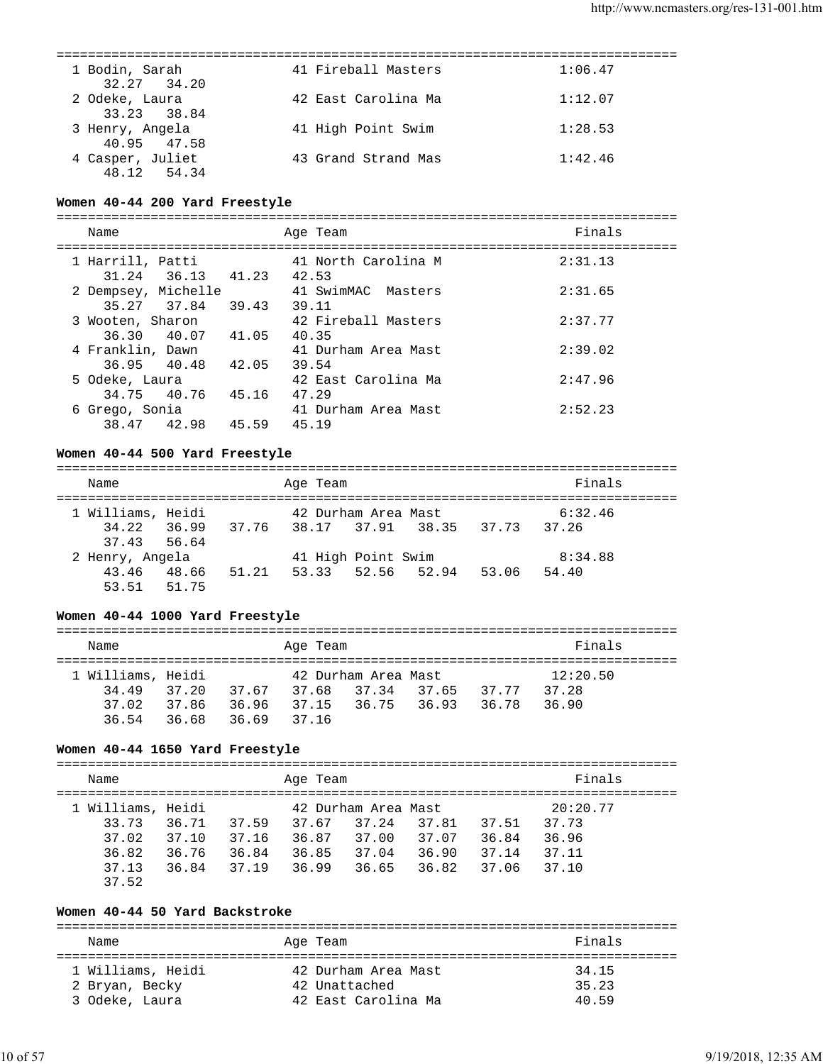| Name | Age | Team | Finals |
|---|---|---|---|
| 1 Bodin, Sarah | 41 | Fireball Masters | 1:06.47 |
| 32.27 34.20 | | | |
| 2 Odeke, Laura | 42 | East Carolina Ma | 1:12.07 |
| 33.23 38.84 | | | |
| 3 Henry, Angela | 41 | High Point Swim | 1:28.53 |
| 40.95 47.58 | | | |
| 4 Casper, Juliet | 43 | Grand Strand Mas | 1:42.46 |
| 48.12 54.34 | | | |

**Women 40-44 200 Yard Freestyle**

| Name | Age | Team | Finals |
|---|---|---|---|
| 1 Harrill, Patti | 41 | North Carolina M | 2:31.13 |
| 31.24 36.13 41.23 42.53 | | | |
| 2 Dempsey, Michelle | 41 | SwimMAC Masters | 2:31.65 |
| 35.27 37.84 39.43 39.11 | | | |
| 3 Wooten, Sharon | 42 | Fireball Masters | 2:37.77 |
| 36.30 40.07 41.05 40.35 | | | |
| 4 Franklin, Dawn | 41 | Durham Area Mast | 2:39.02 |
| 36.95 40.48 42.05 39.54 | | | |
| 5 Odeke, Laura | 42 | East Carolina Ma | 2:47.96 |
| 34.75 40.76 45.16 47.29 | | | |
| 6 Grego, Sonia | 41 | Durham Area Mast | 2:52.23 |
| 38.47 42.98 45.59 45.19 | | | |

**Women 40-44 500 Yard Freestyle**

| Name | Age | Team | Finals |
|---|---|---|---|
| 1 Williams, Heidi | 42 | Durham Area Mast | 6:32.46 |
| 34.22 36.99 37.76 38.17 37.91 38.35 37.73 37.26 | | | |
| 37.43 56.64 | | | |
| 2 Henry, Angela | 41 | High Point Swim | 8:34.88 |
| 43.46 48.66 51.21 53.33 52.56 52.94 53.06 54.40 | | | |
| 53.51 51.75 | | | |

**Women 40-44 1000 Yard Freestyle**

| Name | Age | Team | Finals |
|---|---|---|---|
| 1 Williams, Heidi | 42 | Durham Area Mast | 12:20.50 |
| 34.49 37.20 37.67 37.68 37.34 37.65 37.77 37.28 | | | |
| 37.02 37.86 36.96 37.15 36.75 36.93 36.78 36.90 | | | |
| 36.54 36.68 36.69 37.16 | | | |

**Women 40-44 1650 Yard Freestyle**

| Name | Age | Team | Finals |
|---|---|---|---|
| 1 Williams, Heidi | 42 | Durham Area Mast | 20:20.77 |
| 33.73 36.71 37.59 37.67 37.24 37.81 37.51 37.73 | | | |
| 37.02 37.10 37.16 36.87 37.00 37.07 36.84 36.96 | | | |
| 36.82 36.76 36.84 36.85 37.04 36.90 37.14 37.11 | | | |
| 37.13 36.84 37.19 36.99 36.65 36.82 37.06 37.10 | | | |
| 37.52 | | | |

**Women 40-44 50 Yard Backstroke**

| Name | Age | Team | Finals |
|---|---|---|---|
| 1 Williams, Heidi | 42 | Durham Area Mast | 34.15 |
| 2 Bryan, Becky | 42 | Unattached | 35.23 |
| 3 Odeke, Laura | 42 | East Carolina Ma | 40.59 |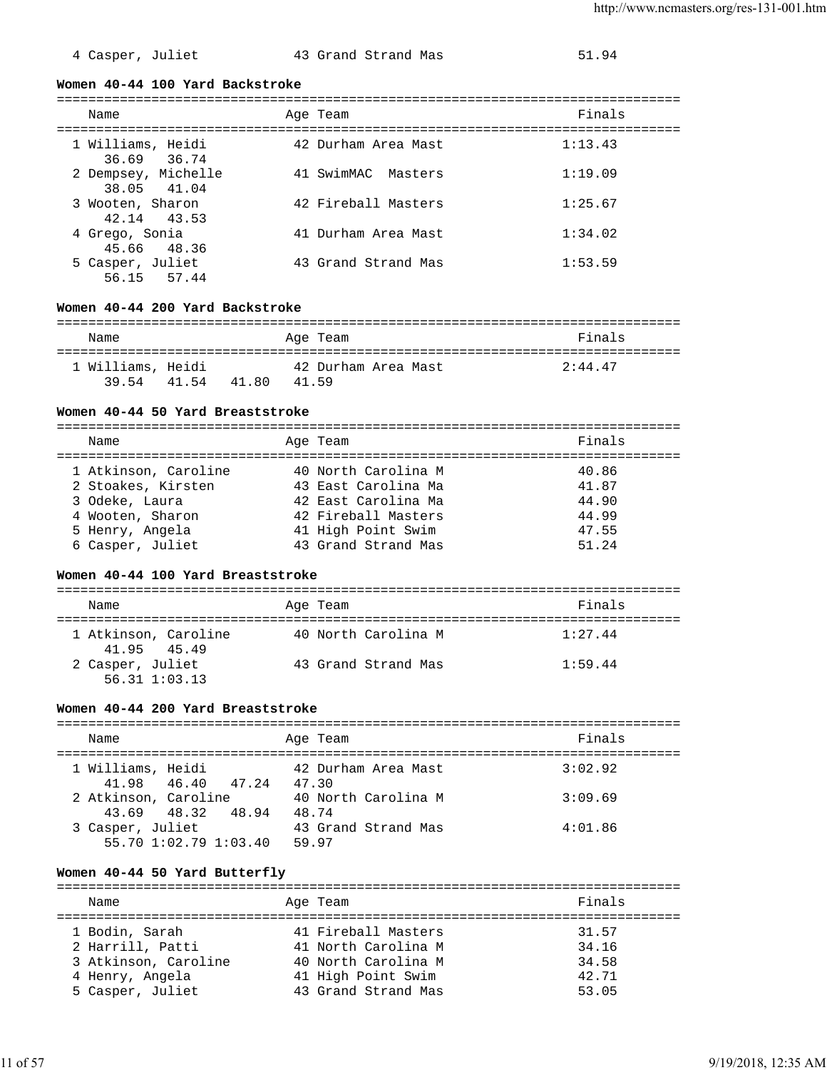| | Name | Age | Team | Finals |
|---|---|---|---|---|
| 4 | Casper, Juliet | 43 | Grand Strand Mas | 51.94 |

**Women 40-44 100 Yard Backstroke**

| | Name | Age | Team | Finals |
|---|---|---|---|---|
| 1 | Williams, Heidi | 42 | Durham Area Mast | 1:13.43 |
| | 36.69 36.74 | | | |
| 2 | Dempsey, Michelle | 41 | SwimMAC Masters | 1:19.09 |
| | 38.05 41.04 | | | |
| 3 | Wooten, Sharon | 42 | Fireball Masters | 1:25.67 |
| | 42.14 43.53 | | | |
| 4 | Grego, Sonia | 41 | Durham Area Mast | 1:34.02 |
| | 45.66 48.36 | | | |
| 5 | Casper, Juliet | 43 | Grand Strand Mas | 1:53.59 |
| | 56.15 57.44 | | | |

**Women 40-44 200 Yard Backstroke**

| | Name | Age | Team | Finals |
|---|---|---|---|---|
| 1 | Williams, Heidi | 42 | Durham Area Mast | 2:44.47 |
| | 39.54 41.54 41.80 41.59 | | | |

**Women 40-44 50 Yard Breaststroke**

| | Name | Age | Team | Finals |
|---|---|---|---|---|
| 1 | Atkinson, Caroline | 40 | North Carolina M | 40.86 |
| 2 | Stoakes, Kirsten | 43 | East Carolina Ma | 41.87 |
| 3 | Odeke, Laura | 42 | East Carolina Ma | 44.90 |
| 4 | Wooten, Sharon | 42 | Fireball Masters | 44.99 |
| 5 | Henry, Angela | 41 | High Point Swim | 47.55 |
| 6 | Casper, Juliet | 43 | Grand Strand Mas | 51.24 |

**Women 40-44 100 Yard Breaststroke**

| | Name | Age | Team | Finals |
|---|---|---|---|---|
| 1 | Atkinson, Caroline | 40 | North Carolina M | 1:27.44 |
| | 41.95 45.49 | | | |
| 2 | Casper, Juliet | 43 | Grand Strand Mas | 1:59.44 |
| | 56.31 1:03.13 | | | |

**Women 40-44 200 Yard Breaststroke**

| | Name | Age | Team | Finals |
|---|---|---|---|---|
| 1 | Williams, Heidi | 42 | Durham Area Mast | 3:02.92 |
| | 41.98 46.40 47.24 47.30 | | | |
| 2 | Atkinson, Caroline | 40 | North Carolina M | 3:09.69 |
| | 43.69 48.32 48.94 48.74 | | | |
| 3 | Casper, Juliet | 43 | Grand Strand Mas | 4:01.86 |
| | 55.70 1:02.79 1:03.40 59.97 | | | |

**Women 40-44 50 Yard Butterfly**

| | Name | Age | Team | Finals |
|---|---|---|---|---|
| 1 | Bodin, Sarah | 41 | Fireball Masters | 31.57 |
| 2 | Harrill, Patti | 41 | North Carolina M | 34.16 |
| 3 | Atkinson, Caroline | 40 | North Carolina M | 34.58 |
| 4 | Henry, Angela | 41 | High Point Swim | 42.71 |
| 5 | Casper, Juliet | 43 | Grand Strand Mas | 53.05 |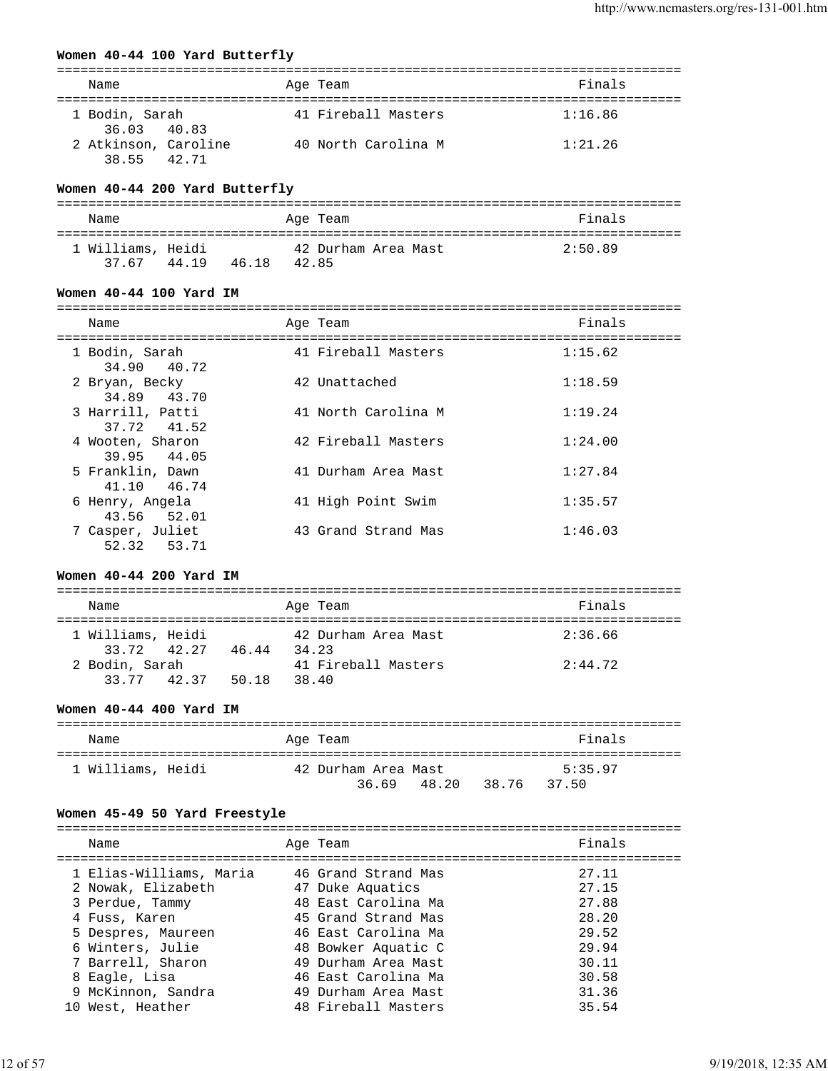### Women 40-44 100 Yard Butterfly

| Place | Name | Age | Team | Finals |
|---|---|---|---|---|
| 1 | Bodin, Sarah | 41 | Fireball Masters | 1:16.86 |
| | 36.03 40.83 | | | |
| 2 | Atkinson, Caroline | 40 | North Carolina M | 1:21.26 |
| | 38.55 42.71 | | | |

### Women 40-44 200 Yard Butterfly

| Place | Name | Age | Team | Finals |
|---|---|---|---|---|
| 1 | Williams, Heidi | 42 | Durham Area Mast | 2:50.89 |
| | 37.67 44.19 46.18 42.85 | | | |

### Women 40-44 100 Yard IM

| Place | Name | Age | Team | Finals |
|---|---|---|---|---|
| 1 | Bodin, Sarah | 41 | Fireball Masters | 1:15.62 |
| | 34.90 40.72 | | | |
| 2 | Bryan, Becky | 42 | Unattached | 1:18.59 |
| | 34.89 43.70 | | | |
| 3 | Harrill, Patti | 41 | North Carolina M | 1:19.24 |
| | 37.72 41.52 | | | |
| 4 | Wooten, Sharon | 42 | Fireball Masters | 1:24.00 |
| | 39.95 44.05 | | | |
| 5 | Franklin, Dawn | 41 | Durham Area Mast | 1:27.84 |
| | 41.10 46.74 | | | |
| 6 | Henry, Angela | 41 | High Point Swim | 1:35.57 |
| | 43.56 52.01 | | | |
| 7 | Casper, Juliet | 43 | Grand Strand Mas | 1:46.03 |
| | 52.32 53.71 | | | |

### Women 40-44 200 Yard IM

| Place | Name | Age | Team | Finals |
|---|---|---|---|---|
| 1 | Williams, Heidi | 42 | Durham Area Mast | 2:36.66 |
| | 33.72 42.27 46.44 34.23 | | | |
| 2 | Bodin, Sarah | 41 | Fireball Masters | 2:44.72 |
| | 33.77 42.37 50.18 38.40 | | | |

### Women 40-44 400 Yard IM

| Place | Name | Age | Team | Finals |
|---|---|---|---|---|
| 1 | Williams, Heidi | 42 | Durham Area Mast | 5:35.97 |
| | | | 36.69 48.20 38.76 37.50 | |

### Women 45-49 50 Yard Freestyle

| Place | Name | Age | Team | Finals |
|---|---|---|---|---|
| 1 | Elias-Williams, Maria | 46 | Grand Strand Mas | 27.11 |
| 2 | Nowak, Elizabeth | 47 | Duke Aquatics | 27.15 |
| 3 | Perdue, Tammy | 48 | East Carolina Ma | 27.88 |
| 4 | Fuss, Karen | 45 | Grand Strand Mas | 28.20 |
| 5 | Despres, Maureen | 46 | East Carolina Ma | 29.52 |
| 6 | Winters, Julie | 48 | Bowker Aquatic C | 29.94 |
| 7 | Barrell, Sharon | 49 | Durham Area Mast | 30.11 |
| 8 | Eagle, Lisa | 46 | East Carolina Ma | 30.58 |
| 9 | McKinnon, Sandra | 49 | Durham Area Mast | 31.36 |
| 10 | West, Heather | 48 | Fireball Masters | 35.54 |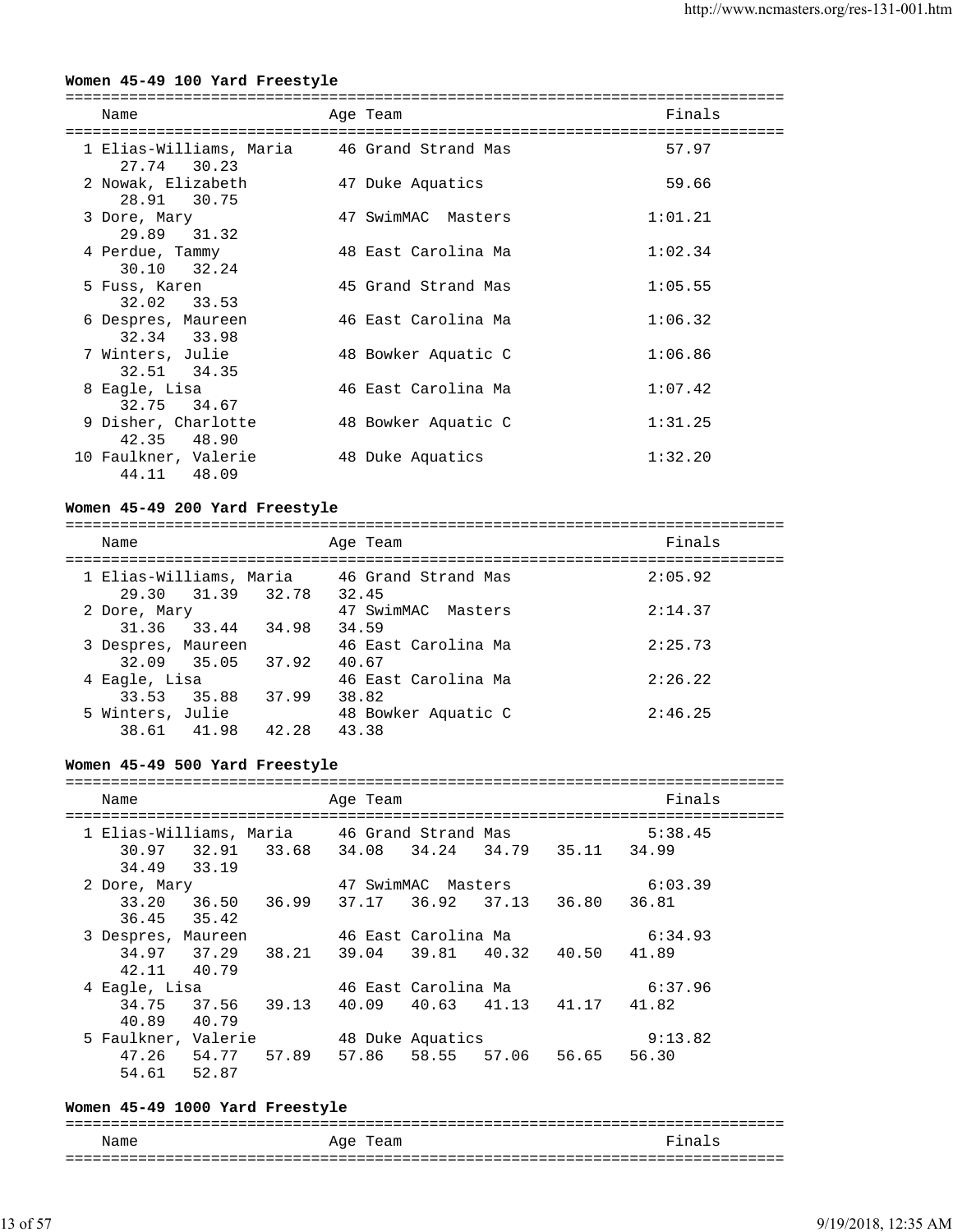**Women 45-49 100 Yard Freestyle**

| Place | Name | Age | Team | Finals | Splits |
|---|---|---|---|---|---|
| 1 | Elias-Williams, Maria | 46 | Grand Strand Mas | 57.97 | 27.74 30.23 |
| 2 | Nowak, Elizabeth | 47 | Duke Aquatics | 59.66 | 28.91 30.75 |
| 3 | Dore, Mary | 47 | SwimMAC Masters | 1:01.21 | 29.89 31.32 |
| 4 | Perdue, Tammy | 48 | East Carolina Ma | 1:02.34 | 30.10 32.24 |
| 5 | Fuss, Karen | 45 | Grand Strand Mas | 1:05.55 | 32.02 33.53 |
| 6 | Despres, Maureen | 46 | East Carolina Ma | 1:06.32 | 32.34 33.98 |
| 7 | Winters, Julie | 48 | Bowker Aquatic C | 1:06.86 | 32.51 34.35 |
| 8 | Eagle, Lisa | 46 | East Carolina Ma | 1:07.42 | 32.75 34.67 |
| 9 | Disher, Charlotte | 48 | Bowker Aquatic C | 1:31.25 | 42.35 48.90 |
| 10 | Faulkner, Valerie | 48 | Duke Aquatics | 1:32.20 | 44.11 48.09 |

**Women 45-49 200 Yard Freestyle**

| Place | Name | Age | Team | Finals | Splits |
|---|---|---|---|---|---|
| 1 | Elias-Williams, Maria | 46 | Grand Strand Mas | 2:05.92 | 29.30 31.39 32.78 32.45 |
| 2 | Dore, Mary | 47 | SwimMAC Masters | 2:14.37 | 31.36 33.44 34.98 34.59 |
| 3 | Despres, Maureen | 46 | East Carolina Ma | 2:25.73 | 32.09 35.05 37.92 40.67 |
| 4 | Eagle, Lisa | 46 | East Carolina Ma | 2:26.22 | 33.53 35.88 37.99 38.82 |
| 5 | Winters, Julie | 48 | Bowker Aquatic C | 2:46.25 | 38.61 41.98 42.28 43.38 |

**Women 45-49 500 Yard Freestyle**

| Place | Name | Age | Team | Finals | Splits |
|---|---|---|---|---|---|
| 1 | Elias-Williams, Maria | 46 | Grand Strand Mas | 5:38.45 | 30.97 32.91 33.68 34.08 34.24 34.79 35.11 34.99 34.49 33.19 |
| 2 | Dore, Mary | 47 | SwimMAC Masters | 6:03.39 | 33.20 36.50 36.99 37.17 36.92 37.13 36.80 36.81 36.45 35.42 |
| 3 | Despres, Maureen | 46 | East Carolina Ma | 6:34.93 | 34.97 37.29 38.21 39.04 39.81 40.32 40.50 41.89 42.11 40.79 |
| 4 | Eagle, Lisa | 46 | East Carolina Ma | 6:37.96 | 34.75 37.56 39.13 40.09 40.63 41.13 41.17 41.82 40.89 40.79 |
| 5 | Faulkner, Valerie | 48 | Duke Aquatics | 9:13.82 | 47.26 54.77 57.89 57.86 58.55 57.06 56.65 56.30 54.61 52.87 |

**Women 45-49 1000 Yard Freestyle**

| Place | Name | Age | Team | Finals |
|---|---|---|---|---|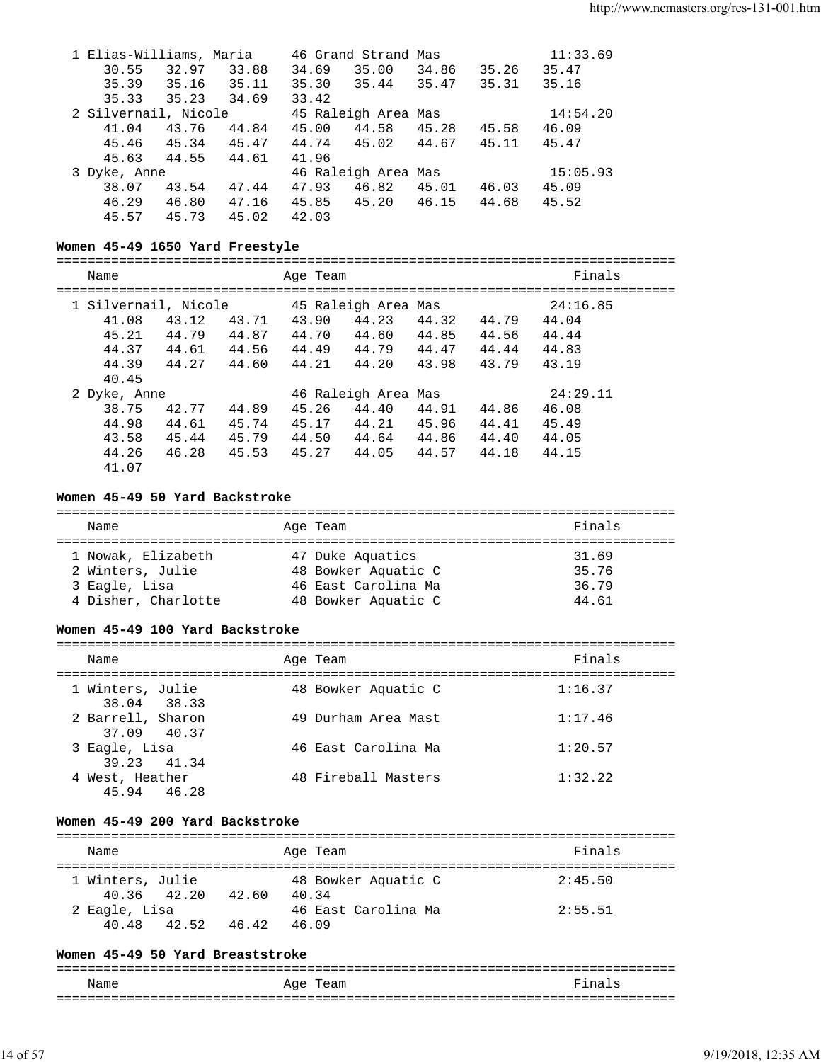```
  1 Elias-Williams, Maria     46 Grand Strand Mas              11:33.69
     30.55    32.97    33.88    34.69    35.00    34.86    35.26    35.47
     35.39    35.16    35.11    35.30    35.44    35.47    35.31    35.16
     35.33    35.23    34.69    33.42
  2 Silvernail, Nicole        45 Raleigh Area Mas              14:54.20
     41.04    43.76    44.84    45.00    44.58    45.28    45.58    46.09
     45.46    45.34    45.47    44.74    45.02    44.67    45.11    45.47
     45.63    44.55    44.61    41.96
  3 Dyke, Anne                46 Raleigh Area Mas              15:05.93
     38.07    43.54    47.44    47.93    46.82    45.01    46.03    45.09
     46.29    46.80    47.16    45.85    45.20    46.15    44.68    45.52
     45.57    45.73    45.02    42.03
```

**Women 45-49 1650 Yard Freestyle**

```
===============================================================================
    Name                    Age Team                                    Finals
===============================================================================
  1 Silvernail, Nicole        45 Raleigh Area Mas              24:16.85
     41.08    43.12    43.71    43.90    44.23    44.32    44.79    44.04
     45.21    44.79    44.87    44.70    44.60    44.85    44.56    44.44
     44.37    44.61    44.56    44.49    44.79    44.47    44.44    44.83
     44.39    44.27    44.60    44.21    44.20    43.98    43.79    43.19
     40.45
  2 Dyke, Anne                46 Raleigh Area Mas              24:29.11
     38.75    42.77    44.89    45.26    44.40    44.91    44.86    46.08
     44.98    44.61    45.74    45.17    44.21    45.96    44.41    45.49
     43.58    45.44    45.79    44.50    44.64    44.86    44.40    44.05
     44.26    46.28    45.53    45.27    44.05    44.57    44.18    44.15
     41.07
```

**Women 45-49 50 Yard Backstroke**

```
===============================================================================
    Name                    Age Team                                    Finals
===============================================================================
  1 Nowak, Elizabeth          47 Duke Aquatics                   31.69
  2 Winters, Julie            48 Bowker Aquatic C                35.76
  3 Eagle, Lisa               46 East Carolina Ma                36.79
  4 Disher, Charlotte         48 Bowker Aquatic C                44.61
```

**Women 45-49 100 Yard Backstroke**

```
===============================================================================
    Name                    Age Team                                    Finals
===============================================================================
  1 Winters, Julie            48 Bowker Aquatic C              1:16.37
     38.04    38.33
  2 Barrell, Sharon           49 Durham Area Mast              1:17.46
     37.09    40.37
  3 Eagle, Lisa               46 East Carolina Ma              1:20.57
     39.23    41.34
  4 West, Heather             48 Fireball Masters              1:32.22
     45.94    46.28
```

**Women 45-49 200 Yard Backstroke**

```
===============================================================================
    Name                    Age Team                                    Finals
===============================================================================
  1 Winters, Julie            48 Bowker Aquatic C              2:45.50
     40.36    42.20    42.60    40.34
  2 Eagle, Lisa               46 East Carolina Ma              2:55.51
     40.48    42.52    46.42    46.09
```

**Women 45-49 50 Yard Breaststroke**

```
===============================================================================
    Name                    Age Team                                    Finals
===============================================================================
```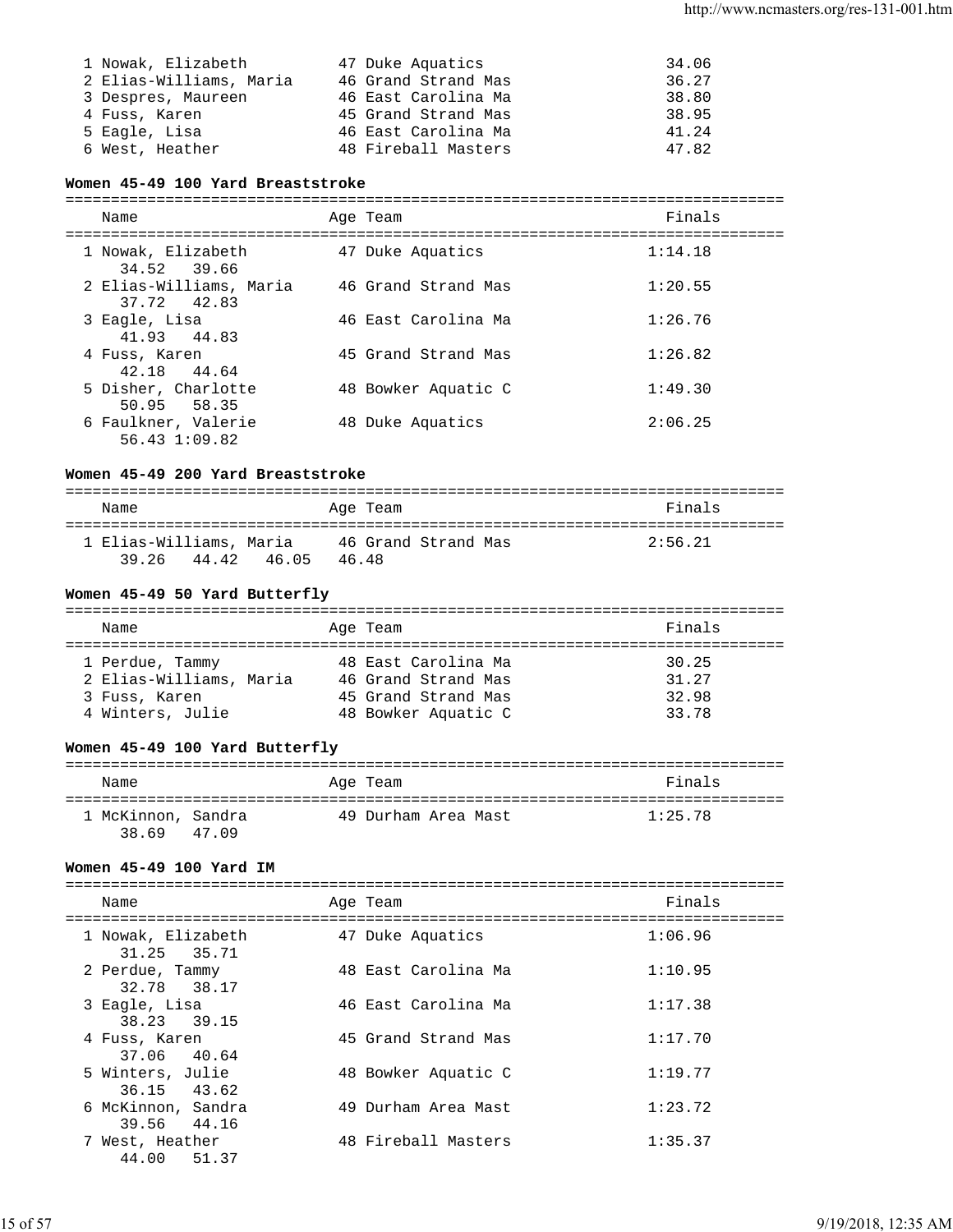| | Name | Age | Team | Finals |
|---|---|---|---|---|
| 1 | Nowak, Elizabeth | 47 | Duke Aquatics | 34.06 |
| 2 | Elias-Williams, Maria | 46 | Grand Strand Mas | 36.27 |
| 3 | Despres, Maureen | 46 | East Carolina Ma | 38.80 |
| 4 | Fuss, Karen | 45 | Grand Strand Mas | 38.95 |
| 5 | Eagle, Lisa | 46 | East Carolina Ma | 41.24 |
| 6 | West, Heather | 48 | Fireball Masters | 47.82 |

**Women 45-49 100 Yard Breaststroke**

| | Name | Age | Team | Finals | Splits |
|---|---|---|---|---|---|
| 1 | Nowak, Elizabeth | 47 | Duke Aquatics | 1:14.18 | 34.52 39.66 |
| 2 | Elias-Williams, Maria | 46 | Grand Strand Mas | 1:20.55 | 37.72 42.83 |
| 3 | Eagle, Lisa | 46 | East Carolina Ma | 1:26.76 | 41.93 44.83 |
| 4 | Fuss, Karen | 45 | Grand Strand Mas | 1:26.82 | 42.18 44.64 |
| 5 | Disher, Charlotte | 48 | Bowker Aquatic C | 1:49.30 | 50.95 58.35 |
| 6 | Faulkner, Valerie | 48 | Duke Aquatics | 2:06.25 | 56.43 1:09.82 |

**Women 45-49 200 Yard Breaststroke**

| | Name | Age | Team | Finals | Splits |
|---|---|---|---|---|---|
| 1 | Elias-Williams, Maria | 46 | Grand Strand Mas | 2:56.21 | 39.26 44.42 46.05 46.48 |

**Women 45-49 50 Yard Butterfly**

| | Name | Age | Team | Finals |
|---|---|---|---|---|
| 1 | Perdue, Tammy | 48 | East Carolina Ma | 30.25 |
| 2 | Elias-Williams, Maria | 46 | Grand Strand Mas | 31.27 |
| 3 | Fuss, Karen | 45 | Grand Strand Mas | 32.98 |
| 4 | Winters, Julie | 48 | Bowker Aquatic C | 33.78 |

**Women 45-49 100 Yard Butterfly**

| | Name | Age | Team | Finals | Splits |
|---|---|---|---|---|---|
| 1 | McKinnon, Sandra | 49 | Durham Area Mast | 1:25.78 | 38.69 47.09 |

**Women 45-49 100 Yard IM**

| | Name | Age | Team | Finals | Splits |
|---|---|---|---|---|---|
| 1 | Nowak, Elizabeth | 47 | Duke Aquatics | 1:06.96 | 31.25 35.71 |
| 2 | Perdue, Tammy | 48 | East Carolina Ma | 1:10.95 | 32.78 38.17 |
| 3 | Eagle, Lisa | 46 | East Carolina Ma | 1:17.38 | 38.23 39.15 |
| 4 | Fuss, Karen | 45 | Grand Strand Mas | 1:17.70 | 37.06 40.64 |
| 5 | Winters, Julie | 48 | Bowker Aquatic C | 1:19.77 | 36.15 43.62 |
| 6 | McKinnon, Sandra | 49 | Durham Area Mast | 1:23.72 | 39.56 44.16 |
| 7 | West, Heather | 48 | Fireball Masters | 1:35.37 | 44.00 51.37 |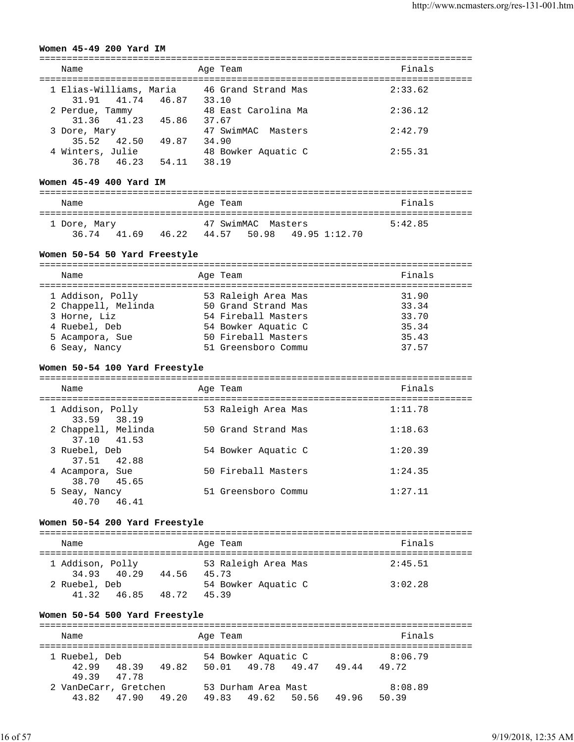**Women 45-49 200 Yard IM**

| Name | Age | Team | Finals |
|---|---|---|---|
| 1 Elias-Williams, Maria | 46 | Grand Strand Mas | 2:33.62 |
| 31.91  41.74  46.87  33.10 | | | |
| 2 Perdue, Tammy | 48 | East Carolina Ma | 2:36.12 |
| 31.36  41.23  45.86  37.67 | | | |
| 3 Dore, Mary | 47 | SwimMAC Masters | 2:42.79 |
| 35.52  42.50  49.87  34.90 | | | |
| 4 Winters, Julie | 48 | Bowker Aquatic C | 2:55.31 |
| 36.78  46.23  54.11  38.19 | | | |

**Women 45-49 400 Yard IM**

| Name | Age | Team | Finals |
|---|---|---|---|
| 1 Dore, Mary | 47 | SwimMAC Masters | 5:42.85 |
| 36.74  41.69  46.22  44.57  50.98  49.95 1:12.70 | | | |

**Women 50-54 50 Yard Freestyle**

| Name | Age | Team | Finals |
|---|---|---|---|
| 1 Addison, Polly | 53 | Raleigh Area Mas | 31.90 |
| 2 Chappell, Melinda | 50 | Grand Strand Mas | 33.34 |
| 3 Horne, Liz | 54 | Fireball Masters | 33.70 |
| 4 Ruebel, Deb | 54 | Bowker Aquatic C | 35.34 |
| 5 Acampora, Sue | 50 | Fireball Masters | 35.43 |
| 6 Seay, Nancy | 51 | Greensboro Commu | 37.57 |

**Women 50-54 100 Yard Freestyle**

| Name | Age | Team | Finals |
|---|---|---|---|
| 1 Addison, Polly | 53 | Raleigh Area Mas | 1:11.78 |
| 33.59  38.19 | | | |
| 2 Chappell, Melinda | 50 | Grand Strand Mas | 1:18.63 |
| 37.10  41.53 | | | |
| 3 Ruebel, Deb | 54 | Bowker Aquatic C | 1:20.39 |
| 37.51  42.88 | | | |
| 4 Acampora, Sue | 50 | Fireball Masters | 1:24.35 |
| 38.70  45.65 | | | |
| 5 Seay, Nancy | 51 | Greensboro Commu | 1:27.11 |
| 40.70  46.41 | | | |

**Women 50-54 200 Yard Freestyle**

| Name | Age | Team | Finals |
|---|---|---|---|
| 1 Addison, Polly | 53 | Raleigh Area Mas | 2:45.51 |
| 34.93  40.29  44.56  45.73 | | | |
| 2 Ruebel, Deb | 54 | Bowker Aquatic C | 3:02.28 |
| 41.32  46.85  48.72  45.39 | | | |

**Women 50-54 500 Yard Freestyle**

| Name | Age | Team | Finals |
|---|---|---|---|
| 1 Ruebel, Deb | 54 | Bowker Aquatic C | 8:06.79 |
| 42.99  48.39  49.82  50.01  49.78  49.47  49.44  49.72 | | | |
| 49.39  47.78 | | | |
| 2 VanDeCarr, Gretchen | 53 | Durham Area Mast | 8:08.89 |
| 43.82  47.90  49.20  49.83  49.62  50.56  49.96  50.39 | | | |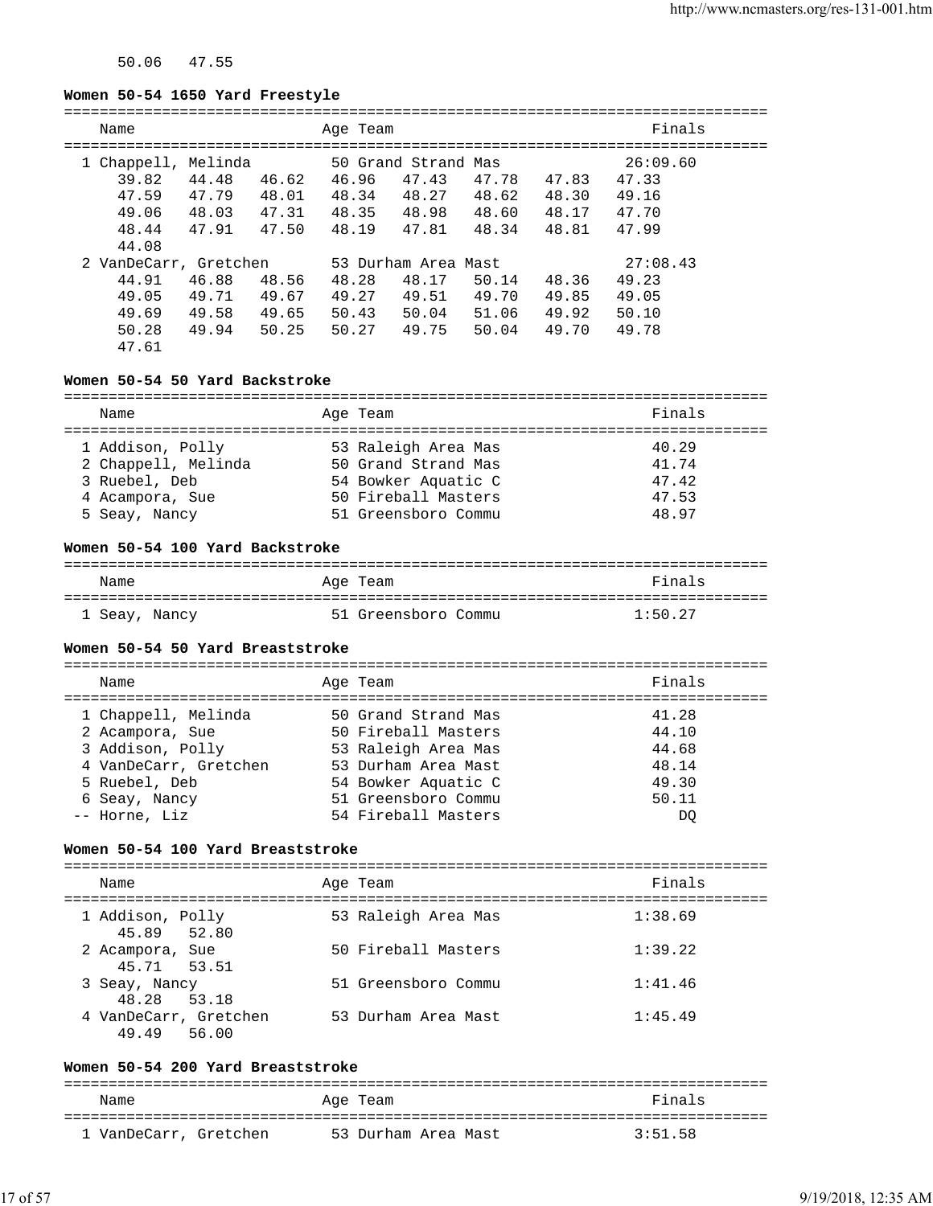50.06 47.55

**Women 50-54 1650 Yard Freestyle**

| Name | Age | Team | Finals |
|---|---|---|---|
| 1 Chappell, Melinda | 50 | Grand Strand Mas | 26:09.60 |

```
39.82   44.48   46.62   46.96   47.43   47.78   47.83   47.33
47.59   47.79   48.01   48.34   48.27   48.62   48.30   49.16
49.06   48.03   47.31   48.35   48.98   48.60   48.17   47.70
48.44   47.91   47.50   48.19   47.81   48.34   48.81   47.99
44.08
```

| Name | Age | Team | Finals |
|---|---|---|---|
| 2 VanDeCarr, Gretchen | 53 | Durham Area Mast | 27:08.43 |

```
44.91   46.88   48.56   48.28   48.17   50.14   48.36   49.23
49.05   49.71   49.67   49.27   49.51   49.70   49.85   49.05
49.69   49.58   49.65   50.43   50.04   51.06   49.92   50.10
50.28   49.94   50.25   50.27   49.75   50.04   49.70   49.78
47.61
```

**Women 50-54 50 Yard Backstroke**

| Name | Age | Team | Finals |
|---|---|---|---|
| 1 Addison, Polly | 53 | Raleigh Area Mas | 40.29 |
| 2 Chappell, Melinda | 50 | Grand Strand Mas | 41.74 |
| 3 Ruebel, Deb | 54 | Bowker Aquatic C | 47.42 |
| 4 Acampora, Sue | 50 | Fireball Masters | 47.53 |
| 5 Seay, Nancy | 51 | Greensboro Commu | 48.97 |

**Women 50-54 100 Yard Backstroke**

| Name | Age | Team | Finals |
|---|---|---|---|
| 1 Seay, Nancy | 51 | Greensboro Commu | 1:50.27 |

**Women 50-54 50 Yard Breaststroke**

| Name | Age | Team | Finals |
|---|---|---|---|
| 1 Chappell, Melinda | 50 | Grand Strand Mas | 41.28 |
| 2 Acampora, Sue | 50 | Fireball Masters | 44.10 |
| 3 Addison, Polly | 53 | Raleigh Area Mas | 44.68 |
| 4 VanDeCarr, Gretchen | 53 | Durham Area Mast | 48.14 |
| 5 Ruebel, Deb | 54 | Bowker Aquatic C | 49.30 |
| 6 Seay, Nancy | 51 | Greensboro Commu | 50.11 |
| -- Horne, Liz | 54 | Fireball Masters | DQ |

**Women 50-54 100 Yard Breaststroke**

| Name | Age | Team | Finals |
|---|---|---|---|
| 1 Addison, Polly | 53 | Raleigh Area Mas | 1:38.69 |
| 45.89 52.80 | | | |
| 2 Acampora, Sue | 50 | Fireball Masters | 1:39.22 |
| 45.71 53.51 | | | |
| 3 Seay, Nancy | 51 | Greensboro Commu | 1:41.46 |
| 48.28 53.18 | | | |
| 4 VanDeCarr, Gretchen | 53 | Durham Area Mast | 1:45.49 |
| 49.49 56.00 | | | |

**Women 50-54 200 Yard Breaststroke**

| Name | Age | Team | Finals |
|---|---|---|---|
| 1 VanDeCarr, Gretchen | 53 | Durham Area Mast | 3:51.58 |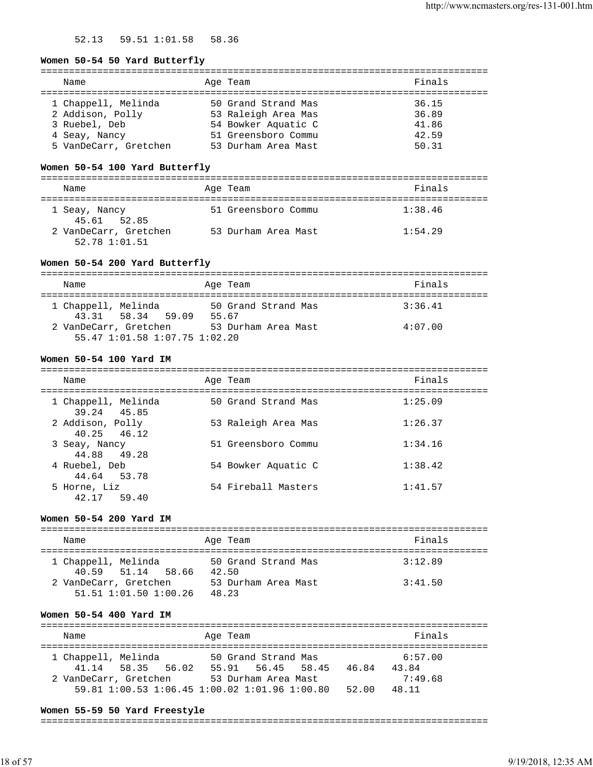52.13   59.51 1:01.58   58.36

**Women 50-54 50 Yard Butterfly**

| Name | Age | Team | Finals |
|---|---|---|---|
| 1 Chappell, Melinda | 50 | Grand Strand Mas | 36.15 |
| 2 Addison, Polly | 53 | Raleigh Area Mas | 36.89 |
| 3 Ruebel, Deb | 54 | Bowker Aquatic C | 41.86 |
| 4 Seay, Nancy | 51 | Greensboro Commu | 42.59 |
| 5 VanDeCarr, Gretchen | 53 | Durham Area Mast | 50.31 |

**Women 50-54 100 Yard Butterfly**

| Name | Age | Team | Finals |
|---|---|---|---|
| 1 Seay, Nancy | 51 | Greensboro Commu | 1:38.46 |
| 45.61   52.85 | | | |
| 2 VanDeCarr, Gretchen | 53 | Durham Area Mast | 1:54.29 |
| 52.78 1:01.51 | | | |

**Women 50-54 200 Yard Butterfly**

| Name | Age | Team | Finals |
|---|---|---|---|
| 1 Chappell, Melinda | 50 | Grand Strand Mas | 3:36.41 |
| 43.31   58.34   59.09   55.67 | | | |
| 2 VanDeCarr, Gretchen | 53 | Durham Area Mast | 4:07.00 |
| 55.47 1:01.58 1:07.75 1:02.20 | | | |

**Women 50-54 100 Yard IM**

| Name | Age | Team | Finals |
|---|---|---|---|
| 1 Chappell, Melinda | 50 | Grand Strand Mas | 1:25.09 |
| 39.24   45.85 | | | |
| 2 Addison, Polly | 53 | Raleigh Area Mas | 1:26.37 |
| 40.25   46.12 | | | |
| 3 Seay, Nancy | 51 | Greensboro Commu | 1:34.16 |
| 44.88   49.28 | | | |
| 4 Ruebel, Deb | 54 | Bowker Aquatic C | 1:38.42 |
| 44.64   53.78 | | | |
| 5 Horne, Liz | 54 | Fireball Masters | 1:41.57 |
| 42.17   59.40 | | | |

**Women 50-54 200 Yard IM**

| Name | Age | Team | Finals |
|---|---|---|---|
| 1 Chappell, Melinda | 50 | Grand Strand Mas | 3:12.89 |
| 40.59   51.14   58.66   42.50 | | | |
| 2 VanDeCarr, Gretchen | 53 | Durham Area Mast | 3:41.50 |
| 51.51 1:01.50 1:00.26   48.23 | | | |

**Women 50-54 400 Yard IM**

| Name | Age | Team | Finals |
|---|---|---|---|
| 1 Chappell, Melinda | 50 | Grand Strand Mas | 6:57.00 |
| 41.14   58.35   56.02   55.91   56.45   58.45   46.84   43.84 | | | |
| 2 VanDeCarr, Gretchen | 53 | Durham Area Mast | 7:49.68 |
| 59.81 1:00.53 1:06.45 1:00.02 1:01.96 1:00.80   52.00   48.11 | | | |

**Women 55-59 50 Yard Freestyle**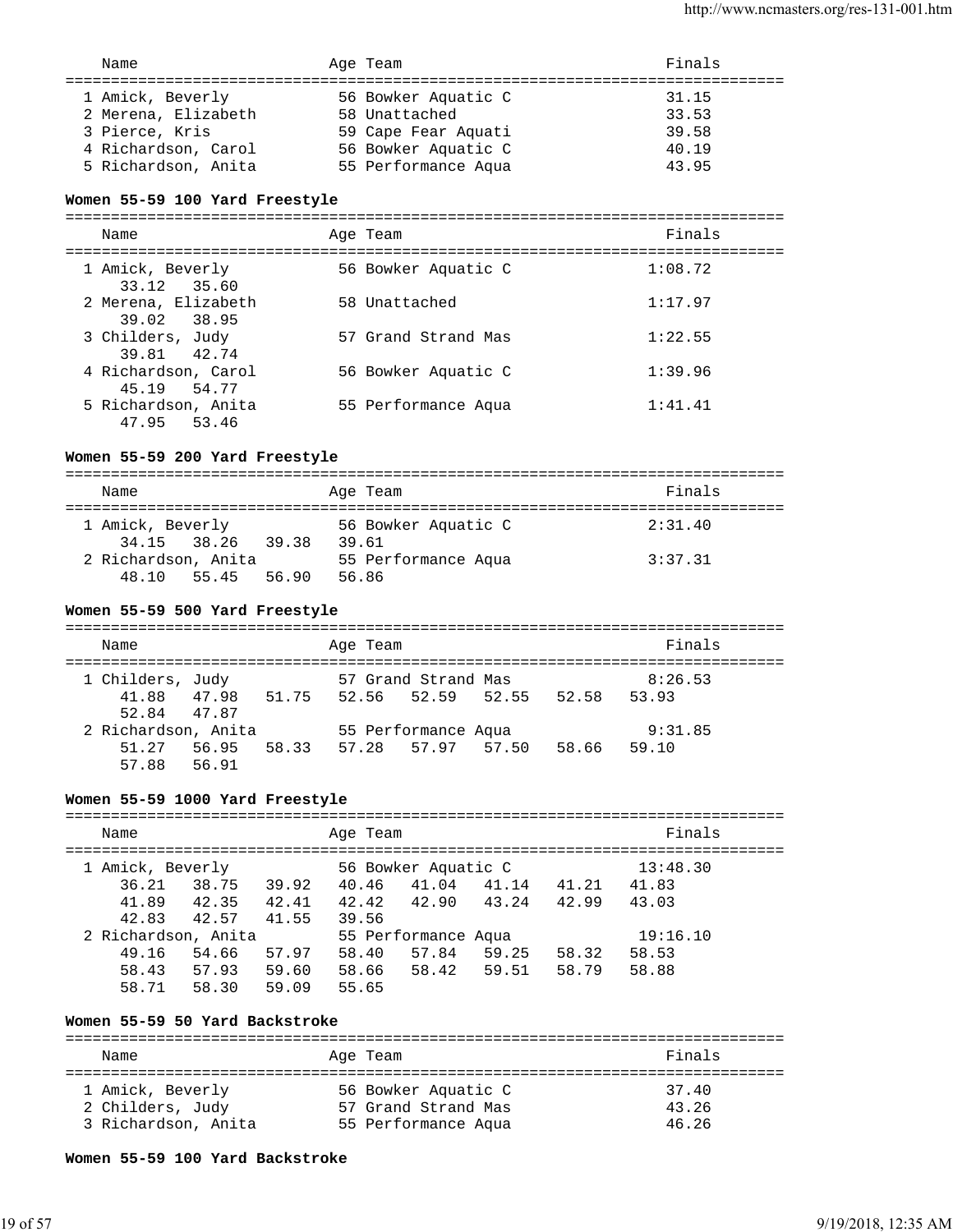| Name | Age | Team | Finals |
|---|---|---|---|
| 1 Amick, Beverly | 56 | Bowker Aquatic C | 31.15 |
| 2 Merena, Elizabeth | 58 | Unattached | 33.53 |
| 3 Pierce, Kris | 59 | Cape Fear Aquati | 39.58 |
| 4 Richardson, Carol | 56 | Bowker Aquatic C | 40.19 |
| 5 Richardson, Anita | 55 | Performance Aqua | 43.95 |

**Women 55-59 100 Yard Freestyle**

| Name | Age | Team | Finals | Splits |
|---|---|---|---|---|
| 1 Amick, Beverly | 56 | Bowker Aquatic C | 1:08.72 | 33.12 35.60 |
| 2 Merena, Elizabeth | 58 | Unattached | 1:17.97 | 39.02 38.95 |
| 3 Childers, Judy | 57 | Grand Strand Mas | 1:22.55 | 39.81 42.74 |
| 4 Richardson, Carol | 56 | Bowker Aquatic C | 1:39.96 | 45.19 54.77 |
| 5 Richardson, Anita | 55 | Performance Aqua | 1:41.41 | 47.95 53.46 |

**Women 55-59 200 Yard Freestyle**

| Name | Age | Team | Finals | Splits |
|---|---|---|---|---|
| 1 Amick, Beverly | 56 | Bowker Aquatic C | 2:31.40 | 34.15 38.26 39.38 39.61 |
| 2 Richardson, Anita | 55 | Performance Aqua | 3:37.31 | 48.10 55.45 56.90 56.86 |

**Women 55-59 500 Yard Freestyle**

| Name | Age | Team | Finals | Splits |
|---|---|---|---|---|
| 1 Childers, Judy | 57 | Grand Strand Mas | 8:26.53 | 41.88 47.98 51.75 52.56 52.59 52.55 52.58 53.93 52.84 47.87 |
| 2 Richardson, Anita | 55 | Performance Aqua | 9:31.85 | 51.27 56.95 58.33 57.28 57.97 57.50 58.66 59.10 57.88 56.91 |

**Women 55-59 1000 Yard Freestyle**

| Name | Age | Team | Finals | Splits |
|---|---|---|---|---|
| 1 Amick, Beverly | 56 | Bowker Aquatic C | 13:48.30 | 36.21 38.75 39.92 40.46 41.04 41.14 41.21 41.83 41.89 42.35 42.41 42.42 42.90 43.24 42.99 43.03 42.83 42.57 41.55 39.56 |
| 2 Richardson, Anita | 55 | Performance Aqua | 19:16.10 | 49.16 54.66 57.97 58.40 57.84 59.25 58.32 58.53 58.43 57.93 59.60 58.66 58.42 59.51 58.79 58.88 58.71 58.30 59.09 55.65 |

**Women 55-59 50 Yard Backstroke**

| Name | Age | Team | Finals |
|---|---|---|---|
| 1 Amick, Beverly | 56 | Bowker Aquatic C | 37.40 |
| 2 Childers, Judy | 57 | Grand Strand Mas | 43.26 |
| 3 Richardson, Anita | 55 | Performance Aqua | 46.26 |

**Women 55-59 100 Yard Backstroke**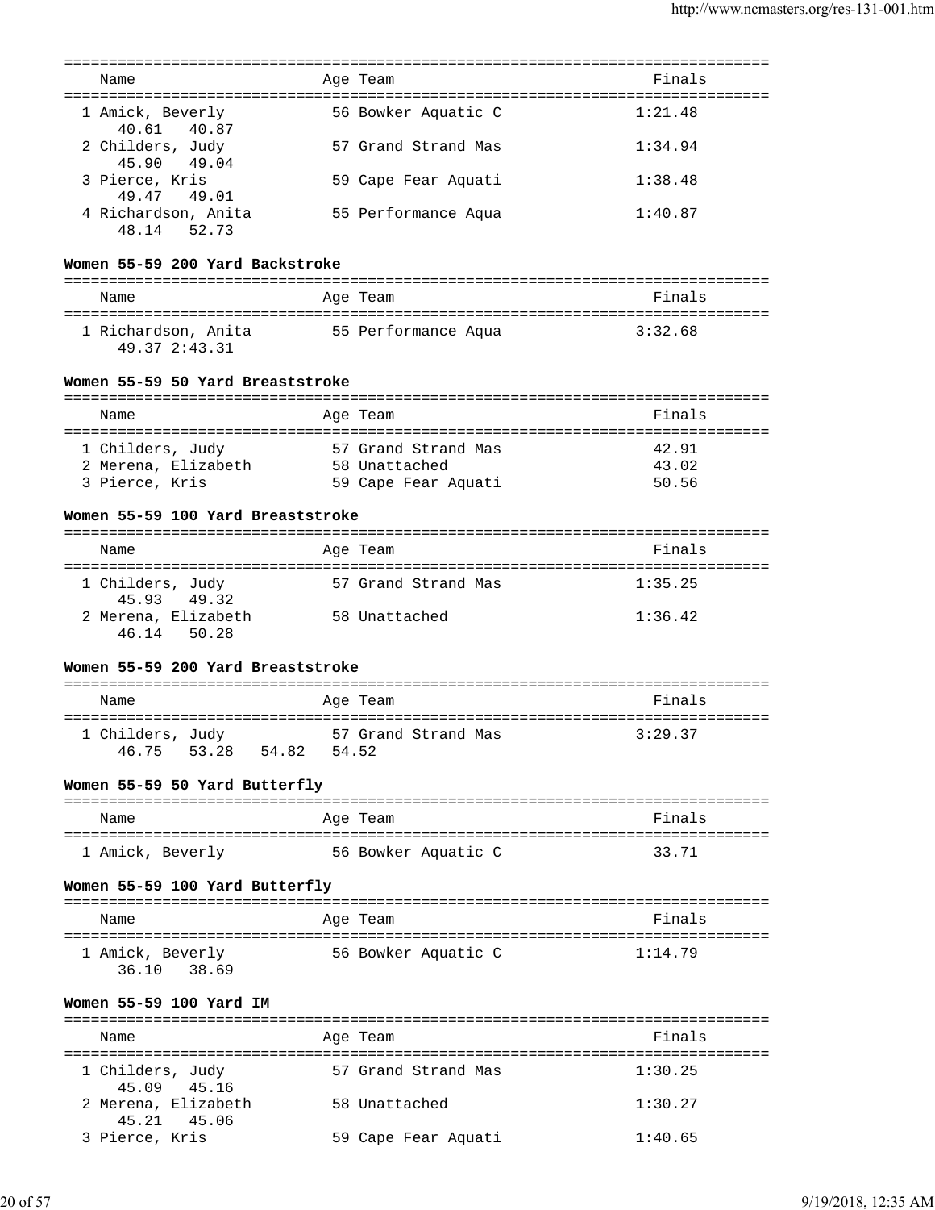| Name | Age | Team | Finals |
|---|---|---|---|
| 1 Amick, Beverly | 56 | Bowker Aquatic C | 1:21.48 |
| 40.61 40.87 | | | |
| 2 Childers, Judy | 57 | Grand Strand Mas | 1:34.94 |
| 45.90 49.04 | | | |
| 3 Pierce, Kris | 59 | Cape Fear Aquati | 1:38.48 |
| 49.47 49.01 | | | |
| 4 Richardson, Anita | 55 | Performance Aqua | 1:40.87 |
| 48.14 52.73 | | | |

**Women 55-59 200 Yard Backstroke**

| Name | Age | Team | Finals |
|---|---|---|---|
| 1 Richardson, Anita | 55 | Performance Aqua | 3:32.68 |
| 49.37 2:43.31 | | | |

**Women 55-59 50 Yard Breaststroke**

| Name | Age | Team | Finals |
|---|---|---|---|
| 1 Childers, Judy | 57 | Grand Strand Mas | 42.91 |
| 2 Merena, Elizabeth | 58 | Unattached | 43.02 |
| 3 Pierce, Kris | 59 | Cape Fear Aquati | 50.56 |

**Women 55-59 100 Yard Breaststroke**

| Name | Age | Team | Finals |
|---|---|---|---|
| 1 Childers, Judy | 57 | Grand Strand Mas | 1:35.25 |
| 45.93 49.32 | | | |
| 2 Merena, Elizabeth | 58 | Unattached | 1:36.42 |
| 46.14 50.28 | | | |

**Women 55-59 200 Yard Breaststroke**

| Name | Age | Team | Finals |
|---|---|---|---|
| 1 Childers, Judy | 57 | Grand Strand Mas | 3:29.37 |
| 46.75 53.28 54.82 54.52 | | | |

**Women 55-59 50 Yard Butterfly**

| Name | Age | Team | Finals |
|---|---|---|---|
| 1 Amick, Beverly | 56 | Bowker Aquatic C | 33.71 |

**Women 55-59 100 Yard Butterfly**

| Name | Age | Team | Finals |
|---|---|---|---|
| 1 Amick, Beverly | 56 | Bowker Aquatic C | 1:14.79 |
| 36.10 38.69 | | | |

**Women 55-59 100 Yard IM**

| Name | Age | Team | Finals |
|---|---|---|---|
| 1 Childers, Judy | 57 | Grand Strand Mas | 1:30.25 |
| 45.09 45.16 | | | |
| 2 Merena, Elizabeth | 58 | Unattached | 1:30.27 |
| 45.21 45.06 | | | |
| 3 Pierce, Kris | 59 | Cape Fear Aquati | 1:40.65 |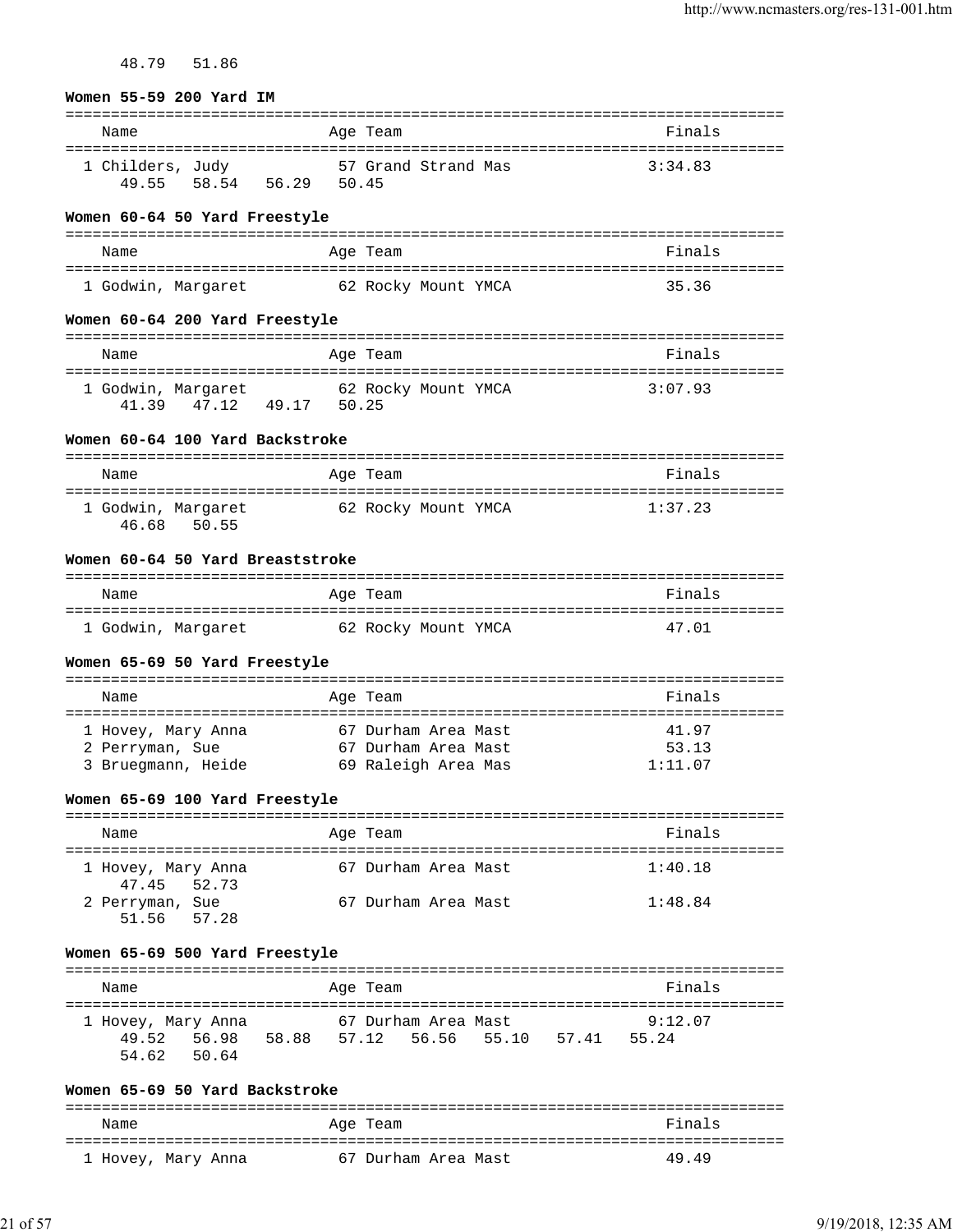48.79 51.86

**Women 55-59 200 Yard IM**

| Name | Age | Team | Finals |
|---|---|---|---|
| 1 Childers, Judy | 57 | Grand Strand Mas | 3:34.83 |
| 49.55 58.54 56.29 50.45 | | | |

**Women 60-64 50 Yard Freestyle**

| Name | Age | Team | Finals |
|---|---|---|---|
| 1 Godwin, Margaret | 62 | Rocky Mount YMCA | 35.36 |

**Women 60-64 200 Yard Freestyle**

| Name | Age | Team | Finals |
|---|---|---|---|
| 1 Godwin, Margaret | 62 | Rocky Mount YMCA | 3:07.93 |
| 41.39 47.12 49.17 50.25 | | | |

**Women 60-64 100 Yard Backstroke**

| Name | Age | Team | Finals |
|---|---|---|---|
| 1 Godwin, Margaret | 62 | Rocky Mount YMCA | 1:37.23 |
| 46.68 50.55 | | | |

**Women 60-64 50 Yard Breaststroke**

| Name | Age | Team | Finals |
|---|---|---|---|
| 1 Godwin, Margaret | 62 | Rocky Mount YMCA | 47.01 |

**Women 65-69 50 Yard Freestyle**

| Name | Age | Team | Finals |
|---|---|---|---|
| 1 Hovey, Mary Anna | 67 | Durham Area Mast | 41.97 |
| 2 Perryman, Sue | 67 | Durham Area Mast | 53.13 |
| 3 Bruegmann, Heide | 69 | Raleigh Area Mas | 1:11.07 |

**Women 65-69 100 Yard Freestyle**

| Name | Age | Team | Finals |
|---|---|---|---|
| 1 Hovey, Mary Anna | 67 | Durham Area Mast | 1:40.18 |
| 47.45 52.73 | | | |
| 2 Perryman, Sue | 67 | Durham Area Mast | 1:48.84 |
| 51.56 57.28 | | | |

**Women 65-69 500 Yard Freestyle**

| Name | Age | Team | Finals |
|---|---|---|---|
| 1 Hovey, Mary Anna | 67 | Durham Area Mast | 9:12.07 |
| 49.52 56.98 58.88 57.12 56.56 55.10 57.41 55.24 | | | |
| 54.62 50.64 | | | |

**Women 65-69 50 Yard Backstroke**

| Name | Age | Team | Finals |
|---|---|---|---|
| 1 Hovey, Mary Anna | 67 | Durham Area Mast | 49.49 |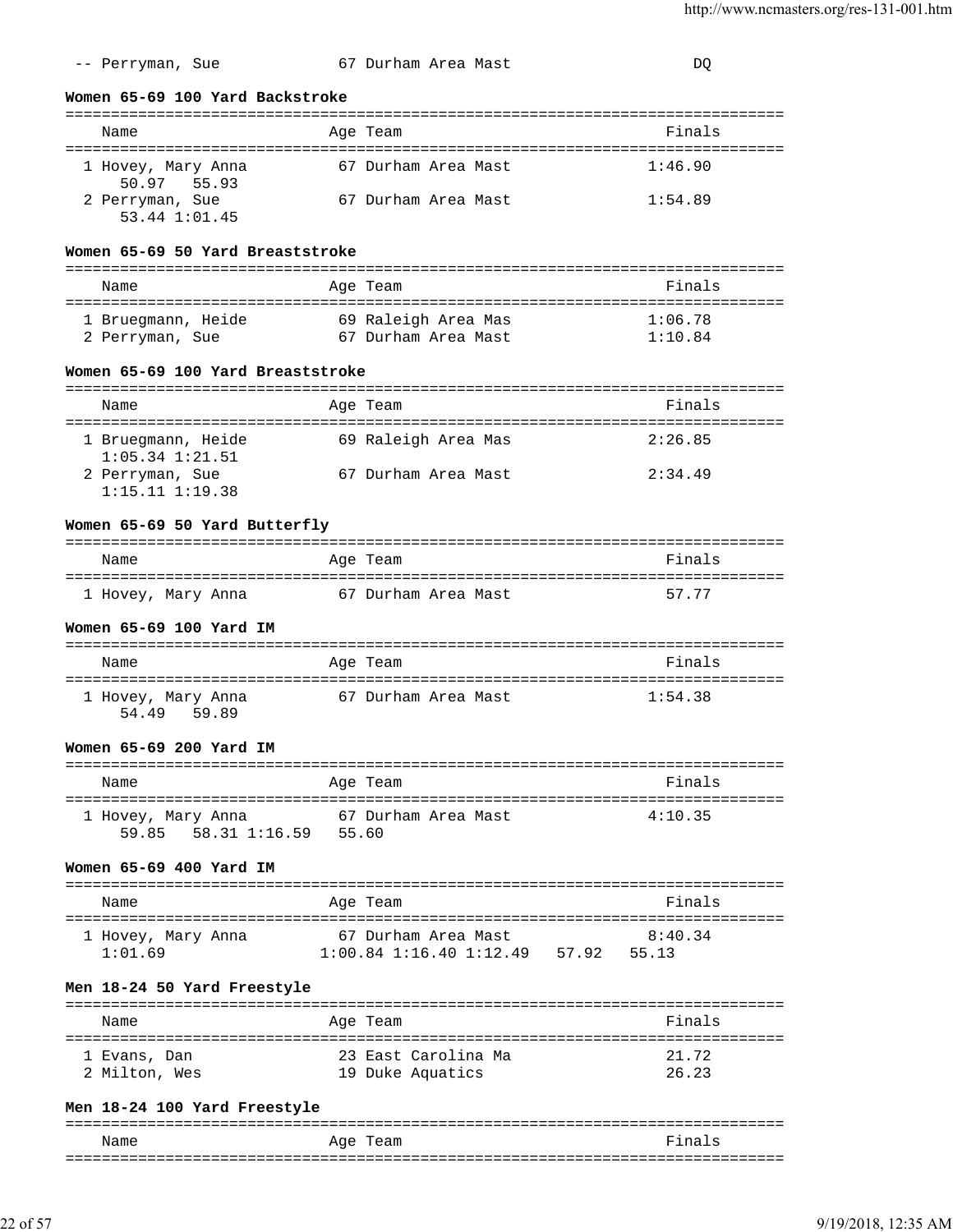-- Perryman, Sue 67 Durham Area Mast DQ

**Women 65-69 100 Yard Backstroke**

| | Name | Age | Team | Finals |
|---|---|---|---|---|
| 1 | Hovey, Mary Anna | 67 | Durham Area Mast | 1:46.90 |
| | 50.97 55.93 | | | |
| 2 | Perryman, Sue | 67 | Durham Area Mast | 1:54.89 |
| | 53.44 1:01.45 | | | |

**Women 65-69 50 Yard Breaststroke**

| | Name | Age | Team | Finals |
|---|---|---|---|---|
| 1 | Bruegmann, Heide | 69 | Raleigh Area Mas | 1:06.78 |
| 2 | Perryman, Sue | 67 | Durham Area Mast | 1:10.84 |

**Women 65-69 100 Yard Breaststroke**

| | Name | Age | Team | Finals |
|---|---|---|---|---|
| 1 | Bruegmann, Heide | 69 | Raleigh Area Mas | 2:26.85 |
| | 1:05.34 1:21.51 | | | |
| 2 | Perryman, Sue | 67 | Durham Area Mast | 2:34.49 |
| | 1:15.11 1:19.38 | | | |

**Women 65-69 50 Yard Butterfly**

| | Name | Age | Team | Finals |
|---|---|---|---|---|
| 1 | Hovey, Mary Anna | 67 | Durham Area Mast | 57.77 |

**Women 65-69 100 Yard IM**

| | Name | Age | Team | Finals |
|---|---|---|---|---|
| 1 | Hovey, Mary Anna | 67 | Durham Area Mast | 1:54.38 |
| | 54.49 59.89 | | | |

**Women 65-69 200 Yard IM**

| | Name | Age | Team | Finals |
|---|---|---|---|---|
| 1 | Hovey, Mary Anna | 67 | Durham Area Mast | 4:10.35 |
| | 59.85 58.31 1:16.59 55.60 | | | |

**Women 65-69 400 Yard IM**

| | Name | Age | Team | Finals |
|---|---|---|---|---|
| 1 | Hovey, Mary Anna | 67 | Durham Area Mast | 8:40.34 |
| | 1:01.69 1:00.84 1:16.40 1:12.49 57.92 55.13 | | | |

**Men 18-24 50 Yard Freestyle**

| | Name | Age | Team | Finals |
|---|---|---|---|---|
| 1 | Evans, Dan | 23 | East Carolina Ma | 21.72 |
| 2 | Milton, Wes | 19 | Duke Aquatics | 26.23 |

**Men 18-24 100 Yard Freestyle**

| | Name | Age | Team | Finals |
|---|---|---|---|---|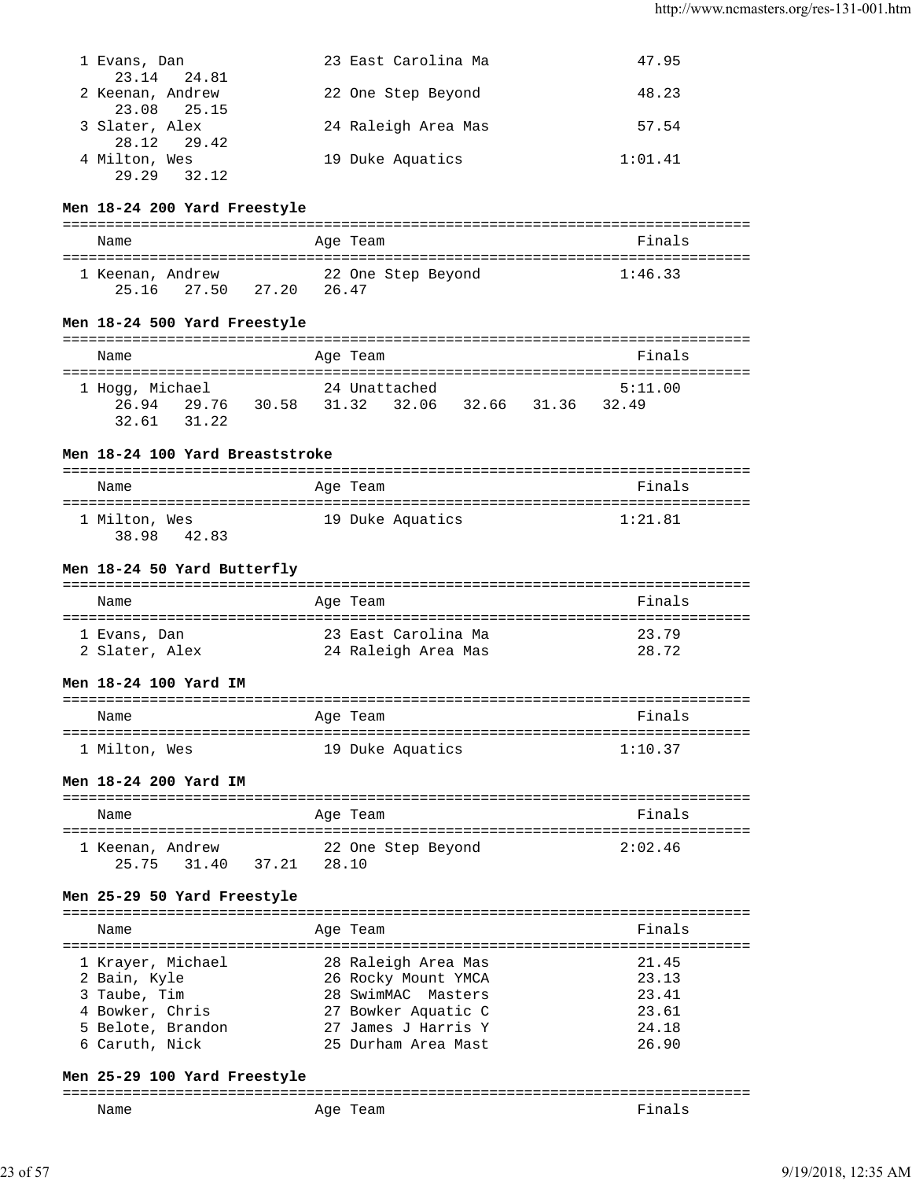| Name | Age | Team | Finals |
|---|---|---|---|
| 1 Evans, Dan | 23 | East Carolina Ma | 47.95 |
| 23.14 24.81 | | | |
| 2 Keenan, Andrew | 22 | One Step Beyond | 48.23 |
| 23.08 25.15 | | | |
| 3 Slater, Alex | 24 | Raleigh Area Mas | 57.54 |
| 28.12 29.42 | | | |
| 4 Milton, Wes | 19 | Duke Aquatics | 1:01.41 |
| 29.29 32.12 | | | |

**Men 18-24 200 Yard Freestyle**

| Name | Age | Team | Finals |
|---|---|---|---|
| 1 Keenan, Andrew | 22 | One Step Beyond | 1:46.33 |
| 25.16 27.50 27.20 26.47 | | | |

**Men 18-24 500 Yard Freestyle**

| Name | Age | Team | Finals |
|---|---|---|---|
| 1 Hogg, Michael | 24 | Unattached | 5:11.00 |
| 26.94 29.76 30.58 31.32 32.06 32.66 31.36 32.49 | | | |
| 32.61 31.22 | | | |

**Men 18-24 100 Yard Breaststroke**

| Name | Age | Team | Finals |
|---|---|---|---|
| 1 Milton, Wes | 19 | Duke Aquatics | 1:21.81 |
| 38.98 42.83 | | | |

**Men 18-24 50 Yard Butterfly**

| Name | Age | Team | Finals |
|---|---|---|---|
| 1 Evans, Dan | 23 | East Carolina Ma | 23.79 |
| 2 Slater, Alex | 24 | Raleigh Area Mas | 28.72 |

**Men 18-24 100 Yard IM**

| Name | Age | Team | Finals |
|---|---|---|---|
| 1 Milton, Wes | 19 | Duke Aquatics | 1:10.37 |

**Men 18-24 200 Yard IM**

| Name | Age | Team | Finals |
|---|---|---|---|
| 1 Keenan, Andrew | 22 | One Step Beyond | 2:02.46 |
| 25.75 31.40 37.21 28.10 | | | |

**Men 25-29 50 Yard Freestyle**

| Name | Age | Team | Finals |
|---|---|---|---|
| 1 Krayer, Michael | 28 | Raleigh Area Mas | 21.45 |
| 2 Bain, Kyle | 26 | Rocky Mount YMCA | 23.13 |
| 3 Taube, Tim | 28 | SwimMAC Masters | 23.41 |
| 4 Bowker, Chris | 27 | Bowker Aquatic C | 23.61 |
| 5 Belote, Brandon | 27 | James J Harris Y | 24.18 |
| 6 Caruth, Nick | 25 | Durham Area Mast | 26.90 |

**Men 25-29 100 Yard Freestyle**

| Name | Age | Team | Finals |
|---|---|---|---|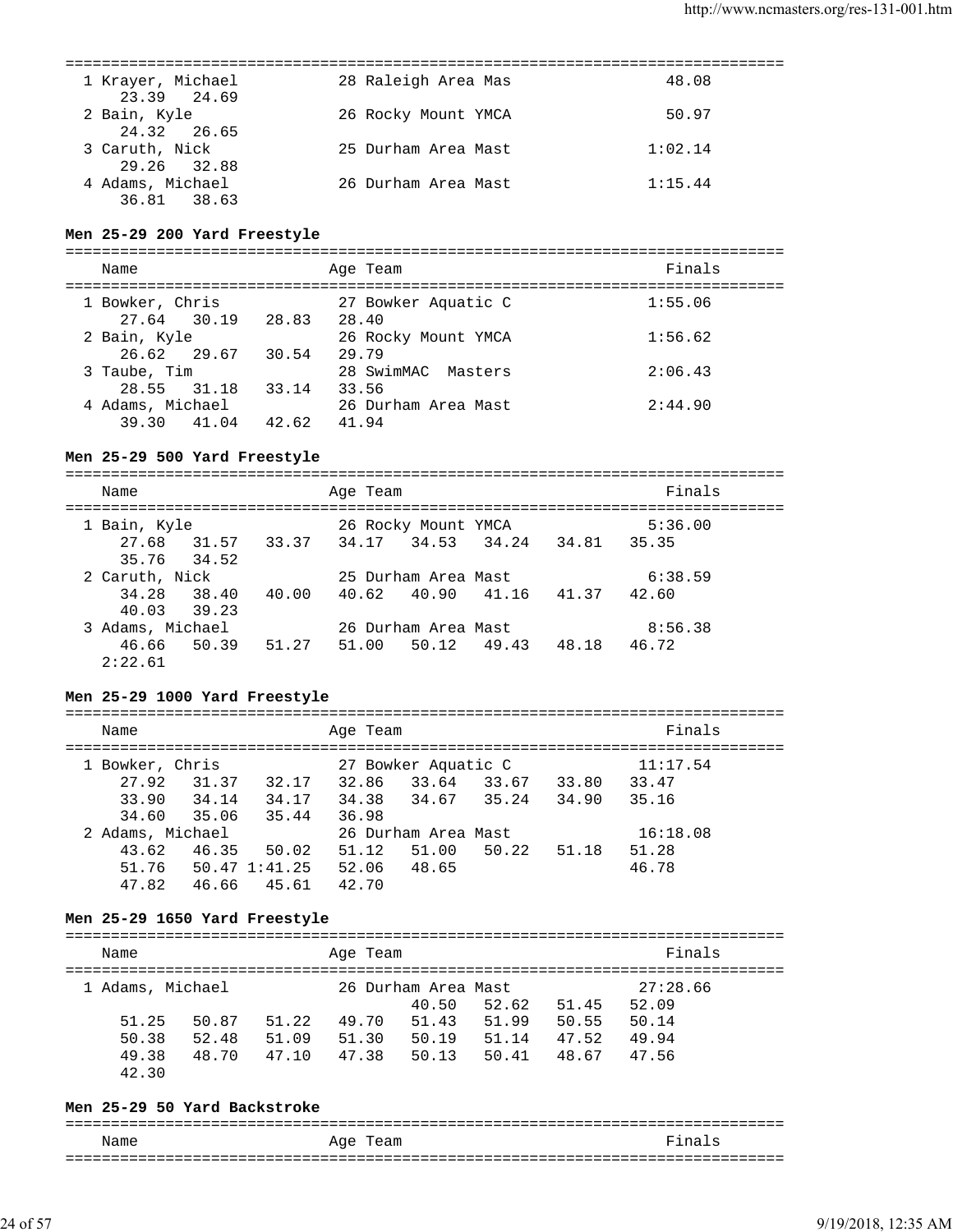```
===============================================================================
  1 Krayer, Michael          28 Raleigh Area Mas              48.08
     23.39   24.69
  2 Bain, Kyle               26 Rocky Mount YMCA              50.97
     24.32   26.65
  3 Caruth, Nick             25 Durham Area Mast            1:02.14
     29.26   32.88
  4 Adams, Michael           26 Durham Area Mast            1:15.44
     36.81   38.63
```

### Men 25-29 200 Yard Freestyle

```
===============================================================================
    Name                    Age Team                               Finals
===============================================================================
  1 Bowker, Chris            27 Bowker Aquatic C            1:55.06
     27.64   30.19   28.83   28.40
  2 Bain, Kyle               26 Rocky Mount YMCA            1:56.62
     26.62   29.67   30.54   29.79
  3 Taube, Tim               28 SwimMAC  Masters            2:06.43
     28.55   31.18   33.14   33.56
  4 Adams, Michael           26 Durham Area Mast            2:44.90
     39.30   41.04   42.62   41.94
```

### Men 25-29 500 Yard Freestyle

```
===============================================================================
    Name                    Age Team                               Finals
===============================================================================
  1 Bain, Kyle               26 Rocky Mount YMCA            5:36.00
     27.68   31.57   33.37   34.17   34.53   34.24   34.81   35.35
     35.76   34.52
  2 Caruth, Nick             25 Durham Area Mast            6:38.59
     34.28   38.40   40.00   40.62   40.90   41.16   41.37   42.60
     40.03   39.23
  3 Adams, Michael           26 Durham Area Mast            8:56.38
     46.66   50.39   51.27   51.00   50.12   49.43   48.18   46.72
   2:22.61
```

### Men 25-29 1000 Yard Freestyle

```
===============================================================================
    Name                    Age Team                               Finals
===============================================================================
  1 Bowker, Chris            27 Bowker Aquatic C           11:17.54
     27.92   31.37   32.17   32.86   33.64   33.67   33.80   33.47
     33.90   34.14   34.17   34.38   34.67   35.24   34.90   35.16
     34.60   35.06   35.44   36.98
  2 Adams, Michael           26 Durham Area Mast           16:18.08
     43.62   46.35   50.02   51.12   51.00   50.22   51.18   51.28
     51.76   50.47 1:41.25   52.06   48.65                   46.78
     47.82   46.66   45.61   42.70
```

### Men 25-29 1650 Yard Freestyle

```
===============================================================================
    Name                    Age Team                               Finals
===============================================================================
  1 Adams, Michael           26 Durham Area Mast           27:28.66
                                     40.50   52.62   51.45   52.09
     51.25   50.87   51.22   49.70   51.43   51.99   50.55   50.14
     50.38   52.48   51.09   51.30   50.19   51.14   47.52   49.94
     49.38   48.70   47.10   47.38   50.13   50.41   48.67   47.56
     42.30
```

### Men 25-29 50 Yard Backstroke

```
===============================================================================
    Name                    Age Team                               Finals
===============================================================================
```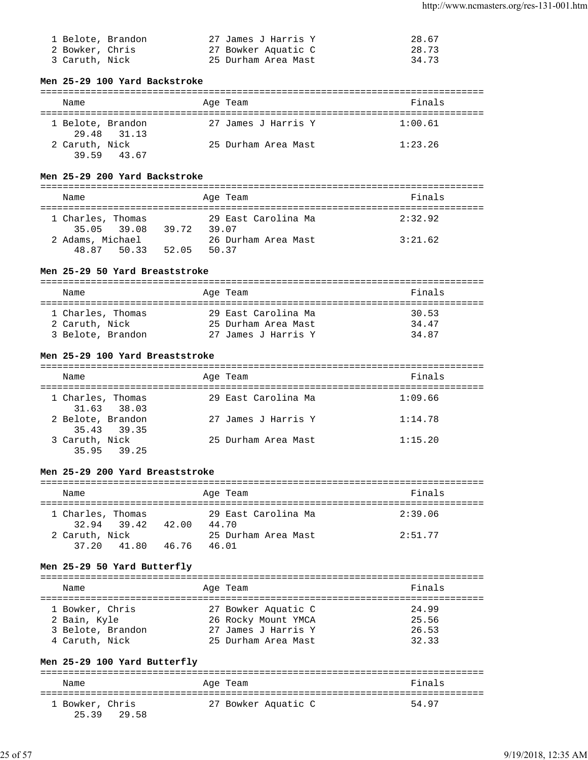| Name | Age | Team | Finals |
|---|---|---|---|
| 1 Belote, Brandon | 27 | James J Harris Y | 28.67 |
| 2 Bowker, Chris | 27 | Bowker Aquatic C | 28.73 |
| 3 Caruth, Nick | 25 | Durham Area Mast | 34.73 |

### Men 25-29 100 Yard Backstroke

| Name | Age | Team | Finals |
|---|---|---|---|
| 1 Belote, Brandon | 27 | James J Harris Y | 1:00.61 |
| 29.48 31.13 | | | |
| 2 Caruth, Nick | 25 | Durham Area Mast | 1:23.26 |
| 39.59 43.67 | | | |

### Men 25-29 200 Yard Backstroke

| Name | Age | Team | Finals |
|---|---|---|---|
| 1 Charles, Thomas | 29 | East Carolina Ma | 2:32.92 |
| 35.05 39.08 39.72 39.07 | | | |
| 2 Adams, Michael | 26 | Durham Area Mast | 3:21.62 |
| 48.87 50.33 52.05 50.37 | | | |

### Men 25-29 50 Yard Breaststroke

| Name | Age | Team | Finals |
|---|---|---|---|
| 1 Charles, Thomas | 29 | East Carolina Ma | 30.53 |
| 2 Caruth, Nick | 25 | Durham Area Mast | 34.47 |
| 3 Belote, Brandon | 27 | James J Harris Y | 34.87 |

### Men 25-29 100 Yard Breaststroke

| Name | Age | Team | Finals |
|---|---|---|---|
| 1 Charles, Thomas | 29 | East Carolina Ma | 1:09.66 |
| 31.63 38.03 | | | |
| 2 Belote, Brandon | 27 | James J Harris Y | 1:14.78 |
| 35.43 39.35 | | | |
| 3 Caruth, Nick | 25 | Durham Area Mast | 1:15.20 |
| 35.95 39.25 | | | |

### Men 25-29 200 Yard Breaststroke

| Name | Age | Team | Finals |
|---|---|---|---|
| 1 Charles, Thomas | 29 | East Carolina Ma | 2:39.06 |
| 32.94 39.42 42.00 44.70 | | | |
| 2 Caruth, Nick | 25 | Durham Area Mast | 2:51.77 |
| 37.20 41.80 46.76 46.01 | | | |

### Men 25-29 50 Yard Butterfly

| Name | Age | Team | Finals |
|---|---|---|---|
| 1 Bowker, Chris | 27 | Bowker Aquatic C | 24.99 |
| 2 Bain, Kyle | 26 | Rocky Mount YMCA | 25.56 |
| 3 Belote, Brandon | 27 | James J Harris Y | 26.53 |
| 4 Caruth, Nick | 25 | Durham Area Mast | 32.33 |

### Men 25-29 100 Yard Butterfly

| Name | Age | Team | Finals |
|---|---|---|---|
| 1 Bowker, Chris | 27 | Bowker Aquatic C | 54.97 |
| 25.39 29.58 | | | |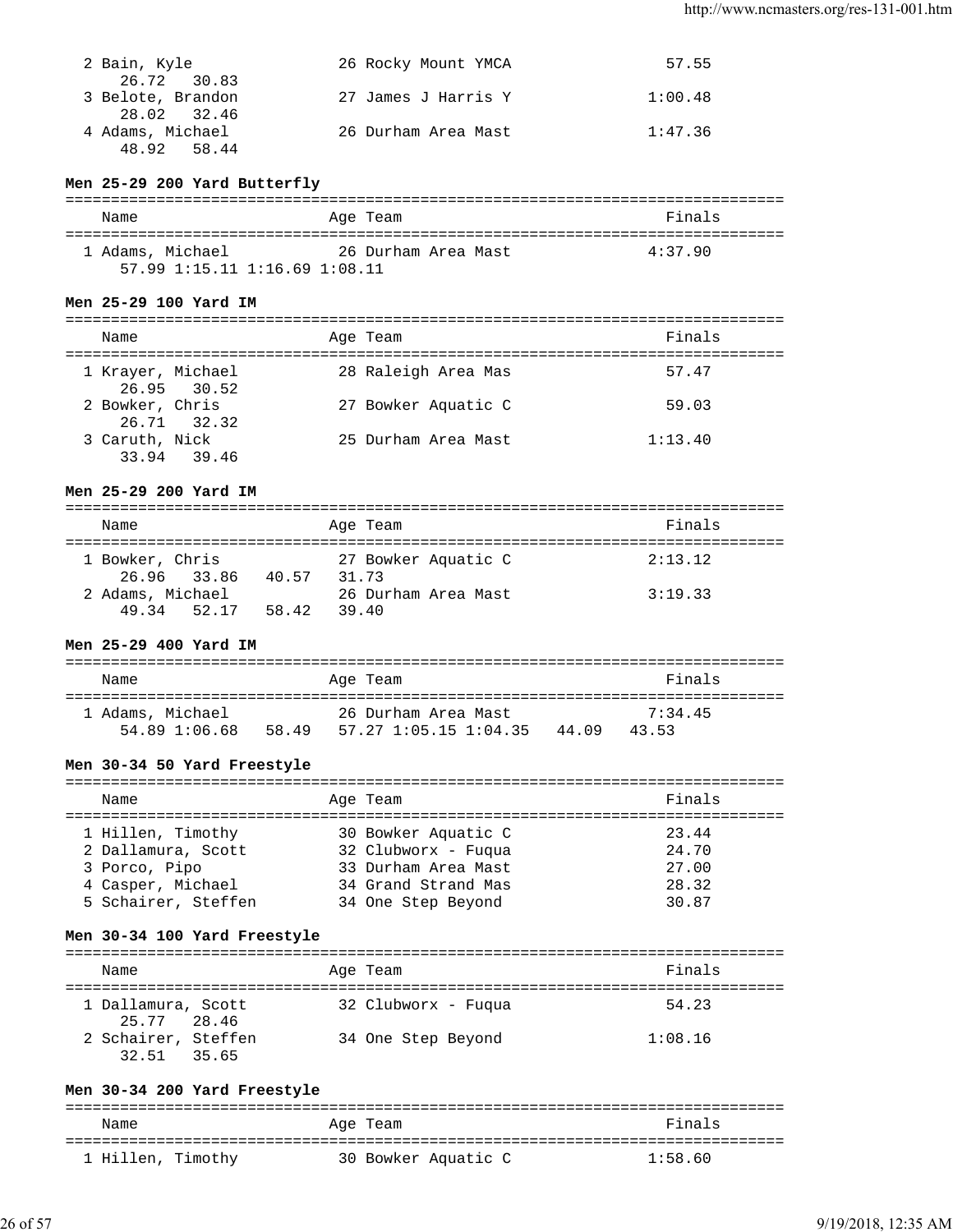| Place | Name | Age | Team | Finals |
|---|---|---|---|---|
| 2 | Bain, Kyle | 26 | Rocky Mount YMCA | 57.55 |
| | 26.72 30.83 | | | |
| 3 | Belote, Brandon | 27 | James J Harris Y | 1:00.48 |
| | 28.02 32.46 | | | |
| 4 | Adams, Michael | 26 | Durham Area Mast | 1:47.36 |
| | 48.92 58.44 | | | |

**Men 25-29 200 Yard Butterfly**

| Place | Name | Age | Team | Finals |
|---|---|---|---|---|
| 1 | Adams, Michael | 26 | Durham Area Mast | 4:37.90 |
| | 57.99 1:15.11 1:16.69 1:08.11 | | | |

**Men 25-29 100 Yard IM**

| Place | Name | Age | Team | Finals |
|---|---|---|---|---|
| 1 | Krayer, Michael | 28 | Raleigh Area Mas | 57.47 |
| | 26.95 30.52 | | | |
| 2 | Bowker, Chris | 27 | Bowker Aquatic C | 59.03 |
| | 26.71 32.32 | | | |
| 3 | Caruth, Nick | 25 | Durham Area Mast | 1:13.40 |
| | 33.94 39.46 | | | |

**Men 25-29 200 Yard IM**

| Place | Name | Age | Team | Finals |
|---|---|---|---|---|
| 1 | Bowker, Chris | 27 | Bowker Aquatic C | 2:13.12 |
| | 26.96 33.86 40.57 31.73 | | | |
| 2 | Adams, Michael | 26 | Durham Area Mast | 3:19.33 |
| | 49.34 52.17 58.42 39.40 | | | |

**Men 25-29 400 Yard IM**

| Place | Name | Age | Team | Finals |
|---|---|---|---|---|
| 1 | Adams, Michael | 26 | Durham Area Mast | 7:34.45 |
| | 54.89 1:06.68 58.49 57.27 1:05.15 1:04.35 44.09 43.53 | | | |

**Men 30-34 50 Yard Freestyle**

| Place | Name | Age | Team | Finals |
|---|---|---|---|---|
| 1 | Hillen, Timothy | 30 | Bowker Aquatic C | 23.44 |
| 2 | Dallamura, Scott | 32 | Clubworx - Fuqua | 24.70 |
| 3 | Porco, Pipo | 33 | Durham Area Mast | 27.00 |
| 4 | Casper, Michael | 34 | Grand Strand Mas | 28.32 |
| 5 | Schairer, Steffen | 34 | One Step Beyond | 30.87 |

**Men 30-34 100 Yard Freestyle**

| Place | Name | Age | Team | Finals |
|---|---|---|---|---|
| 1 | Dallamura, Scott | 32 | Clubworx - Fuqua | 54.23 |
| | 25.77 28.46 | | | |
| 2 | Schairer, Steffen | 34 | One Step Beyond | 1:08.16 |
| | 32.51 35.65 | | | |

**Men 30-34 200 Yard Freestyle**

| Place | Name | Age | Team | Finals |
|---|---|---|---|---|
| 1 | Hillen, Timothy | 30 | Bowker Aquatic C | 1:58.60 |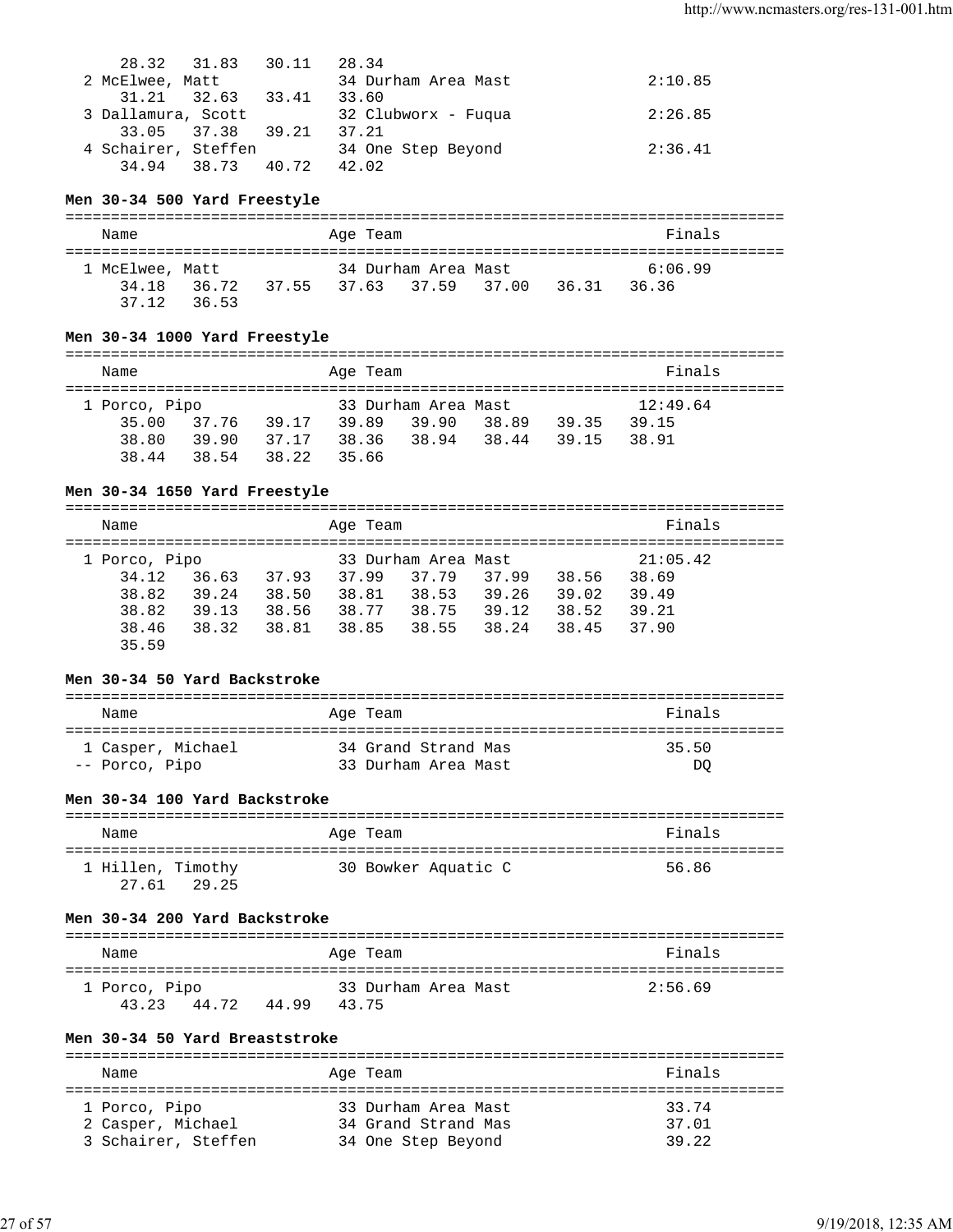```
     28.32   31.83   30.11   28.34
  2 McElwee, Matt            34 Durham Area Mast              2:10.85
     31.21   32.63   33.41   33.60
  3 Dallamura, Scott         32 Clubworx - Fuqua              2:26.85
     33.05   37.38   39.21   37.21
  4 Schairer, Steffen        34 One Step Beyond               2:36.41
     34.94   38.73   40.72   42.02
```

**Men 30-34 500 Yard Freestyle**

```
===============================================================================
    Name                    Age Team                                    Finals
===============================================================================
  1 McElwee, Matt            34 Durham Area Mast                       6:06.99
     34.18   36.72   37.55   37.63   37.59   37.00   36.31   36.36
     37.12   36.53
```

**Men 30-34 1000 Yard Freestyle**

```
===============================================================================
    Name                    Age Team                                    Finals
===============================================================================
  1 Porco, Pipo              33 Durham Area Mast                      12:49.64
     35.00   37.76   39.17   39.89   39.90   38.89   39.35   39.15
     38.80   39.90   37.17   38.36   38.94   38.44   39.15   38.91
     38.44   38.54   38.22   35.66
```

**Men 30-34 1650 Yard Freestyle**

```
===============================================================================
    Name                    Age Team                                    Finals
===============================================================================
  1 Porco, Pipo              33 Durham Area Mast                      21:05.42
     34.12   36.63   37.93   37.99   37.79   37.99   38.56   38.69
     38.82   39.24   38.50   38.81   38.53   39.26   39.02   39.49
     38.82   39.13   38.56   38.77   38.75   39.12   38.52   39.21
     38.46   38.32   38.81   38.85   38.55   38.24   38.45   37.90
     35.59
```

**Men 30-34 50 Yard Backstroke**

```
===============================================================================
    Name                    Age Team                                    Finals
===============================================================================
  1 Casper, Michael          34 Grand Strand Mas                         35.50
 -- Porco, Pipo              33 Durham Area Mast                            DQ
```

**Men 30-34 100 Yard Backstroke**

```
===============================================================================
    Name                    Age Team                                    Finals
===============================================================================
  1 Hillen, Timothy          30 Bowker Aquatic C                         56.86
     27.61   29.25
```

**Men 30-34 200 Yard Backstroke**

```
===============================================================================
    Name                    Age Team                                    Finals
===============================================================================
  1 Porco, Pipo              33 Durham Area Mast                       2:56.69
     43.23   44.72   44.99   43.75
```

**Men 30-34 50 Yard Breaststroke**

```
===============================================================================
    Name                    Age Team                                    Finals
===============================================================================
  1 Porco, Pipo              33 Durham Area Mast                         33.74
  2 Casper, Michael          34 Grand Strand Mas                         37.01
  3 Schairer, Steffen        34 One Step Beyond                          39.22
```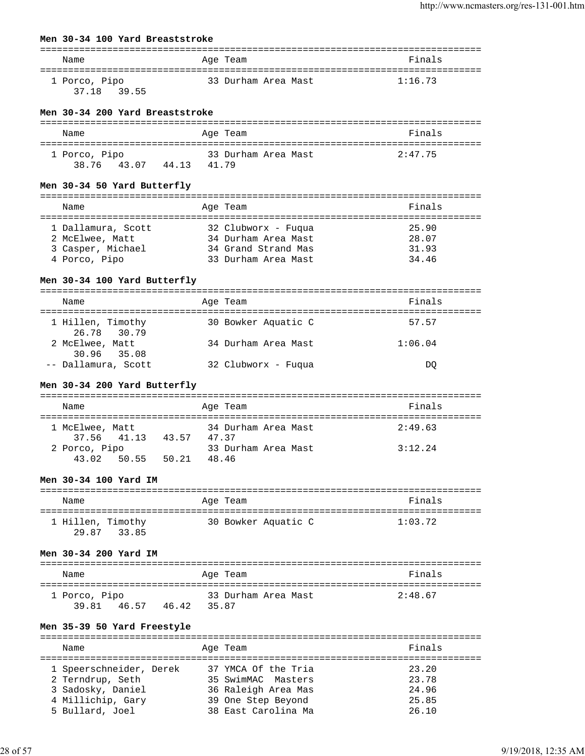**Men 30-34 100 Yard Breaststroke**

| Name | Age | Team | Finals |
|---|---|---|---|
| 1 Porco, Pipo | 33 | Durham Area Mast | 1:16.73 |
| 37.18 39.55 | | | |

**Men 30-34 200 Yard Breaststroke**

| Name | Age | Team | Finals |
|---|---|---|---|
| 1 Porco, Pipo | 33 | Durham Area Mast | 2:47.75 |
| 38.76 43.07 44.13 41.79 | | | |

**Men 30-34 50 Yard Butterfly**

| Name | Age | Team | Finals |
|---|---|---|---|
| 1 Dallamura, Scott | 32 | Clubworx - Fuqua | 25.90 |
| 2 McElwee, Matt | 34 | Durham Area Mast | 28.07 |
| 3 Casper, Michael | 34 | Grand Strand Mas | 31.93 |
| 4 Porco, Pipo | 33 | Durham Area Mast | 34.46 |

**Men 30-34 100 Yard Butterfly**

| Name | Age | Team | Finals |
|---|---|---|---|
| 1 Hillen, Timothy | 30 | Bowker Aquatic C | 57.57 |
| 26.78 30.79 | | | |
| 2 McElwee, Matt | 34 | Durham Area Mast | 1:06.04 |
| 30.96 35.08 | | | |
| -- Dallamura, Scott | 32 | Clubworx - Fuqua | DQ |

**Men 30-34 200 Yard Butterfly**

| Name | Age | Team | Finals |
|---|---|---|---|
| 1 McElwee, Matt | 34 | Durham Area Mast | 2:49.63 |
| 37.56 41.13 43.57 47.37 | | | |
| 2 Porco, Pipo | 33 | Durham Area Mast | 3:12.24 |
| 43.02 50.55 50.21 48.46 | | | |

**Men 30-34 100 Yard IM**

| Name | Age | Team | Finals |
|---|---|---|---|
| 1 Hillen, Timothy | 30 | Bowker Aquatic C | 1:03.72 |
| 29.87 33.85 | | | |

**Men 30-34 200 Yard IM**

| Name | Age | Team | Finals |
|---|---|---|---|
| 1 Porco, Pipo | 33 | Durham Area Mast | 2:48.67 |
| 39.81 46.57 46.42 35.87 | | | |

**Men 35-39 50 Yard Freestyle**

| Name | Age | Team | Finals |
|---|---|---|---|
| 1 Speerschneider, Derek | 37 | YMCA Of the Tria | 23.20 |
| 2 Terndrup, Seth | 35 | SwimMAC Masters | 23.78 |
| 3 Sadosky, Daniel | 36 | Raleigh Area Mas | 24.96 |
| 4 Millichip, Gary | 39 | One Step Beyond | 25.85 |
| 5 Bullard, Joel | 38 | East Carolina Ma | 26.10 |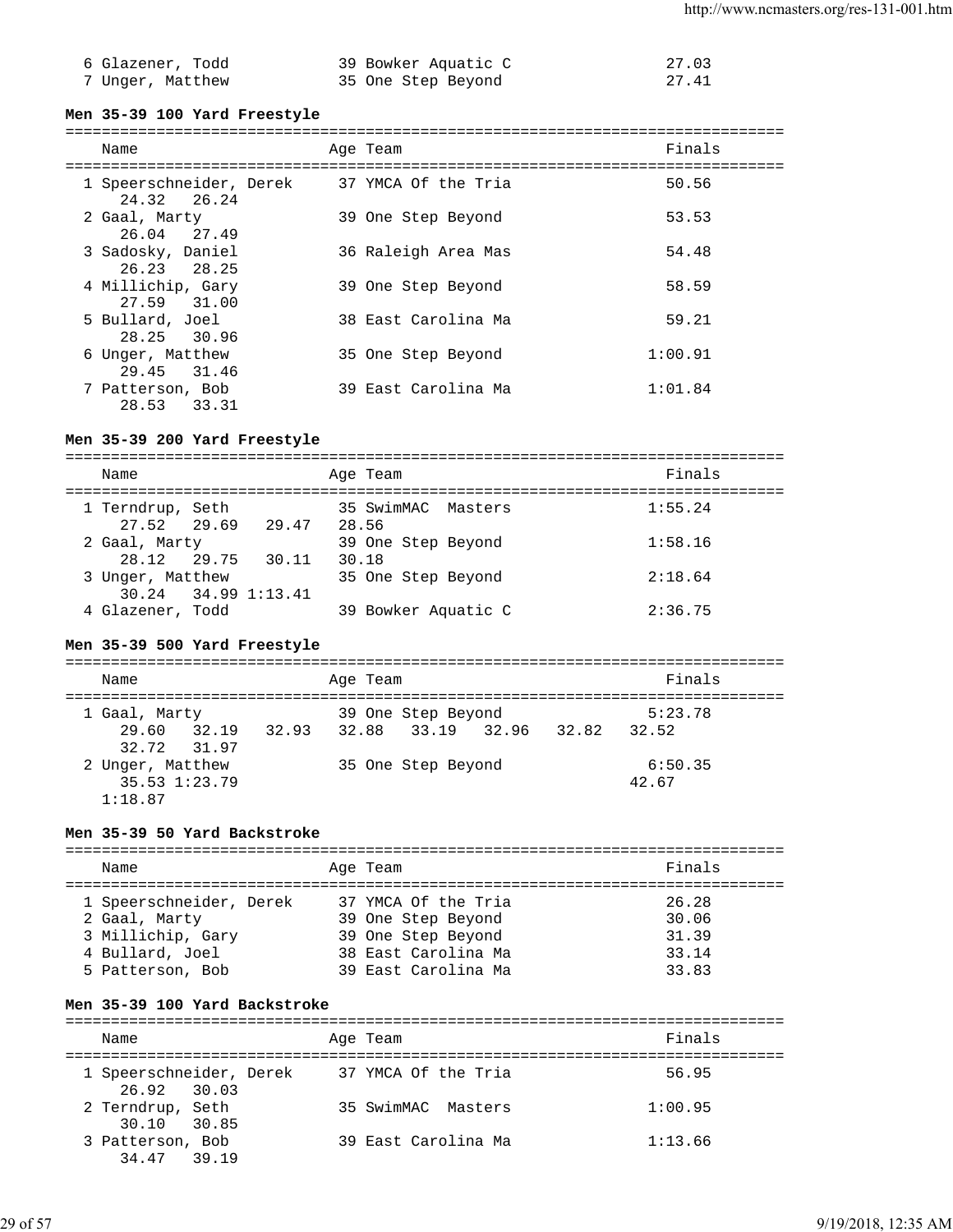| Name | Age | Team | Finals |
|---|---|---|---|
| 6 Glazener, Todd | 39 | Bowker Aquatic C | 27.03 |
| 7 Unger, Matthew | 35 | One Step Beyond | 27.41 |

### Men 35-39 100 Yard Freestyle

| Name | Age | Team | Finals |
|---|---|---|---|
| 1 Speerschneider, Derek | 37 | YMCA Of the Tria | 50.56 |
| 24.32 26.24 | | | |
| 2 Gaal, Marty | 39 | One Step Beyond | 53.53 |
| 26.04 27.49 | | | |
| 3 Sadosky, Daniel | 36 | Raleigh Area Mas | 54.48 |
| 26.23 28.25 | | | |
| 4 Millichip, Gary | 39 | One Step Beyond | 58.59 |
| 27.59 31.00 | | | |
| 5 Bullard, Joel | 38 | East Carolina Ma | 59.21 |
| 28.25 30.96 | | | |
| 6 Unger, Matthew | 35 | One Step Beyond | 1:00.91 |
| 29.45 31.46 | | | |
| 7 Patterson, Bob | 39 | East Carolina Ma | 1:01.84 |
| 28.53 33.31 | | | |

### Men 35-39 200 Yard Freestyle

| Name | Age | Team | Finals |
|---|---|---|---|
| 1 Terndrup, Seth | 35 | SwimMAC Masters | 1:55.24 |
| 27.52 29.69 29.47 28.56 | | | |
| 2 Gaal, Marty | 39 | One Step Beyond | 1:58.16 |
| 28.12 29.75 30.11 30.18 | | | |
| 3 Unger, Matthew | 35 | One Step Beyond | 2:18.64 |
| 30.24 34.99 1:13.41 | | | |
| 4 Glazener, Todd | 39 | Bowker Aquatic C | 2:36.75 |

### Men 35-39 500 Yard Freestyle

| Name | Age | Team | Finals |
|---|---|---|---|
| 1 Gaal, Marty | 39 | One Step Beyond | 5:23.78 |
| 29.60 32.19 32.93 32.88 33.19 32.96 32.82 32.52 | | | |
| 32.72 31.97 | | | |
| 2 Unger, Matthew | 35 | One Step Beyond | 6:50.35 |
| 35.53 1:23.79 42.67 | | | |
| 1:18.87 | | | |

### Men 35-39 50 Yard Backstroke

| Name | Age | Team | Finals |
|---|---|---|---|
| 1 Speerschneider, Derek | 37 | YMCA Of the Tria | 26.28 |
| 2 Gaal, Marty | 39 | One Step Beyond | 30.06 |
| 3 Millichip, Gary | 39 | One Step Beyond | 31.39 |
| 4 Bullard, Joel | 38 | East Carolina Ma | 33.14 |
| 5 Patterson, Bob | 39 | East Carolina Ma | 33.83 |

### Men 35-39 100 Yard Backstroke

| Name | Age | Team | Finals |
|---|---|---|---|
| 1 Speerschneider, Derek | 37 | YMCA Of the Tria | 56.95 |
| 26.92 30.03 | | | |
| 2 Terndrup, Seth | 35 | SwimMAC Masters | 1:00.95 |
| 30.10 30.85 | | | |
| 3 Patterson, Bob | 39 | East Carolina Ma | 1:13.66 |
| 34.47 39.19 | | | |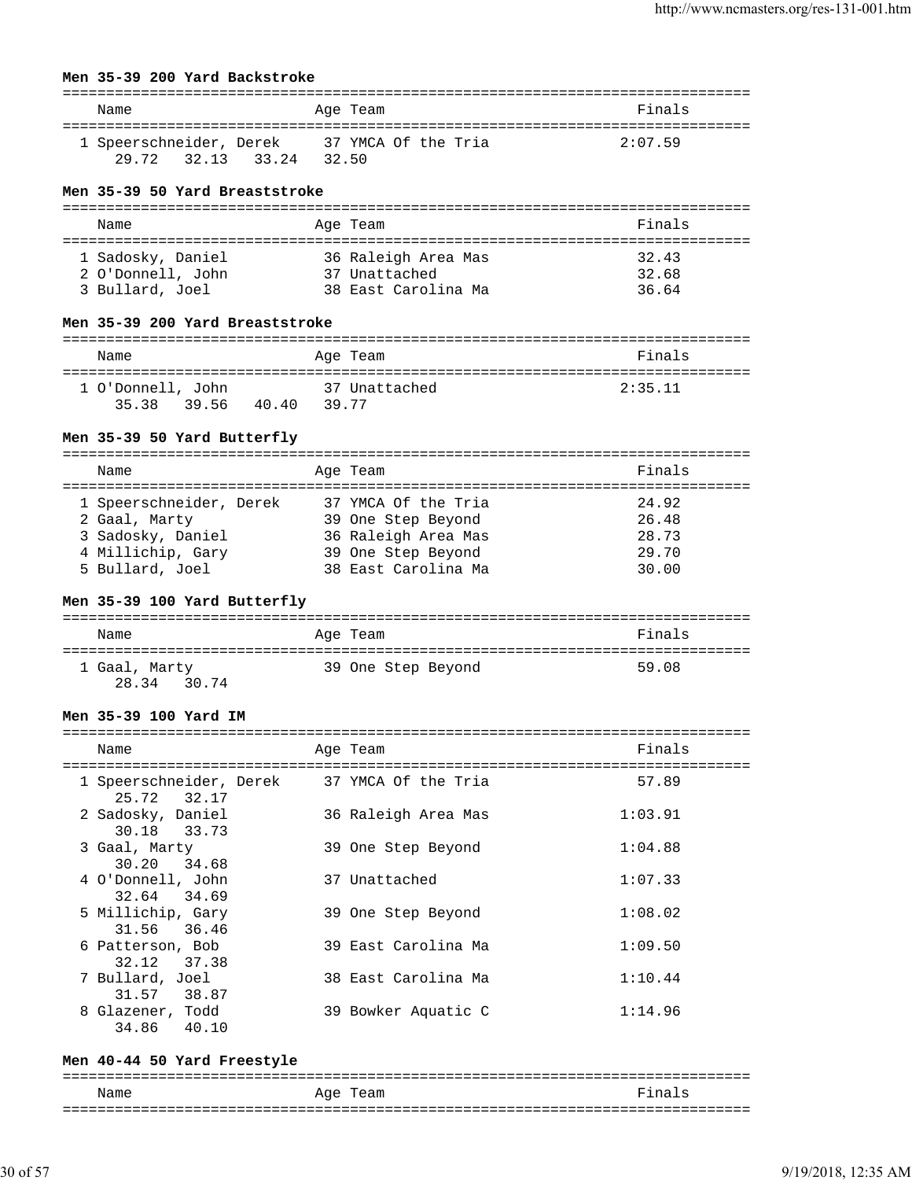**Men 35-39 200 Yard Backstroke**

| Name | Age | Team | Finals |
|---|---|---|---|
| 1 Speerschneider, Derek | 37 | YMCA Of the Tria | 2:07.59 |
| 29.72 32.13 33.24 32.50 | | | |

**Men 35-39 50 Yard Breaststroke**

| Name | Age | Team | Finals |
|---|---|---|---|
| 1 Sadosky, Daniel | 36 | Raleigh Area Mas | 32.43 |
| 2 O'Donnell, John | 37 | Unattached | 32.68 |
| 3 Bullard, Joel | 38 | East Carolina Ma | 36.64 |

**Men 35-39 200 Yard Breaststroke**

| Name | Age | Team | Finals |
|---|---|---|---|
| 1 O'Donnell, John | 37 | Unattached | 2:35.11 |
| 35.38 39.56 40.40 39.77 | | | |

**Men 35-39 50 Yard Butterfly**

| Name | Age | Team | Finals |
|---|---|---|---|
| 1 Speerschneider, Derek | 37 | YMCA Of the Tria | 24.92 |
| 2 Gaal, Marty | 39 | One Step Beyond | 26.48 |
| 3 Sadosky, Daniel | 36 | Raleigh Area Mas | 28.73 |
| 4 Millichip, Gary | 39 | One Step Beyond | 29.70 |
| 5 Bullard, Joel | 38 | East Carolina Ma | 30.00 |

**Men 35-39 100 Yard Butterfly**

| Name | Age | Team | Finals |
|---|---|---|---|
| 1 Gaal, Marty | 39 | One Step Beyond | 59.08 |
| 28.34 30.74 | | | |

**Men 35-39 100 Yard IM**

| Name | Age | Team | Finals |
|---|---|---|---|
| 1 Speerschneider, Derek | 37 | YMCA Of the Tria | 57.89 |
| 25.72 32.17 | | | |
| 2 Sadosky, Daniel | 36 | Raleigh Area Mas | 1:03.91 |
| 30.18 33.73 | | | |
| 3 Gaal, Marty | 39 | One Step Beyond | 1:04.88 |
| 30.20 34.68 | | | |
| 4 O'Donnell, John | 37 | Unattached | 1:07.33 |
| 32.64 34.69 | | | |
| 5 Millichip, Gary | 39 | One Step Beyond | 1:08.02 |
| 31.56 36.46 | | | |
| 6 Patterson, Bob | 39 | East Carolina Ma | 1:09.50 |
| 32.12 37.38 | | | |
| 7 Bullard, Joel | 38 | East Carolina Ma | 1:10.44 |
| 31.57 38.87 | | | |
| 8 Glazener, Todd | 39 | Bowker Aquatic C | 1:14.96 |
| 34.86 40.10 | | | |

**Men 40-44 50 Yard Freestyle**

| Name | Age | Team | Finals |
|---|---|---|---|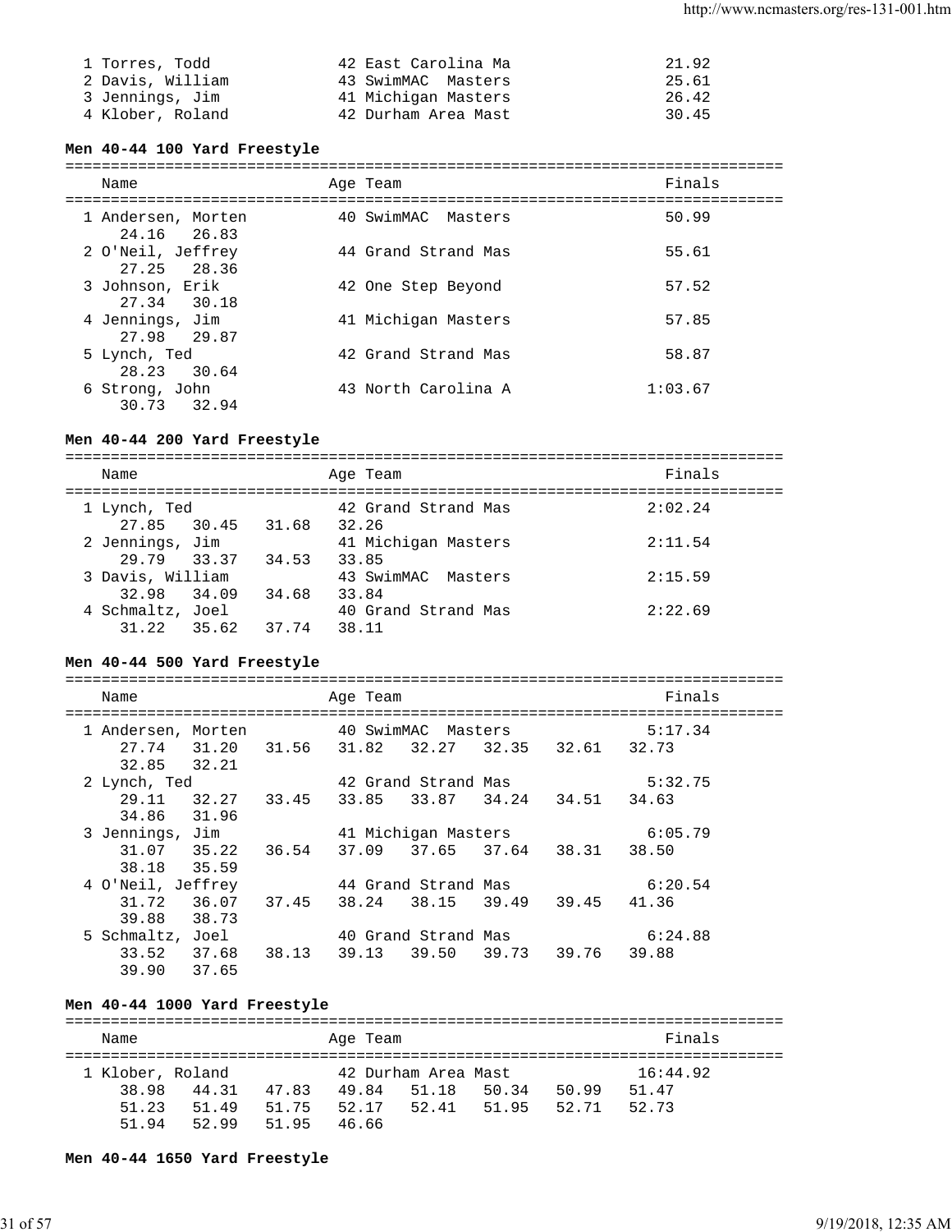| | Name | Age | Team | Finals |
|---|---|---|---|---|
| 1 | Torres, Todd | 42 | East Carolina Ma | 21.92 |
| 2 | Davis, William | 43 | SwimMAC Masters | 25.61 |
| 3 | Jennings, Jim | 41 | Michigan Masters | 26.42 |
| 4 | Klober, Roland | 42 | Durham Area Mast | 30.45 |

**Men 40-44 100 Yard Freestyle**

| | Name | Age | Team | Finals |
|---|---|---|---|---|
| 1 | Andersen, Morten | 40 | SwimMAC Masters | 50.99 |
| | 24.16 26.83 | | | |
| 2 | O'Neil, Jeffrey | 44 | Grand Strand Mas | 55.61 |
| | 27.25 28.36 | | | |
| 3 | Johnson, Erik | 42 | One Step Beyond | 57.52 |
| | 27.34 30.18 | | | |
| 4 | Jennings, Jim | 41 | Michigan Masters | 57.85 |
| | 27.98 29.87 | | | |
| 5 | Lynch, Ted | 42 | Grand Strand Mas | 58.87 |
| | 28.23 30.64 | | | |
| 6 | Strong, John | 43 | North Carolina A | 1:03.67 |
| | 30.73 32.94 | | | |

**Men 40-44 200 Yard Freestyle**

| | Name | Age | Team | Finals |
|---|---|---|---|---|
| 1 | Lynch, Ted | 42 | Grand Strand Mas | 2:02.24 |
| | 27.85 30.45 31.68 32.26 | | | |
| 2 | Jennings, Jim | 41 | Michigan Masters | 2:11.54 |
| | 29.79 33.37 34.53 33.85 | | | |
| 3 | Davis, William | 43 | SwimMAC Masters | 2:15.59 |
| | 32.98 34.09 34.68 33.84 | | | |
| 4 | Schmaltz, Joel | 40 | Grand Strand Mas | 2:22.69 |
| | 31.22 35.62 37.74 38.11 | | | |

**Men 40-44 500 Yard Freestyle**

| | Name | Age | Team | Finals |
|---|---|---|---|---|
| 1 | Andersen, Morten | 40 | SwimMAC Masters | 5:17.34 |
| | 27.74 31.20 31.56 31.82 32.27 32.35 32.61 32.73 | | | |
| | 32.85 32.21 | | | |
| 2 | Lynch, Ted | 42 | Grand Strand Mas | 5:32.75 |
| | 29.11 32.27 33.45 33.85 33.87 34.24 34.51 34.63 | | | |
| | 34.86 31.96 | | | |
| 3 | Jennings, Jim | 41 | Michigan Masters | 6:05.79 |
| | 31.07 35.22 36.54 37.09 37.65 37.64 38.31 38.50 | | | |
| | 38.18 35.59 | | | |
| 4 | O'Neil, Jeffrey | 44 | Grand Strand Mas | 6:20.54 |
| | 31.72 36.07 37.45 38.24 38.15 39.49 39.45 41.36 | | | |
| | 39.88 38.73 | | | |
| 5 | Schmaltz, Joel | 40 | Grand Strand Mas | 6:24.88 |
| | 33.52 37.68 38.13 39.13 39.50 39.73 39.76 39.88 | | | |
| | 39.90 37.65 | | | |

**Men 40-44 1000 Yard Freestyle**

| | Name | Age | Team | Finals |
|---|---|---|---|---|
| 1 | Klober, Roland | 42 | Durham Area Mast | 16:44.92 |
| | 38.98 44.31 47.83 49.84 51.18 50.34 50.99 51.47 | | | |
| | 51.23 51.49 51.75 52.17 52.41 51.95 52.71 52.73 | | | |
| | 51.94 52.99 51.95 46.66 | | | |

**Men 40-44 1650 Yard Freestyle**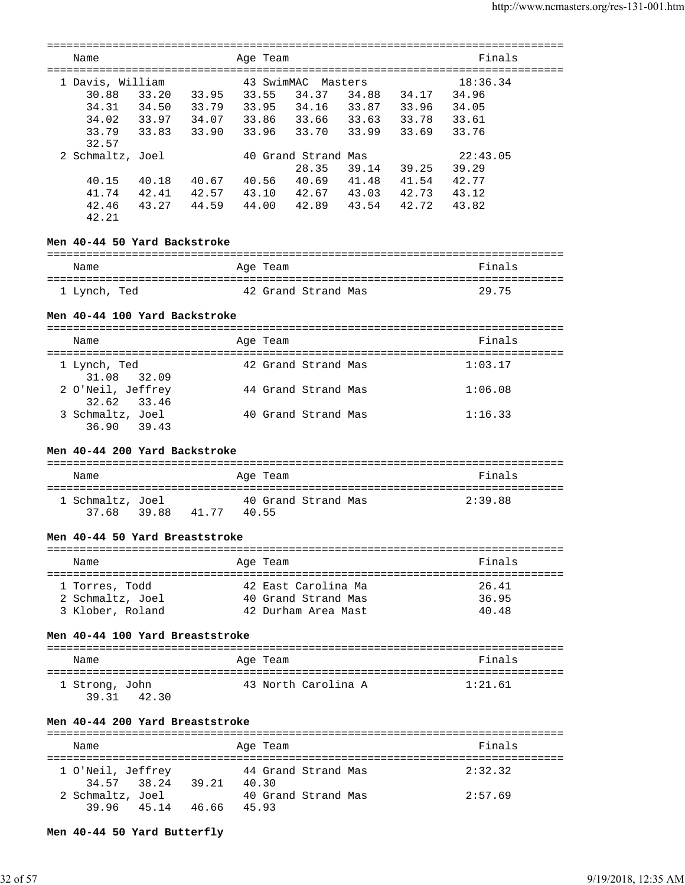| Name | Age | Team | Finals |
|---|---|---|---|
| 1 Davis, William | 43 | SwimMAC Masters | 18:36.34 |

30.88 33.20 33.95 33.55 34.37 34.88 34.17 34.96
34.31 34.50 33.79 33.95 34.16 33.87 33.96 34.05
34.02 33.97 34.07 33.86 33.66 33.63 33.78 33.61
33.79 33.83 33.90 33.96 33.70 33.99 33.69 33.76
32.57

| Name | Age | Team | Finals |
|---|---|---|---|
| 2 Schmaltz, Joel | 40 | Grand Strand Mas | 22:43.05 |

28.35 39.14 39.25 39.29
40.15 40.18 40.67 40.56 40.69 41.48 41.54 42.77
41.74 42.41 42.57 43.10 42.67 43.03 42.73 43.12
42.46 43.27 44.59 44.00 42.89 43.54 42.72 43.82
42.21

**Men 40-44 50 Yard Backstroke**

| Name | Age | Team | Finals |
|---|---|---|---|
| 1 Lynch, Ted | 42 | Grand Strand Mas | 29.75 |

**Men 40-44 100 Yard Backstroke**

| Name | Age | Team | Finals | Splits |
|---|---|---|---|---|
| 1 Lynch, Ted | 42 | Grand Strand Mas | 1:03.17 | 31.08 32.09 |
| 2 O'Neil, Jeffrey | 44 | Grand Strand Mas | 1:06.08 | 32.62 33.46 |
| 3 Schmaltz, Joel | 40 | Grand Strand Mas | 1:16.33 | 36.90 39.43 |

**Men 40-44 200 Yard Backstroke**

| Name | Age | Team | Finals | Splits |
|---|---|---|---|---|
| 1 Schmaltz, Joel | 40 | Grand Strand Mas | 2:39.88 | 37.68 39.88 41.77 40.55 |

**Men 40-44 50 Yard Breaststroke**

| Name | Age | Team | Finals |
|---|---|---|---|
| 1 Torres, Todd | 42 | East Carolina Ma | 26.41 |
| 2 Schmaltz, Joel | 40 | Grand Strand Mas | 36.95 |
| 3 Klober, Roland | 42 | Durham Area Mast | 40.48 |

**Men 40-44 100 Yard Breaststroke**

| Name | Age | Team | Finals | Splits |
|---|---|---|---|---|
| 1 Strong, John | 43 | North Carolina A | 1:21.61 | 39.31 42.30 |

**Men 40-44 200 Yard Breaststroke**

| Name | Age | Team | Finals | Splits |
|---|---|---|---|---|
| 1 O'Neil, Jeffrey | 44 | Grand Strand Mas | 2:32.32 | 34.57 38.24 39.21 40.30 |
| 2 Schmaltz, Joel | 40 | Grand Strand Mas | 2:57.69 | 39.96 45.14 46.66 45.93 |

**Men 40-44 50 Yard Butterfly**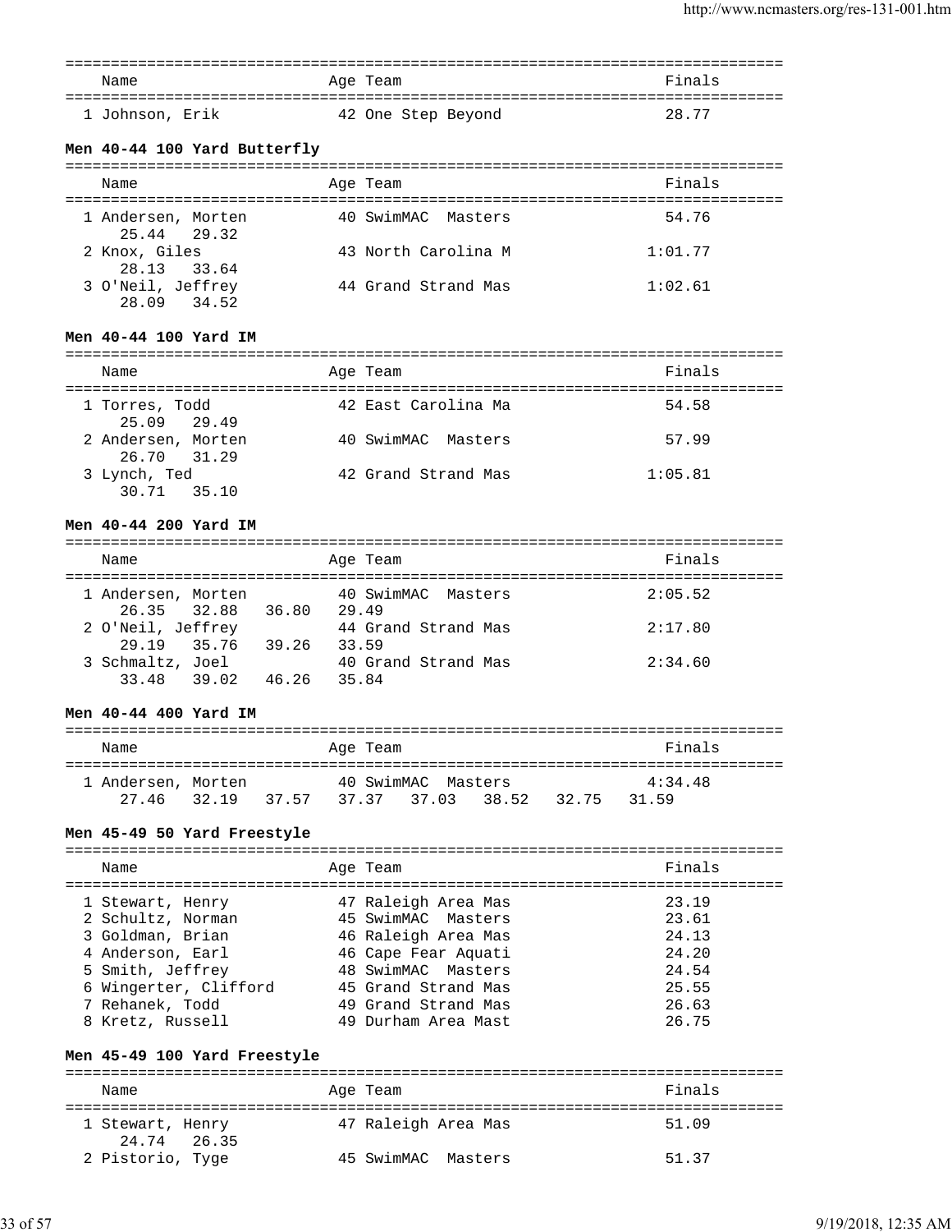| Name | Age | Team | Finals |
|---|---|---|---|
| 1 Johnson, Erik | 42 | One Step Beyond | 28.77 |

**Men 40-44 100 Yard Butterfly**

| Name | Age | Team | Finals |
|---|---|---|---|
| 1 Andersen, Morten | 40 | SwimMAC Masters | 54.76 |
| 25.44 29.32 | | | |
| 2 Knox, Giles | 43 | North Carolina M | 1:01.77 |
| 28.13 33.64 | | | |
| 3 O'Neil, Jeffrey | 44 | Grand Strand Mas | 1:02.61 |
| 28.09 34.52 | | | |

**Men 40-44 100 Yard IM**

| Name | Age | Team | Finals |
|---|---|---|---|
| 1 Torres, Todd | 42 | East Carolina Ma | 54.58 |
| 25.09 29.49 | | | |
| 2 Andersen, Morten | 40 | SwimMAC Masters | 57.99 |
| 26.70 31.29 | | | |
| 3 Lynch, Ted | 42 | Grand Strand Mas | 1:05.81 |
| 30.71 35.10 | | | |

**Men 40-44 200 Yard IM**

| Name | Age | Team | Finals |
|---|---|---|---|
| 1 Andersen, Morten | 40 | SwimMAC Masters | 2:05.52 |
| 26.35 32.88 36.80 29.49 | | | |
| 2 O'Neil, Jeffrey | 44 | Grand Strand Mas | 2:17.80 |
| 29.19 35.76 39.26 33.59 | | | |
| 3 Schmaltz, Joel | 40 | Grand Strand Mas | 2:34.60 |
| 33.48 39.02 46.26 35.84 | | | |

**Men 40-44 400 Yard IM**

| Name | Age | Team | Finals |
|---|---|---|---|
| 1 Andersen, Morten | 40 | SwimMAC Masters | 4:34.48 |
| 27.46 32.19 37.57 37.37 37.03 38.52 32.75 31.59 | | | |

**Men 45-49 50 Yard Freestyle**

| Name | Age | Team | Finals |
|---|---|---|---|
| 1 Stewart, Henry | 47 | Raleigh Area Mas | 23.19 |
| 2 Schultz, Norman | 45 | SwimMAC Masters | 23.61 |
| 3 Goldman, Brian | 46 | Raleigh Area Mas | 24.13 |
| 4 Anderson, Earl | 46 | Cape Fear Aquati | 24.20 |
| 5 Smith, Jeffrey | 48 | SwimMAC Masters | 24.54 |
| 6 Wingerter, Clifford | 45 | Grand Strand Mas | 25.55 |
| 7 Rehanek, Todd | 49 | Grand Strand Mas | 26.63 |
| 8 Kretz, Russell | 49 | Durham Area Mast | 26.75 |

**Men 45-49 100 Yard Freestyle**

| Name | Age | Team | Finals |
|---|---|---|---|
| 1 Stewart, Henry | 47 | Raleigh Area Mas | 51.09 |
| 24.74 26.35 | | | |
| 2 Pistorio, Tyge | 45 | SwimMAC Masters | 51.37 |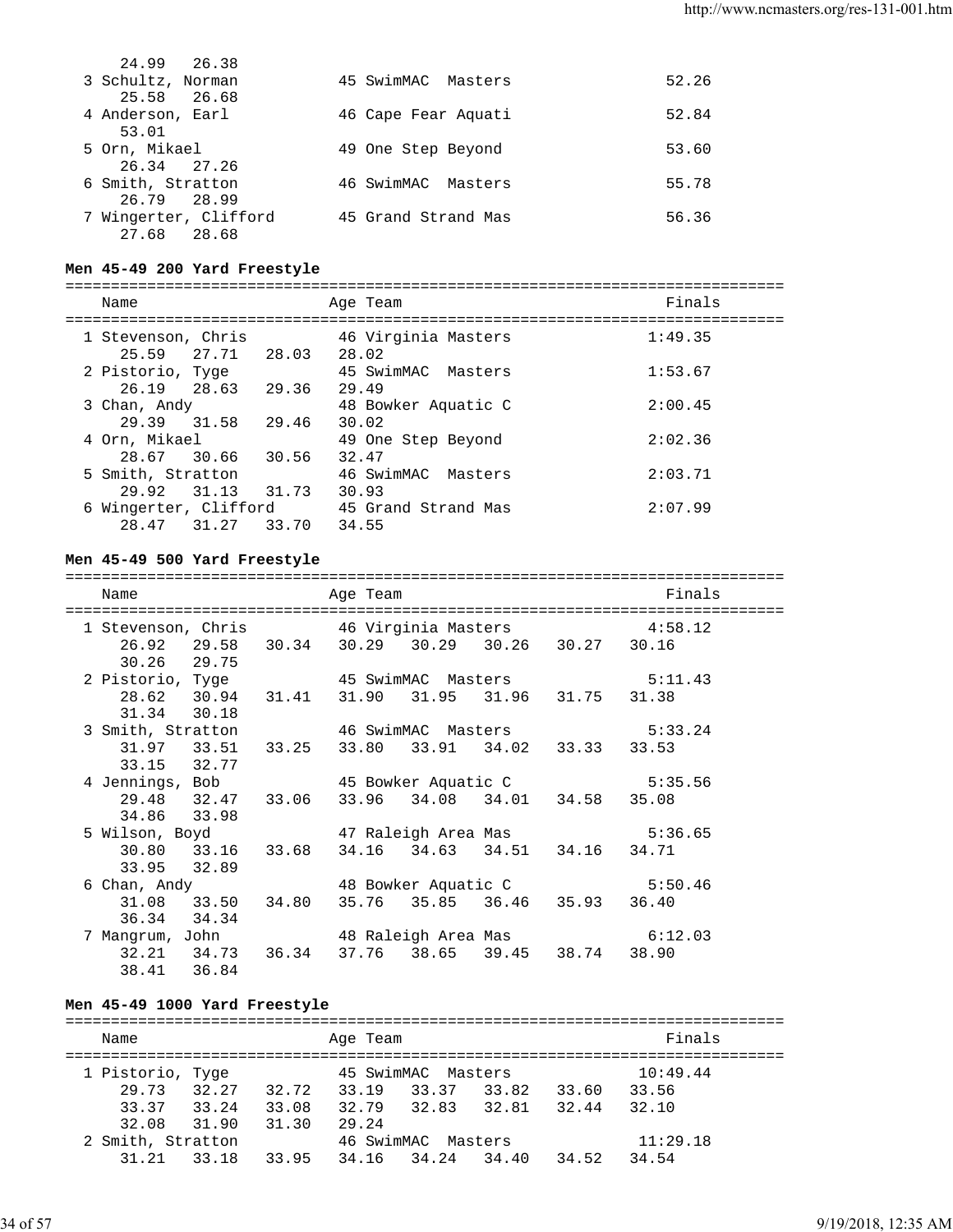```
    24.99   26.38
  3 Schultz, Norman          45 SwimMAC  Masters                52.26
    25.58   26.68
  4 Anderson, Earl           46 Cape Fear Aquati                52.84
    53.01
  5 Orn, Mikael              49 One Step Beyond                 53.60
    26.34   27.26
  6 Smith, Stratton          46 SwimMAC  Masters                55.78
    26.79   28.99
  7 Wingerter, Clifford      45 Grand Strand Mas                56.36
    27.68   28.68
```

**Men 45-49 200 Yard Freestyle**

```
===============================================================================
    Name                    Age Team                                    Finals
===============================================================================
  1 Stevenson, Chris         46 Virginia Masters                      1:49.35
    25.59   27.71   28.03   28.02
  2 Pistorio, Tyge           45 SwimMAC  Masters                      1:53.67
    26.19   28.63   29.36   29.49
  3 Chan, Andy               48 Bowker Aquatic C                      2:00.45
    29.39   31.58   29.46   30.02
  4 Orn, Mikael              49 One Step Beyond                       2:02.36
    28.67   30.66   30.56   32.47
  5 Smith, Stratton          46 SwimMAC  Masters                      2:03.71
    29.92   31.13   31.73   30.93
  6 Wingerter, Clifford      45 Grand Strand Mas                      2:07.99
    28.47   31.27   33.70   34.55
```

**Men 45-49 500 Yard Freestyle**

```
===============================================================================
    Name                    Age Team                                    Finals
===============================================================================
  1 Stevenson, Chris         46 Virginia Masters                      4:58.12
    26.92   29.58   30.34   30.29   30.29   30.26   30.27   30.16
    30.26   29.75
  2 Pistorio, Tyge           45 SwimMAC  Masters                      5:11.43
    28.62   30.94   31.41   31.90   31.95   31.96   31.75   31.38
    31.34   30.18
  3 Smith, Stratton          46 SwimMAC  Masters                      5:33.24
    31.97   33.51   33.25   33.80   33.91   34.02   33.33   33.53
    33.15   32.77
  4 Jennings, Bob            45 Bowker Aquatic C                      5:35.56
    29.48   32.47   33.06   33.96   34.08   34.01   34.58   35.08
    34.86   33.98
  5 Wilson, Boyd             47 Raleigh Area Mas                      5:36.65
    30.80   33.16   33.68   34.16   34.63   34.51   34.16   34.71
    33.95   32.89
  6 Chan, Andy               48 Bowker Aquatic C                      5:50.46
    31.08   33.50   34.80   35.76   35.85   36.46   35.93   36.40
    36.34   34.34
  7 Mangrum, John            48 Raleigh Area Mas                      6:12.03
    32.21   34.73   36.34   37.76   38.65   39.45   38.74   38.90
    38.41   36.84
```

**Men 45-49 1000 Yard Freestyle**

```
===============================================================================
    Name                    Age Team                                    Finals
===============================================================================
  1 Pistorio, Tyge           45 SwimMAC  Masters                     10:49.44
    29.73   32.27   32.72   33.19   33.37   33.82   33.60   33.56
    33.37   33.24   33.08   32.79   32.83   32.81   32.44   32.10
    32.08   31.90   31.30   29.24
  2 Smith, Stratton          46 SwimMAC  Masters                     11:29.18
    31.21   33.18   33.95   34.16   34.24   34.40   34.52   34.54
```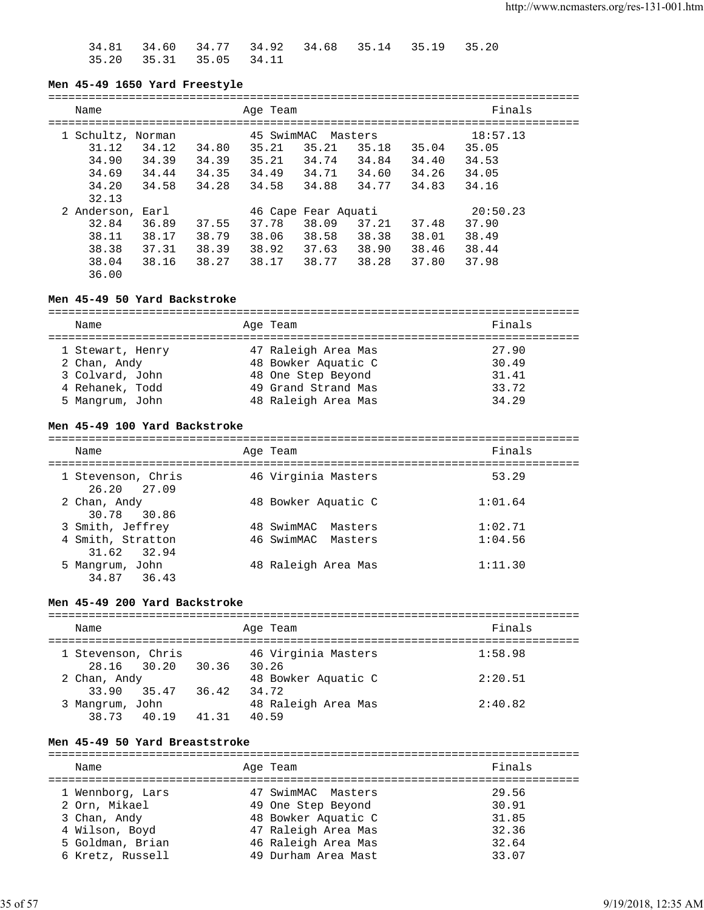```
      34.81   34.60   34.77   34.92   34.68   35.14   35.19   35.20
      35.20   35.31   35.05   34.11
```

### Men 45-49 1650 Yard Freestyle

```
===============================================================================
    Name                    Age Team                                Finals
===============================================================================
  1 Schultz, Norman          45 SwimMAC  Masters                  18:57.13
      31.12   34.12   34.80   35.21   35.21   35.18   35.04   35.05
      34.90   34.39   34.39   35.21   34.74   34.84   34.40   34.53
      34.69   34.44   34.35   34.49   34.71   34.60   34.26   34.05
      34.20   34.58   34.28   34.58   34.88   34.77   34.83   34.16
      32.13
  2 Anderson, Earl           46 Cape Fear Aquati                  20:50.23
      32.84   36.89   37.55   37.78   38.09   37.21   37.48   37.90
      38.11   38.17   38.79   38.06   38.58   38.38   38.01   38.49
      38.38   37.31   38.39   38.92   37.63   38.90   38.46   38.44
      38.04   38.16   38.27   38.17   38.77   38.28   37.80   37.98
      36.00
```

### Men 45-49 50 Yard Backstroke

```
===============================================================================
    Name                    Age Team                                Finals
===============================================================================
  1 Stewart, Henry           47 Raleigh Area Mas                     27.90
  2 Chan, Andy               48 Bowker Aquatic C                     30.49
  3 Colvard, John            48 One Step Beyond                      31.41
  4 Rehanek, Todd            49 Grand Strand Mas                     33.72
  5 Mangrum, John            48 Raleigh Area Mas                     34.29
```

### Men 45-49 100 Yard Backstroke

```
===============================================================================
    Name                    Age Team                                Finals
===============================================================================
  1 Stevenson, Chris         46 Virginia Masters                     53.29
      26.20   27.09
  2 Chan, Andy               48 Bowker Aquatic C                   1:01.64
      30.78   30.86
  3 Smith, Jeffrey           48 SwimMAC  Masters                   1:02.71
  4 Smith, Stratton          46 SwimMAC  Masters                   1:04.56
      31.62   32.94
  5 Mangrum, John            48 Raleigh Area Mas                   1:11.30
      34.87   36.43
```

### Men 45-49 200 Yard Backstroke

```
===============================================================================
    Name                    Age Team                                Finals
===============================================================================
  1 Stevenson, Chris         46 Virginia Masters                   1:58.98
      28.16   30.20   30.36   30.26
  2 Chan, Andy               48 Bowker Aquatic C                   2:20.51
      33.90   35.47   36.42   34.72
  3 Mangrum, John            48 Raleigh Area Mas                   2:40.82
      38.73   40.19   41.31   40.59
```

### Men 45-49 50 Yard Breaststroke

```
===============================================================================
    Name                    Age Team                                Finals
===============================================================================
  1 Wennborg, Lars           47 SwimMAC  Masters                     29.56
  2 Orn, Mikael              49 One Step Beyond                      30.91
  3 Chan, Andy               48 Bowker Aquatic C                     31.85
  4 Wilson, Boyd             47 Raleigh Area Mas                     32.36
  5 Goldman, Brian           46 Raleigh Area Mas                     32.64
  6 Kretz, Russell           49 Durham Area Mast                     33.07
```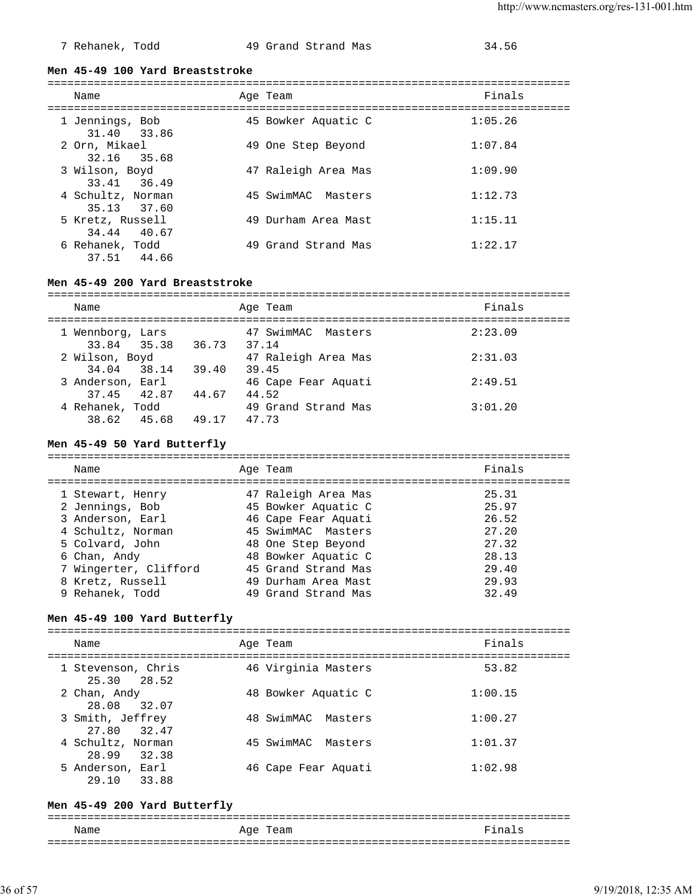| | Name | Age | Team | Finals |
|---|---|---|---|---|
| 7 | Rehanek, Todd | 49 | Grand Strand Mas | 34.56 |

**Men 45-49 100 Yard Breaststroke**

| | Name | Age | Team | Finals |
|---|---|---|---|---|
| 1 | Jennings, Bob | 45 | Bowker Aquatic C | 1:05.26 |
| | 31.40 33.86 | | | |
| 2 | Orn, Mikael | 49 | One Step Beyond | 1:07.84 |
| | 32.16 35.68 | | | |
| 3 | Wilson, Boyd | 47 | Raleigh Area Mas | 1:09.90 |
| | 33.41 36.49 | | | |
| 4 | Schultz, Norman | 45 | SwimMAC Masters | 1:12.73 |
| | 35.13 37.60 | | | |
| 5 | Kretz, Russell | 49 | Durham Area Mast | 1:15.11 |
| | 34.44 40.67 | | | |
| 6 | Rehanek, Todd | 49 | Grand Strand Mas | 1:22.17 |
| | 37.51 44.66 | | | |

**Men 45-49 200 Yard Breaststroke**

| | Name | Age | Team | Finals |
|---|---|---|---|---|
| 1 | Wennborg, Lars | 47 | SwimMAC Masters | 2:23.09 |
| | 33.84 35.38 36.73 37.14 | | | |
| 2 | Wilson, Boyd | 47 | Raleigh Area Mas | 2:31.03 |
| | 34.04 38.14 39.40 39.45 | | | |
| 3 | Anderson, Earl | 46 | Cape Fear Aquati | 2:49.51 |
| | 37.45 42.87 44.67 44.52 | | | |
| 4 | Rehanek, Todd | 49 | Grand Strand Mas | 3:01.20 |
| | 38.62 45.68 49.17 47.73 | | | |

**Men 45-49 50 Yard Butterfly**

| | Name | Age | Team | Finals |
|---|---|---|---|---|
| 1 | Stewart, Henry | 47 | Raleigh Area Mas | 25.31 |
| 2 | Jennings, Bob | 45 | Bowker Aquatic C | 25.97 |
| 3 | Anderson, Earl | 46 | Cape Fear Aquati | 26.52 |
| 4 | Schultz, Norman | 45 | SwimMAC Masters | 27.20 |
| 5 | Colvard, John | 48 | One Step Beyond | 27.32 |
| 6 | Chan, Andy | 48 | Bowker Aquatic C | 28.13 |
| 7 | Wingerter, Clifford | 45 | Grand Strand Mas | 29.40 |
| 8 | Kretz, Russell | 49 | Durham Area Mast | 29.93 |
| 9 | Rehanek, Todd | 49 | Grand Strand Mas | 32.49 |

**Men 45-49 100 Yard Butterfly**

| | Name | Age | Team | Finals |
|---|---|---|---|---|
| 1 | Stevenson, Chris | 46 | Virginia Masters | 53.82 |
| | 25.30 28.52 | | | |
| 2 | Chan, Andy | 48 | Bowker Aquatic C | 1:00.15 |
| | 28.08 32.07 | | | |
| 3 | Smith, Jeffrey | 48 | SwimMAC Masters | 1:00.27 |
| | 27.80 32.47 | | | |
| 4 | Schultz, Norman | 45 | SwimMAC Masters | 1:01.37 |
| | 28.99 32.38 | | | |
| 5 | Anderson, Earl | 46 | Cape Fear Aquati | 1:02.98 |
| | 29.10 33.88 | | | |

**Men 45-49 200 Yard Butterfly**

| | Name | Age | Team | Finals |
|---|---|---|---|---|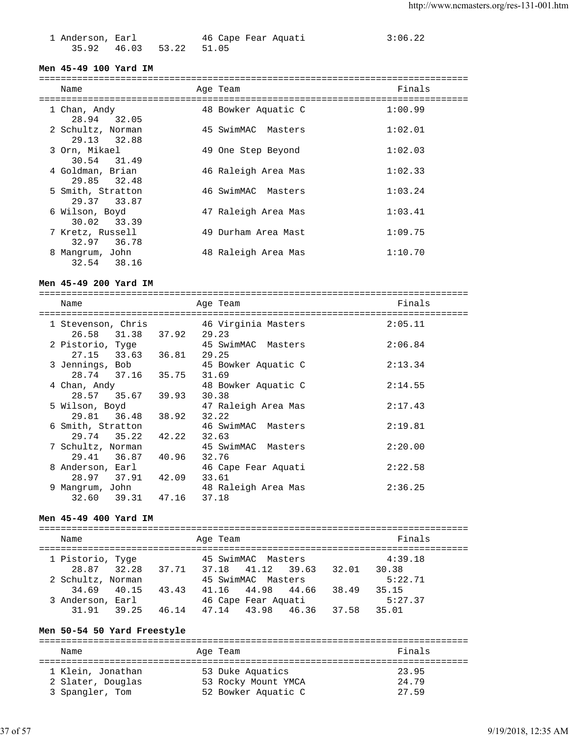| Name | Age | Team | Finals |
|---|---|---|---|
| 1 Anderson, Earl | 46 | Cape Fear Aquati | 3:06.22 |
| 35.92  46.03  53.22  51.05 | | | |

**Men 45-49 100 Yard IM**

| Name | Age | Team | Finals |
|---|---|---|---|
| 1 Chan, Andy | 48 | Bowker Aquatic C | 1:00.99 |
| 28.94  32.05 | | | |
| 2 Schultz, Norman | 45 | SwimMAC  Masters | 1:02.01 |
| 29.13  32.88 | | | |
| 3 Orn, Mikael | 49 | One Step Beyond | 1:02.03 |
| 30.54  31.49 | | | |
| 4 Goldman, Brian | 46 | Raleigh Area Mas | 1:02.33 |
| 29.85  32.48 | | | |
| 5 Smith, Stratton | 46 | SwimMAC  Masters | 1:03.24 |
| 29.37  33.87 | | | |
| 6 Wilson, Boyd | 47 | Raleigh Area Mas | 1:03.41 |
| 30.02  33.39 | | | |
| 7 Kretz, Russell | 49 | Durham Area Mast | 1:09.75 |
| 32.97  36.78 | | | |
| 8 Mangrum, John | 48 | Raleigh Area Mas | 1:10.70 |
| 32.54  38.16 | | | |

**Men 45-49 200 Yard IM**

| Name | Age | Team | Finals |
|---|---|---|---|
| 1 Stevenson, Chris | 46 | Virginia Masters | 2:05.11 |
| 26.58  31.38  37.92  29.23 | | | |
| 2 Pistorio, Tyge | 45 | SwimMAC  Masters | 2:06.84 |
| 27.15  33.63  36.81  29.25 | | | |
| 3 Jennings, Bob | 45 | Bowker Aquatic C | 2:13.34 |
| 28.74  37.16  35.75  31.69 | | | |
| 4 Chan, Andy | 48 | Bowker Aquatic C | 2:14.55 |
| 28.57  35.67  39.93  30.38 | | | |
| 5 Wilson, Boyd | 47 | Raleigh Area Mas | 2:17.43 |
| 29.81  36.48  38.92  32.22 | | | |
| 6 Smith, Stratton | 46 | SwimMAC  Masters | 2:19.81 |
| 29.74  35.22  42.22  32.63 | | | |
| 7 Schultz, Norman | 45 | SwimMAC  Masters | 2:20.00 |
| 29.41  36.87  40.96  32.76 | | | |
| 8 Anderson, Earl | 46 | Cape Fear Aquati | 2:22.58 |
| 28.97  37.91  42.09  33.61 | | | |
| 9 Mangrum, John | 48 | Raleigh Area Mas | 2:36.25 |
| 32.60  39.31  47.16  37.18 | | | |

**Men 45-49 400 Yard IM**

| Name | Age | Team | Finals |
|---|---|---|---|
| 1 Pistorio, Tyge | 45 | SwimMAC  Masters | 4:39.18 |
| 28.87  32.28  37.71  37.18  41.12  39.63  32.01  30.38 | | | |
| 2 Schultz, Norman | 45 | SwimMAC  Masters | 5:22.71 |
| 34.69  40.15  43.43  41.16  44.98  44.66  38.49  35.15 | | | |
| 3 Anderson, Earl | 46 | Cape Fear Aquati | 5:27.37 |
| 31.91  39.25  46.14  47.14  43.98  46.36  37.58  35.01 | | | |

**Men 50-54 50 Yard Freestyle**

| Name | Age | Team | Finals |
|---|---|---|---|
| 1 Klein, Jonathan | 53 | Duke Aquatics | 23.95 |
| 2 Slater, Douglas | 53 | Rocky Mount YMCA | 24.79 |
| 3 Spangler, Tom | 52 | Bowker Aquatic C | 27.59 |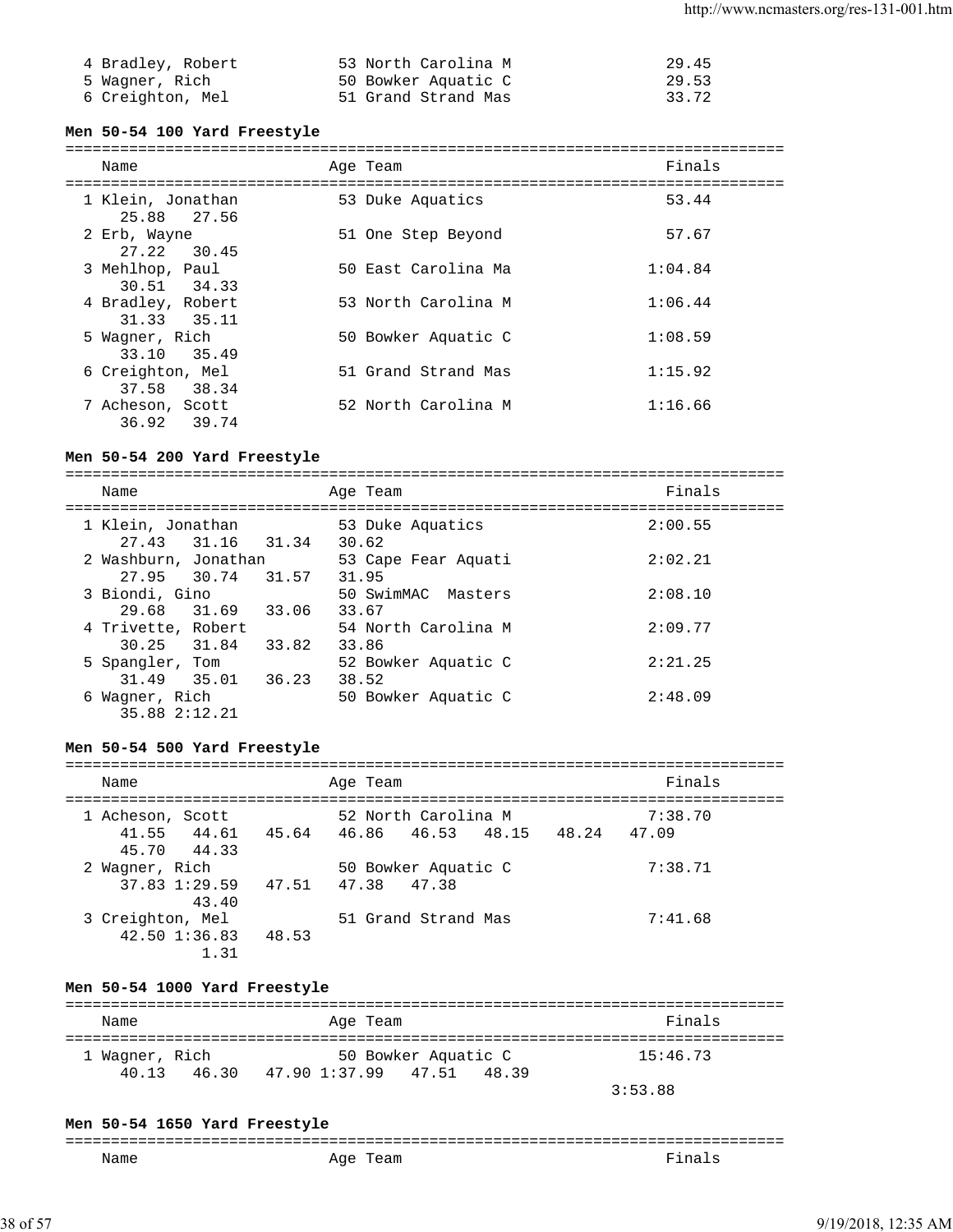| | | |
|---|---|---|
| 4 Bradley, Robert | 53 North Carolina M | 29.45 |
| 5 Wagner, Rich | 50 Bowker Aquatic C | 29.53 |
| 6 Creighton, Mel | 51 Grand Strand Mas | 33.72 |

**Men 50-54 100 Yard Freestyle**

```
===============================================================================
    Name                    Age Team                                    Finals
===============================================================================
  1 Klein, Jonathan          53 Duke Aquatics                            53.44
      25.88   27.56
  2 Erb, Wayne               51 One Step Beyond                          57.67
      27.22   30.45
  3 Mehlhop, Paul            50 East Carolina Ma                       1:04.84
      30.51   34.33
  4 Bradley, Robert          53 North Carolina M                       1:06.44
      31.33   35.11
  5 Wagner, Rich             50 Bowker Aquatic C                       1:08.59
      33.10   35.49
  6 Creighton, Mel           51 Grand Strand Mas                       1:15.92
      37.58   38.34
  7 Acheson, Scott           52 North Carolina M                       1:16.66
      36.92   39.74
```

**Men 50-54 200 Yard Freestyle**

```
===============================================================================
    Name                    Age Team                                    Finals
===============================================================================
  1 Klein, Jonathan          53 Duke Aquatics                          2:00.55
      27.43   31.16   31.34   30.62
  2 Washburn, Jonathan       53 Cape Fear Aquati                       2:02.21
      27.95   30.74   31.57   31.95
  3 Biondi, Gino             50 SwimMAC  Masters                       2:08.10
      29.68   31.69   33.06   33.67
  4 Trivette, Robert         54 North Carolina M                       2:09.77
      30.25   31.84   33.82   33.86
  5 Spangler, Tom            52 Bowker Aquatic C                       2:21.25
      31.49   35.01   36.23   38.52
  6 Wagner, Rich             50 Bowker Aquatic C                       2:48.09
      35.88 2:12.21
```

**Men 50-54 500 Yard Freestyle**

```
===============================================================================
    Name                    Age Team                                    Finals
===============================================================================
  1 Acheson, Scott           52 North Carolina M                       7:38.70
      41.55   44.61   45.64   46.86   46.53   48.15   48.24   47.09
      45.70   44.33
  2 Wagner, Rich             50 Bowker Aquatic C                       7:38.71
      37.83 1:29.59   47.51   47.38   47.38
              43.40
  3 Creighton, Mel           51 Grand Strand Mas                       7:41.68
      42.50 1:36.83   48.53
               1.31
```

**Men 50-54 1000 Yard Freestyle**

```
===============================================================================
    Name                    Age Team                                    Finals
===============================================================================
  1 Wagner, Rich             50 Bowker Aquatic C                      15:46.73
      40.13   46.30   47.90 1:37.99   47.51   48.39
                                                                   3:53.88
```

**Men 50-54 1650 Yard Freestyle**

```
===============================================================================
    Name                    Age Team                                    Finals
```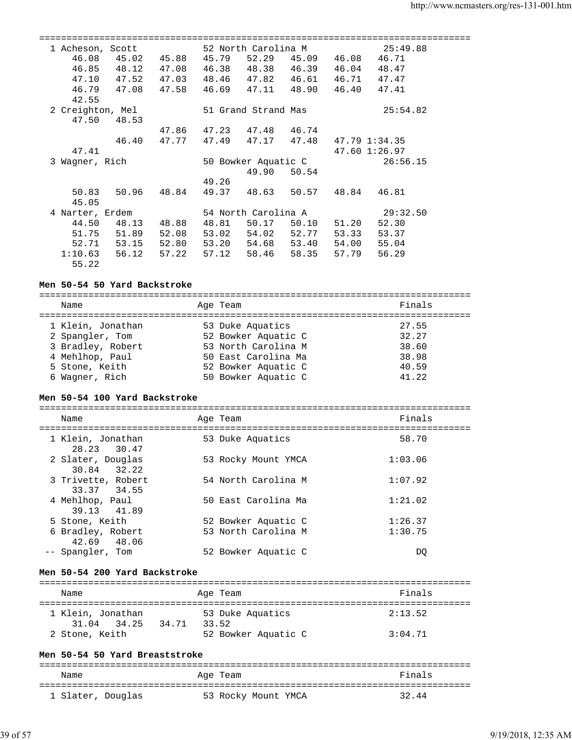| Place | Name | Age | Team | Finals |
|---|---|---|---|---|
| 1 | Acheson, Scott | 52 | North Carolina M | 25:49.88 |
| | 46.08 45.02 45.88 45.79 52.29 45.09 46.08 46.71 | | | |
| | 46.85 48.12 47.08 46.38 48.38 46.39 46.04 48.47 | | | |
| | 47.10 47.52 47.03 48.46 47.82 46.61 46.71 47.47 | | | |
| | 46.79 47.08 47.58 46.69 47.11 48.90 46.40 47.41 | | | |
| | 42.55 | | | |
| 2 | Creighton, Mel | 51 | Grand Strand Mas | 25:54.82 |
| | 47.50 48.53 | | | |
| | 47.86 47.23 47.48 46.74 | | | |
| | 46.40 47.77 47.49 47.17 47.48 47.79 1:34.35 | | | |
| | 47.41 47.60 1:26.97 | | | |
| 3 | Wagner, Rich | 50 | Bowker Aquatic C | 26:56.15 |
| | 49.90 50.54 | | | |
| | 49.26 | | | |
| | 50.83 50.96 48.84 49.37 48.63 50.57 48.84 46.81 | | | |
| | 45.05 | | | |
| 4 | Narter, Erdem | 54 | North Carolina A | 29:32.50 |
| | 44.50 48.13 48.88 48.81 50.17 50.10 51.20 52.30 | | | |
| | 51.75 51.89 52.08 53.02 54.02 52.77 53.33 53.37 | | | |
| | 52.71 53.15 52.80 53.20 54.68 53.40 54.00 55.04 | | | |
| | 1:10.63 56.12 57.22 57.12 58.46 58.35 57.79 56.29 | | | |
| | 55.22 | | | |

**Men 50-54 50 Yard Backstroke**

| Place | Name | Age | Team | Finals |
|---|---|---|---|---|
| 1 | Klein, Jonathan | 53 | Duke Aquatics | 27.55 |
| 2 | Spangler, Tom | 52 | Bowker Aquatic C | 32.27 |
| 3 | Bradley, Robert | 53 | North Carolina M | 38.60 |
| 4 | Mehlhop, Paul | 50 | East Carolina Ma | 38.98 |
| 5 | Stone, Keith | 52 | Bowker Aquatic C | 40.59 |
| 6 | Wagner, Rich | 50 | Bowker Aquatic C | 41.22 |

**Men 50-54 100 Yard Backstroke**

| Place | Name | Age | Team | Finals |
|---|---|---|---|---|
| 1 | Klein, Jonathan | 53 | Duke Aquatics | 58.70 |
| | 28.23 30.47 | | | |
| 2 | Slater, Douglas | 53 | Rocky Mount YMCA | 1:03.06 |
| | 30.84 32.22 | | | |
| 3 | Trivette, Robert | 54 | North Carolina M | 1:07.92 |
| | 33.37 34.55 | | | |
| 4 | Mehlhop, Paul | 50 | East Carolina Ma | 1:21.02 |
| | 39.13 41.89 | | | |
| 5 | Stone, Keith | 52 | Bowker Aquatic C | 1:26.37 |
| 6 | Bradley, Robert | 53 | North Carolina M | 1:30.75 |
| | 42.69 48.06 | | | |
| -- | Spangler, Tom | 52 | Bowker Aquatic C | DQ |

**Men 50-54 200 Yard Backstroke**

| Place | Name | Age | Team | Finals |
|---|---|---|---|---|
| 1 | Klein, Jonathan | 53 | Duke Aquatics | 2:13.52 |
| | 31.04 34.25 34.71 33.52 | | | |
| 2 | Stone, Keith | 52 | Bowker Aquatic C | 3:04.71 |

**Men 50-54 50 Yard Breaststroke**

| Place | Name | Age | Team | Finals |
|---|---|---|---|---|
| 1 | Slater, Douglas | 53 | Rocky Mount YMCA | 32.44 |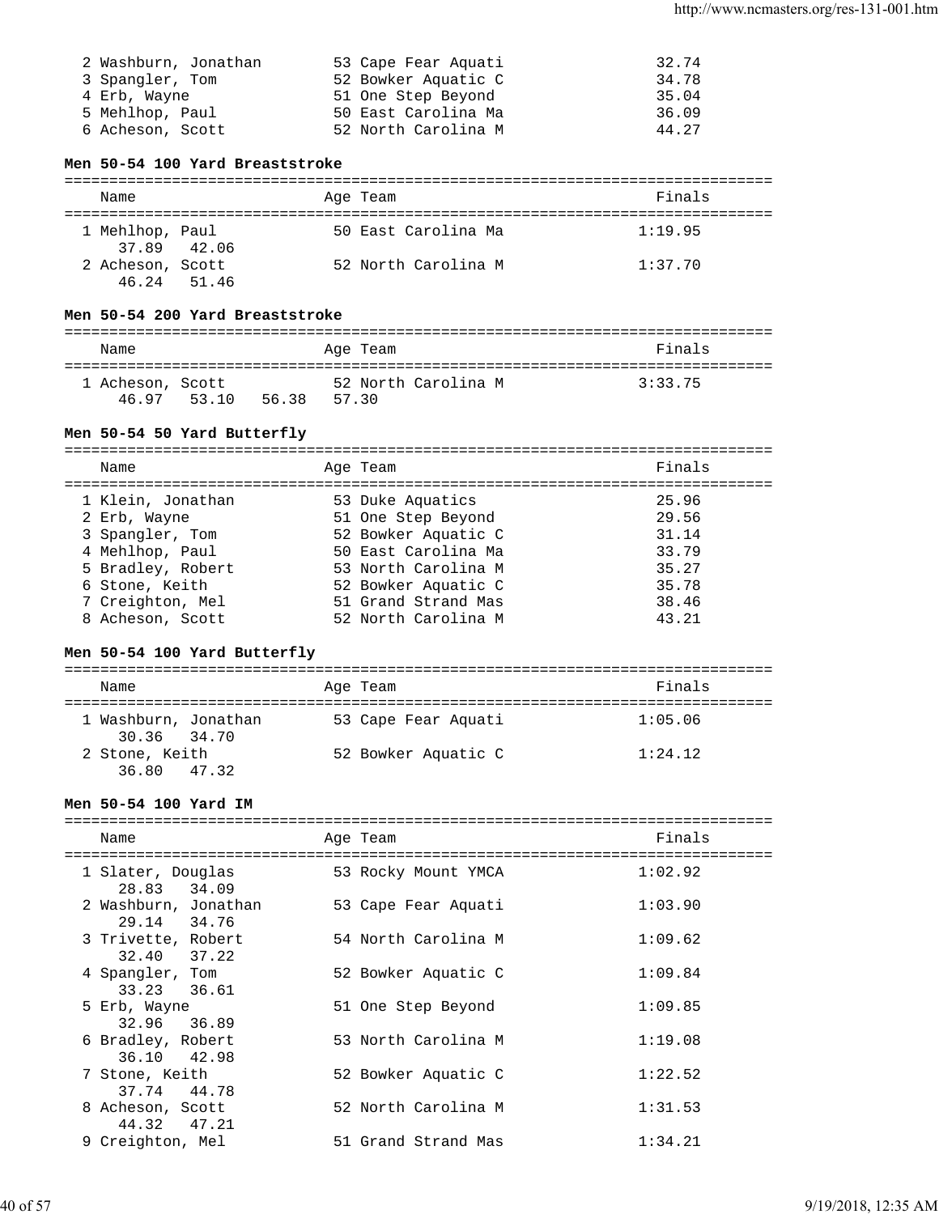| Place | Name | Age | Team | Finals |
|---|---|---|---|---|
| 2 | Washburn, Jonathan | 53 | Cape Fear Aquati | 32.74 |
| 3 | Spangler, Tom | 52 | Bowker Aquatic C | 34.78 |
| 4 | Erb, Wayne | 51 | One Step Beyond | 35.04 |
| 5 | Mehlhop, Paul | 50 | East Carolina Ma | 36.09 |
| 6 | Acheson, Scott | 52 | North Carolina M | 44.27 |

### Men 50-54 100 Yard Breaststroke

| Place | Name | Age | Team | Finals |
|---|---|---|---|---|
| 1 | Mehlhop, Paul | 50 | East Carolina Ma | 1:19.95 |
| | 37.89 42.06 | | | |
| 2 | Acheson, Scott | 52 | North Carolina M | 1:37.70 |
| | 46.24 51.46 | | | |

### Men 50-54 200 Yard Breaststroke

| Place | Name | Age | Team | Finals |
|---|---|---|---|---|
| 1 | Acheson, Scott | 52 | North Carolina M | 3:33.75 |
| | 46.97 53.10 56.38 57.30 | | | |

### Men 50-54 50 Yard Butterfly

| Place | Name | Age | Team | Finals |
|---|---|---|---|---|
| 1 | Klein, Jonathan | 53 | Duke Aquatics | 25.96 |
| 2 | Erb, Wayne | 51 | One Step Beyond | 29.56 |
| 3 | Spangler, Tom | 52 | Bowker Aquatic C | 31.14 |
| 4 | Mehlhop, Paul | 50 | East Carolina Ma | 33.79 |
| 5 | Bradley, Robert | 53 | North Carolina M | 35.27 |
| 6 | Stone, Keith | 52 | Bowker Aquatic C | 35.78 |
| 7 | Creighton, Mel | 51 | Grand Strand Mas | 38.46 |
| 8 | Acheson, Scott | 52 | North Carolina M | 43.21 |

### Men 50-54 100 Yard Butterfly

| Place | Name | Age | Team | Finals |
|---|---|---|---|---|
| 1 | Washburn, Jonathan | 53 | Cape Fear Aquati | 1:05.06 |
| | 30.36 34.70 | | | |
| 2 | Stone, Keith | 52 | Bowker Aquatic C | 1:24.12 |
| | 36.80 47.32 | | | |

### Men 50-54 100 Yard IM

| Place | Name | Age | Team | Finals |
|---|---|---|---|---|
| 1 | Slater, Douglas | 53 | Rocky Mount YMCA | 1:02.92 |
| | 28.83 34.09 | | | |
| 2 | Washburn, Jonathan | 53 | Cape Fear Aquati | 1:03.90 |
| | 29.14 34.76 | | | |
| 3 | Trivette, Robert | 54 | North Carolina M | 1:09.62 |
| | 32.40 37.22 | | | |
| 4 | Spangler, Tom | 52 | Bowker Aquatic C | 1:09.84 |
| | 33.23 36.61 | | | |
| 5 | Erb, Wayne | 51 | One Step Beyond | 1:09.85 |
| | 32.96 36.89 | | | |
| 6 | Bradley, Robert | 53 | North Carolina M | 1:19.08 |
| | 36.10 42.98 | | | |
| 7 | Stone, Keith | 52 | Bowker Aquatic C | 1:22.52 |
| | 37.74 44.78 | | | |
| 8 | Acheson, Scott | 52 | North Carolina M | 1:31.53 |
| | 44.32 47.21 | | | |
| 9 | Creighton, Mel | 51 | Grand Strand Mas | 1:34.21 |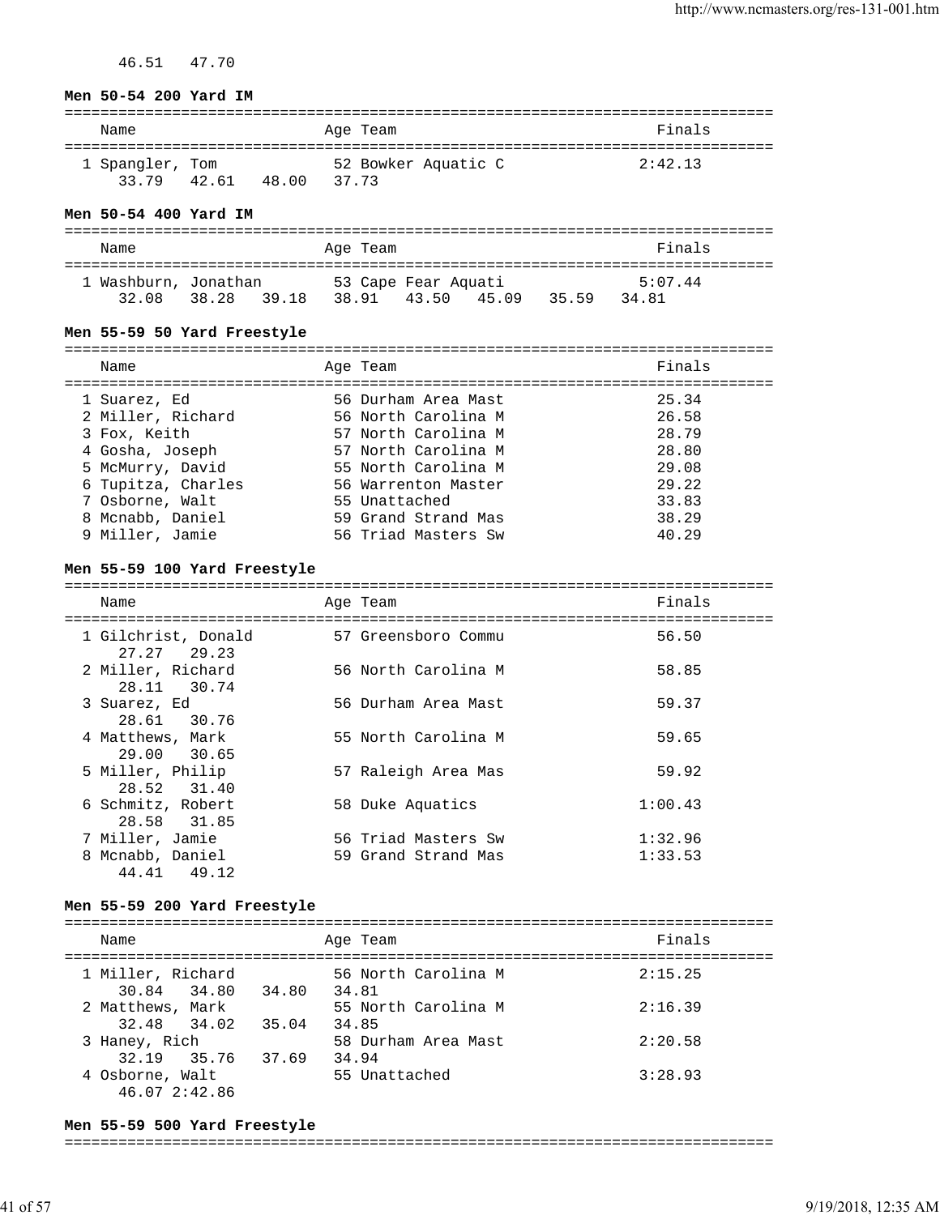46.51   47.70

**Men 50-54 200 Yard IM**

| Name | Age | Team | Finals |
|---|---|---|---|
| 1 Spangler, Tom | 52 | Bowker Aquatic C | 2:42.13 |
| 33.79   42.61   48.00   37.73 | | | |

**Men 50-54 400 Yard IM**

| Name | Age | Team | Finals |
|---|---|---|---|
| 1 Washburn, Jonathan | 53 | Cape Fear Aquati | 5:07.44 |
| 32.08   38.28   39.18   38.91   43.50   45.09   35.59   34.81 | | | |

**Men 55-59 50 Yard Freestyle**

| Name | Age | Team | Finals |
|---|---|---|---|
| 1 Suarez, Ed | 56 | Durham Area Mast | 25.34 |
| 2 Miller, Richard | 56 | North Carolina M | 26.58 |
| 3 Fox, Keith | 57 | North Carolina M | 28.79 |
| 4 Gosha, Joseph | 57 | North Carolina M | 28.80 |
| 5 McMurry, David | 55 | North Carolina M | 29.08 |
| 6 Tupitza, Charles | 56 | Warrenton Master | 29.22 |
| 7 Osborne, Walt | 55 | Unattached | 33.83 |
| 8 Mcnabb, Daniel | 59 | Grand Strand Mas | 38.29 |
| 9 Miller, Jamie | 56 | Triad Masters Sw | 40.29 |

**Men 55-59 100 Yard Freestyle**

| Name | Age | Team | Finals |
|---|---|---|---|
| 1 Gilchrist, Donald | 57 | Greensboro Commu | 56.50 |
| 27.27   29.23 | | | |
| 2 Miller, Richard | 56 | North Carolina M | 58.85 |
| 28.11   30.74 | | | |
| 3 Suarez, Ed | 56 | Durham Area Mast | 59.37 |
| 28.61   30.76 | | | |
| 4 Matthews, Mark | 55 | North Carolina M | 59.65 |
| 29.00   30.65 | | | |
| 5 Miller, Philip | 57 | Raleigh Area Mas | 59.92 |
| 28.52   31.40 | | | |
| 6 Schmitz, Robert | 58 | Duke Aquatics | 1:00.43 |
| 28.58   31.85 | | | |
| 7 Miller, Jamie | 56 | Triad Masters Sw | 1:32.96 |
| 8 Mcnabb, Daniel | 59 | Grand Strand Mas | 1:33.53 |
| 44.41   49.12 | | | |

**Men 55-59 200 Yard Freestyle**

| Name | Age | Team | Finals |
|---|---|---|---|
| 1 Miller, Richard | 56 | North Carolina M | 2:15.25 |
| 30.84   34.80   34.80   34.81 | | | |
| 2 Matthews, Mark | 55 | North Carolina M | 2:16.39 |
| 32.48   34.02   35.04   34.85 | | | |
| 3 Haney, Rich | 58 | Durham Area Mast | 2:20.58 |
| 32.19   35.76   37.69   34.94 | | | |
| 4 Osborne, Walt | 55 | Unattached | 3:28.93 |
| 46.07 2:42.86 | | | |

**Men 55-59 500 Yard Freestyle**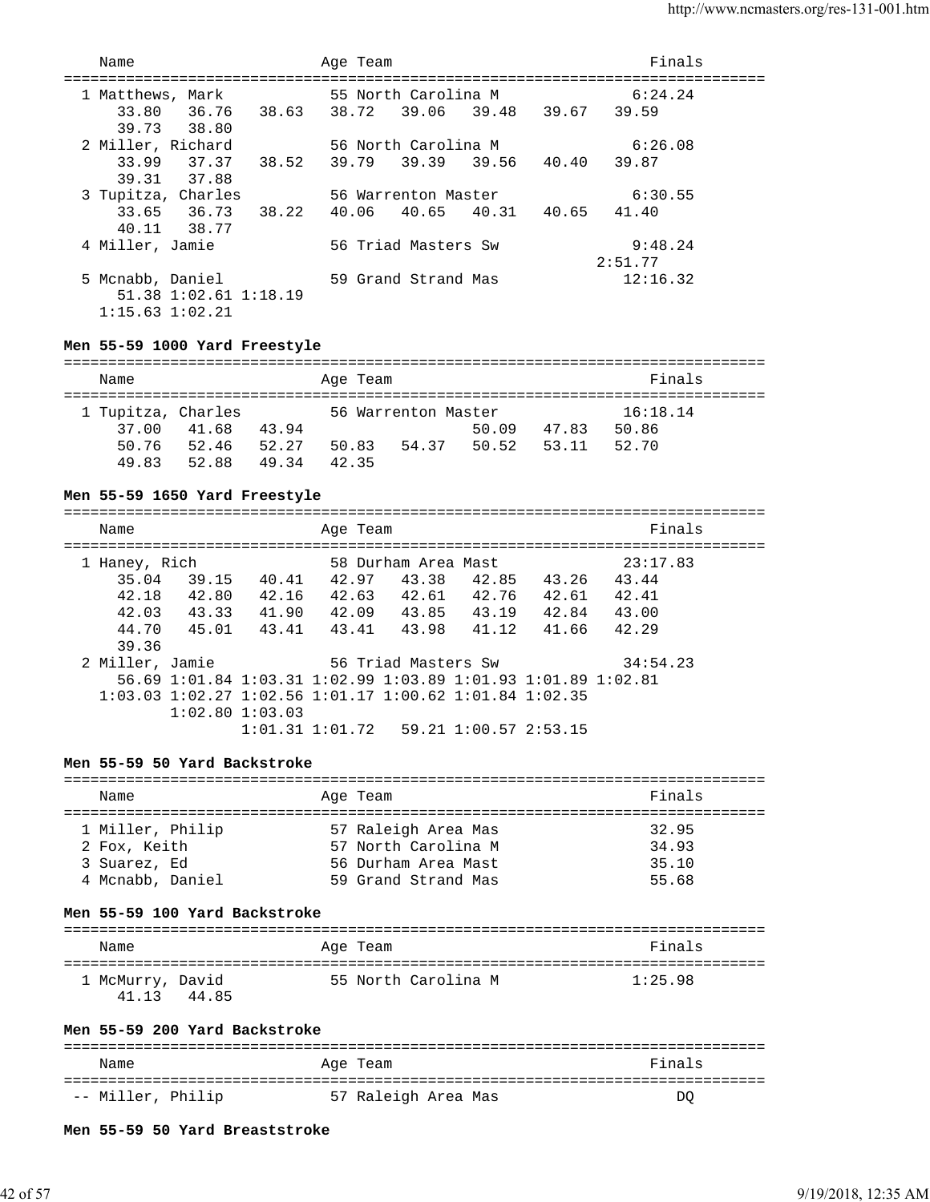```
    Name                    Age Team                                    Finals
===============================================================================
  1 Matthews, Mark           55 North Carolina M                       6:24.24
      33.80   36.76   38.63   38.72   39.06   39.48   39.67   39.59
      39.73   38.80
  2 Miller, Richard          56 North Carolina M                       6:26.08
      33.99   37.37   38.52   39.79   39.39   39.56   40.40   39.87
      39.31   37.88
  3 Tupitza, Charles         56 Warrenton Master                       6:30.55
      33.65   36.73   38.22   40.06   40.65   40.31   40.65   41.40
      40.11   38.77
  4 Miller, Jamie            56 Triad Masters Sw                       9:48.24
                                                                     2:51.77
  5 Mcnabb, Daniel           59 Grand Strand Mas                      12:16.32
      51.38 1:02.61 1:18.19
    1:15.63 1:02.21
```

**Men 55-59 1000 Yard Freestyle**

```
===============================================================================
    Name                    Age Team                                    Finals
===============================================================================
  1 Tupitza, Charles         56 Warrenton Master                      16:18.14
      37.00   41.68   43.94                   50.09   47.83   50.86
      50.76   52.46   52.27   50.83   54.37   50.52   53.11   52.70
      49.83   52.88   49.34   42.35
```

**Men 55-59 1650 Yard Freestyle**

```
===============================================================================
    Name                    Age Team                                    Finals
===============================================================================
  1 Haney, Rich              58 Durham Area Mast                      23:17.83
      35.04   39.15   40.41   42.97   43.38   42.85   43.26   43.44
      42.18   42.80   42.16   42.63   42.61   42.76   42.61   42.41
      42.03   43.33   41.90   42.09   43.85   43.19   42.84   43.00
      44.70   45.01   43.41   43.41   43.98   41.12   41.66   42.29
      39.36
  2 Miller, Jamie            56 Triad Masters Sw                      34:54.23
      56.69 1:01.84 1:03.31 1:02.99 1:03.89 1:01.93 1:01.89 1:02.81
    1:03.03 1:02.27 1:02.56 1:01.17 1:00.62 1:01.84 1:02.35
            1:02.80 1:03.03
                    1:01.31 1:01.72   59.21 1:00.57 2:53.15
```

**Men 55-59 50 Yard Backstroke**

```
===============================================================================
    Name                    Age Team                                    Finals
===============================================================================
  1 Miller, Philip           57 Raleigh Area Mas                         32.95
  2 Fox, Keith               57 North Carolina M                         34.93
  3 Suarez, Ed               56 Durham Area Mast                         35.10
  4 Mcnabb, Daniel           59 Grand Strand Mas                         55.68
```

**Men 55-59 100 Yard Backstroke**

```
===============================================================================
    Name                    Age Team                                    Finals
===============================================================================
  1 McMurry, David           55 North Carolina M                       1:25.98
      41.13   44.85
```

**Men 55-59 200 Yard Backstroke**

```
===============================================================================
    Name                    Age Team                                    Finals
===============================================================================
 -- Miller, Philip           57 Raleigh Area Mas                            DQ
```

**Men 55-59 50 Yard Breaststroke**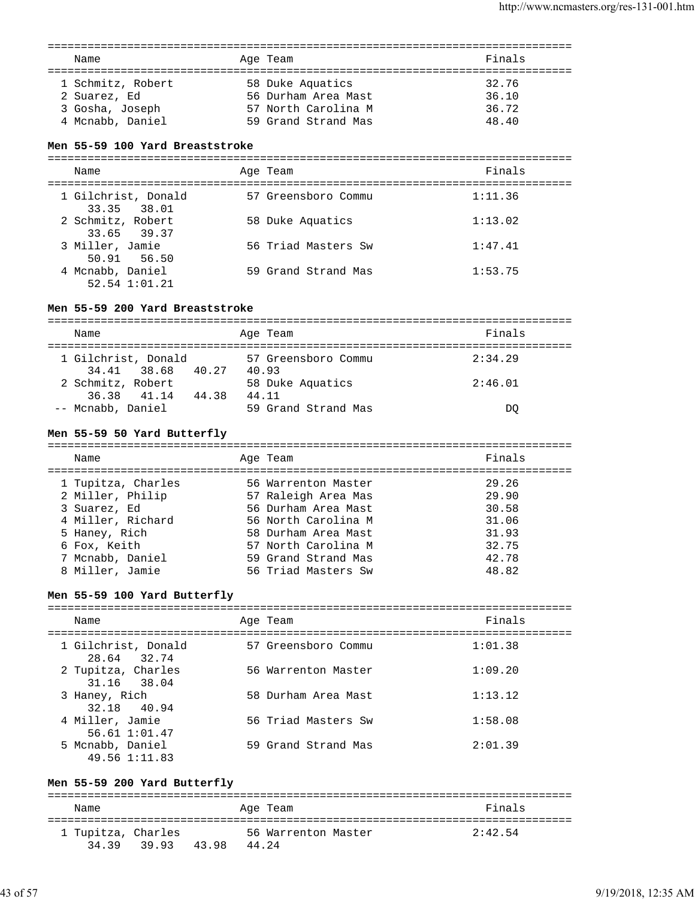| Name | Age | Team | Finals |
|---|---|---|---|
| 1 Schmitz, Robert | 58 | Duke Aquatics | 32.76 |
| 2 Suarez, Ed | 56 | Durham Area Mast | 36.10 |
| 3 Gosha, Joseph | 57 | North Carolina M | 36.72 |
| 4 Mcnabb, Daniel | 59 | Grand Strand Mas | 48.40 |

**Men 55-59 100 Yard Breaststroke**

| Name | Age | Team | Finals |
|---|---|---|---|
| 1 Gilchrist, Donald | 57 | Greensboro Commu | 1:11.36 |
| 33.35 38.01 | | | |
| 2 Schmitz, Robert | 58 | Duke Aquatics | 1:13.02 |
| 33.65 39.37 | | | |
| 3 Miller, Jamie | 56 | Triad Masters Sw | 1:47.41 |
| 50.91 56.50 | | | |
| 4 Mcnabb, Daniel | 59 | Grand Strand Mas | 1:53.75 |
| 52.54 1:01.21 | | | |

**Men 55-59 200 Yard Breaststroke**

| Name | Age | Team | Finals |
|---|---|---|---|
| 1 Gilchrist, Donald | 57 | Greensboro Commu | 2:34.29 |
| 34.41 38.68 40.27 40.93 | | | |
| 2 Schmitz, Robert | 58 | Duke Aquatics | 2:46.01 |
| 36.38 41.14 44.38 44.11 | | | |
| -- Mcnabb, Daniel | 59 | Grand Strand Mas | DQ |

**Men 55-59 50 Yard Butterfly**

| Name | Age | Team | Finals |
|---|---|---|---|
| 1 Tupitza, Charles | 56 | Warrenton Master | 29.26 |
| 2 Miller, Philip | 57 | Raleigh Area Mas | 29.90 |
| 3 Suarez, Ed | 56 | Durham Area Mast | 30.58 |
| 4 Miller, Richard | 56 | North Carolina M | 31.06 |
| 5 Haney, Rich | 58 | Durham Area Mast | 31.93 |
| 6 Fox, Keith | 57 | North Carolina M | 32.75 |
| 7 Mcnabb, Daniel | 59 | Grand Strand Mas | 42.78 |
| 8 Miller, Jamie | 56 | Triad Masters Sw | 48.82 |

**Men 55-59 100 Yard Butterfly**

| Name | Age | Team | Finals |
|---|---|---|---|
| 1 Gilchrist, Donald | 57 | Greensboro Commu | 1:01.38 |
| 28.64 32.74 | | | |
| 2 Tupitza, Charles | 56 | Warrenton Master | 1:09.20 |
| 31.16 38.04 | | | |
| 3 Haney, Rich | 58 | Durham Area Mast | 1:13.12 |
| 32.18 40.94 | | | |
| 4 Miller, Jamie | 56 | Triad Masters Sw | 1:58.08 |
| 56.61 1:01.47 | | | |
| 5 Mcnabb, Daniel | 59 | Grand Strand Mas | 2:01.39 |
| 49.56 1:11.83 | | | |

**Men 55-59 200 Yard Butterfly**

| Name | Age | Team | Finals |
|---|---|---|---|
| 1 Tupitza, Charles | 56 | Warrenton Master | 2:42.54 |
| 34.39 39.93 43.98 44.24 | | | |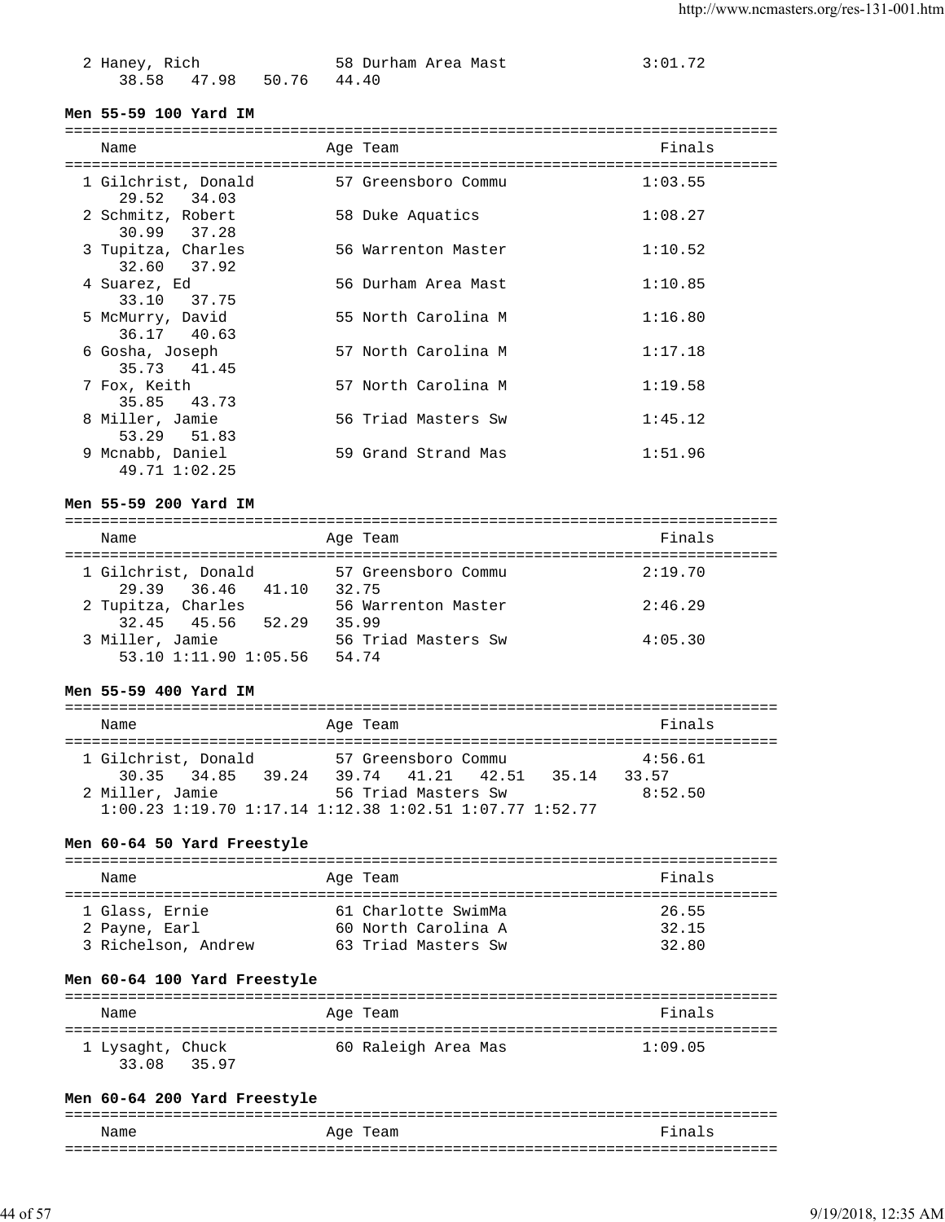| | Name | Age | Team | Finals |
|---|---|---|---|---|
| 2 | Haney, Rich | 58 | Durham Area Mast | 3:01.72 |
| | 38.58 47.98 50.76 44.40 | | | |

**Men 55-59 100 Yard IM**

| | Name | Age | Team | Finals |
|---|---|---|---|---|
| 1 | Gilchrist, Donald | 57 | Greensboro Commu | 1:03.55 |
| | 29.52 34.03 | | | |
| 2 | Schmitz, Robert | 58 | Duke Aquatics | 1:08.27 |
| | 30.99 37.28 | | | |
| 3 | Tupitza, Charles | 56 | Warrenton Master | 1:10.52 |
| | 32.60 37.92 | | | |
| 4 | Suarez, Ed | 56 | Durham Area Mast | 1:10.85 |
| | 33.10 37.75 | | | |
| 5 | McMurry, David | 55 | North Carolina M | 1:16.80 |
| | 36.17 40.63 | | | |
| 6 | Gosha, Joseph | 57 | North Carolina M | 1:17.18 |
| | 35.73 41.45 | | | |
| 7 | Fox, Keith | 57 | North Carolina M | 1:19.58 |
| | 35.85 43.73 | | | |
| 8 | Miller, Jamie | 56 | Triad Masters Sw | 1:45.12 |
| | 53.29 51.83 | | | |
| 9 | Mcnabb, Daniel | 59 | Grand Strand Mas | 1:51.96 |
| | 49.71 1:02.25 | | | |

**Men 55-59 200 Yard IM**

| | Name | Age | Team | Finals |
|---|---|---|---|---|
| 1 | Gilchrist, Donald | 57 | Greensboro Commu | 2:19.70 |
| | 29.39 36.46 41.10 32.75 | | | |
| 2 | Tupitza, Charles | 56 | Warrenton Master | 2:46.29 |
| | 32.45 45.56 52.29 35.99 | | | |
| 3 | Miller, Jamie | 56 | Triad Masters Sw | 4:05.30 |
| | 53.10 1:11.90 1:05.56 54.74 | | | |

**Men 55-59 400 Yard IM**

| | Name | Age | Team | Finals |
|---|---|---|---|---|
| 1 | Gilchrist, Donald | 57 | Greensboro Commu | 4:56.61 |
| | 30.35 34.85 39.24 39.74 41.21 42.51 35.14 33.57 | | | |
| 2 | Miller, Jamie | 56 | Triad Masters Sw | 8:52.50 |
| | 1:00.23 1:19.70 1:17.14 1:12.38 1:02.51 1:07.77 1:52.77 | | | |

**Men 60-64 50 Yard Freestyle**

| | Name | Age | Team | Finals |
|---|---|---|---|---|
| 1 | Glass, Ernie | 61 | Charlotte SwimMa | 26.55 |
| 2 | Payne, Earl | 60 | North Carolina A | 32.15 |
| 3 | Richelson, Andrew | 63 | Triad Masters Sw | 32.80 |

**Men 60-64 100 Yard Freestyle**

| | Name | Age | Team | Finals |
|---|---|---|---|---|
| 1 | Lysaght, Chuck | 60 | Raleigh Area Mas | 1:09.05 |
| | 33.08 35.97 | | | |

**Men 60-64 200 Yard Freestyle**

| | Name | Age | Team | Finals |
|---|---|---|---|---|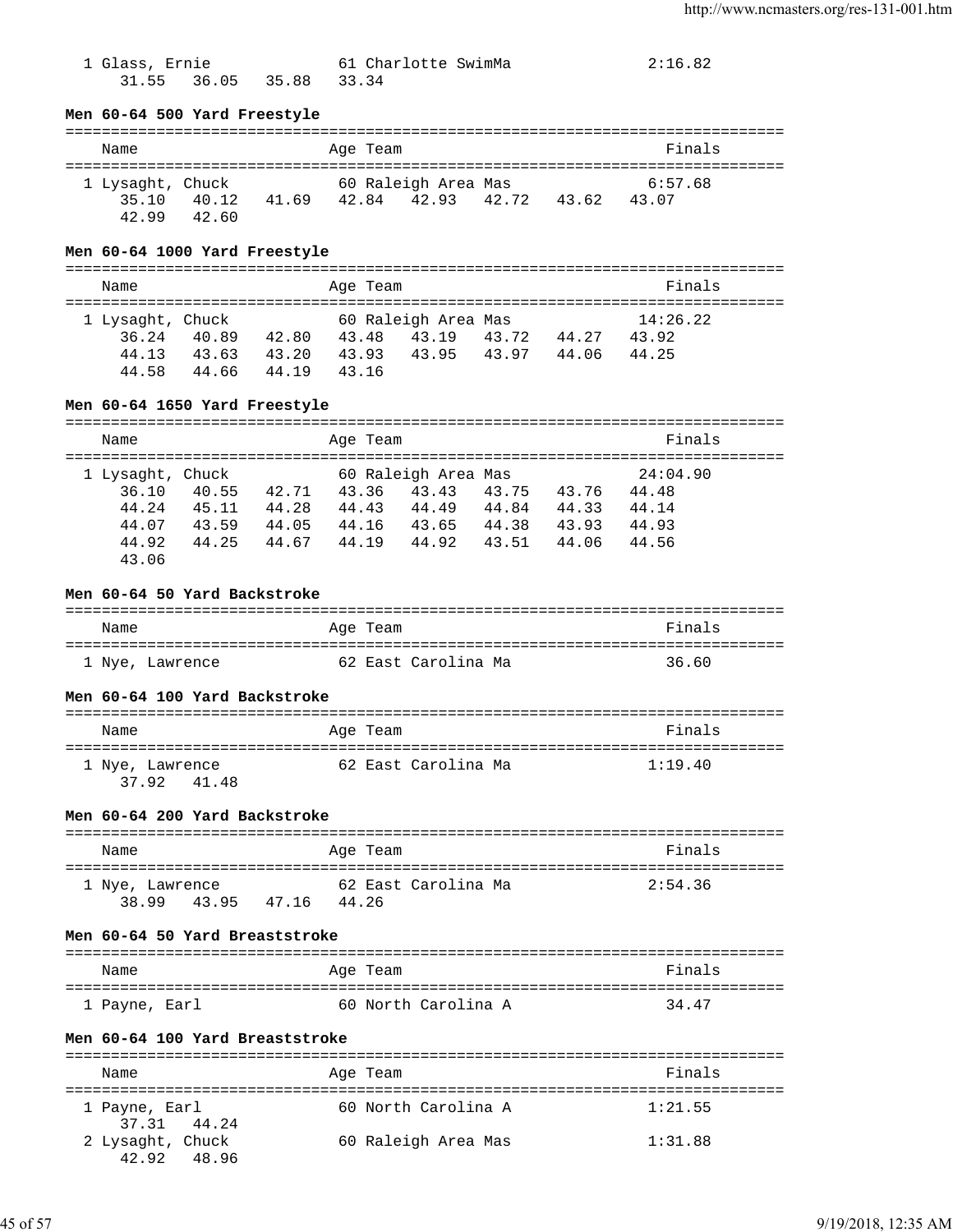```
  1 Glass, Ernie              61 Charlotte SwimMa              2:16.82
      31.55   36.05   35.88   33.34
```

**Men 60-64 500 Yard Freestyle**

```
===============================================================================
    Name                    Age Team                                    Finals
===============================================================================
  1 Lysaght, Chuck            60 Raleigh Area Mas              6:57.68
      35.10   40.12   41.69   42.84   42.93   42.72   43.62   43.07
      42.99   42.60
```

**Men 60-64 1000 Yard Freestyle**

```
===============================================================================
    Name                    Age Team                                    Finals
===============================================================================
  1 Lysaght, Chuck            60 Raleigh Area Mas             14:26.22
      36.24   40.89   42.80   43.48   43.19   43.72   44.27   43.92
      44.13   43.63   43.20   43.93   43.95   43.97   44.06   44.25
      44.58   44.66   44.19   43.16
```

**Men 60-64 1650 Yard Freestyle**

```
===============================================================================
    Name                    Age Team                                    Finals
===============================================================================
  1 Lysaght, Chuck            60 Raleigh Area Mas             24:04.90
      36.10   40.55   42.71   43.36   43.43   43.75   43.76   44.48
      44.24   45.11   44.28   44.43   44.49   44.84   44.33   44.14
      44.07   43.59   44.05   44.16   43.65   44.38   43.93   44.93
      44.92   44.25   44.67   44.19   44.92   43.51   44.06   44.56
      43.06
```

**Men 60-64 50 Yard Backstroke**

```
===============================================================================
    Name                    Age Team                                    Finals
===============================================================================
  1 Nye, Lawrence             62 East Carolina Ma                36.60
```

**Men 60-64 100 Yard Backstroke**

```
===============================================================================
    Name                    Age Team                                    Finals
===============================================================================
  1 Nye, Lawrence             62 East Carolina Ma              1:19.40
      37.92   41.48
```

**Men 60-64 200 Yard Backstroke**

```
===============================================================================
    Name                    Age Team                                    Finals
===============================================================================
  1 Nye, Lawrence             62 East Carolina Ma              2:54.36
      38.99   43.95   47.16   44.26
```

**Men 60-64 50 Yard Breaststroke**

```
===============================================================================
    Name                    Age Team                                    Finals
===============================================================================
  1 Payne, Earl               60 North Carolina A                34.47
```

**Men 60-64 100 Yard Breaststroke**

```
===============================================================================
    Name                    Age Team                                    Finals
===============================================================================
  1 Payne, Earl               60 North Carolina A              1:21.55
      37.31   44.24
  2 Lysaght, Chuck            60 Raleigh Area Mas              1:31.88
      42.92   48.96
```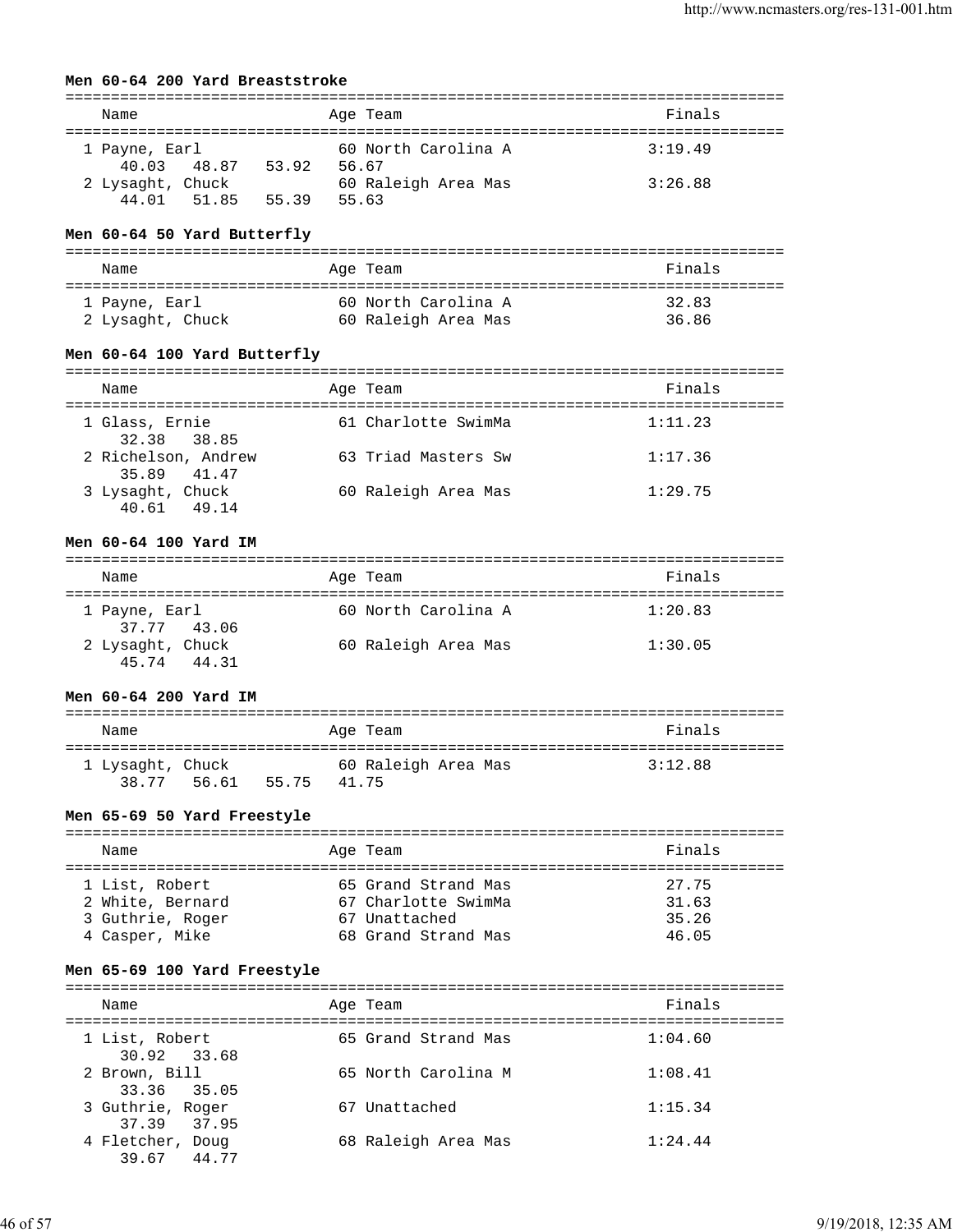**Men 60-64 200 Yard Breaststroke**

| | Name | Age | Team | Finals |
|---|---|---|---|---|
| 1 | Payne, Earl | 60 | North Carolina A | 3:19.49 |
| | 40.03  48.87  53.92  56.67 | | | |
| 2 | Lysaght, Chuck | 60 | Raleigh Area Mas | 3:26.88 |
| | 44.01  51.85  55.39  55.63 | | | |

**Men 60-64 50 Yard Butterfly**

| | Name | Age | Team | Finals |
|---|---|---|---|---|
| 1 | Payne, Earl | 60 | North Carolina A | 32.83 |
| 2 | Lysaght, Chuck | 60 | Raleigh Area Mas | 36.86 |

**Men 60-64 100 Yard Butterfly**

| | Name | Age | Team | Finals |
|---|---|---|---|---|
| 1 | Glass, Ernie | 61 | Charlotte SwimMa | 1:11.23 |
| | 32.38  38.85 | | | |
| 2 | Richelson, Andrew | 63 | Triad Masters Sw | 1:17.36 |
| | 35.89  41.47 | | | |
| 3 | Lysaght, Chuck | 60 | Raleigh Area Mas | 1:29.75 |
| | 40.61  49.14 | | | |

**Men 60-64 100 Yard IM**

| | Name | Age | Team | Finals |
|---|---|---|---|---|
| 1 | Payne, Earl | 60 | North Carolina A | 1:20.83 |
| | 37.77  43.06 | | | |
| 2 | Lysaght, Chuck | 60 | Raleigh Area Mas | 1:30.05 |
| | 45.74  44.31 | | | |

**Men 60-64 200 Yard IM**

| | Name | Age | Team | Finals |
|---|---|---|---|---|
| 1 | Lysaght, Chuck | 60 | Raleigh Area Mas | 3:12.88 |
| | 38.77  56.61  55.75  41.75 | | | |

**Men 65-69 50 Yard Freestyle**

| | Name | Age | Team | Finals |
|---|---|---|---|---|
| 1 | List, Robert | 65 | Grand Strand Mas | 27.75 |
| 2 | White, Bernard | 67 | Charlotte SwimMa | 31.63 |
| 3 | Guthrie, Roger | 67 | Unattached | 35.26 |
| 4 | Casper, Mike | 68 | Grand Strand Mas | 46.05 |

**Men 65-69 100 Yard Freestyle**

| | Name | Age | Team | Finals |
|---|---|---|---|---|
| 1 | List, Robert | 65 | Grand Strand Mas | 1:04.60 |
| | 30.92  33.68 | | | |
| 2 | Brown, Bill | 65 | North Carolina M | 1:08.41 |
| | 33.36  35.05 | | | |
| 3 | Guthrie, Roger | 67 | Unattached | 1:15.34 |
| | 37.39  37.95 | | | |
| 4 | Fletcher, Doug | 68 | Raleigh Area Mas | 1:24.44 |
| | 39.67  44.77 | | | |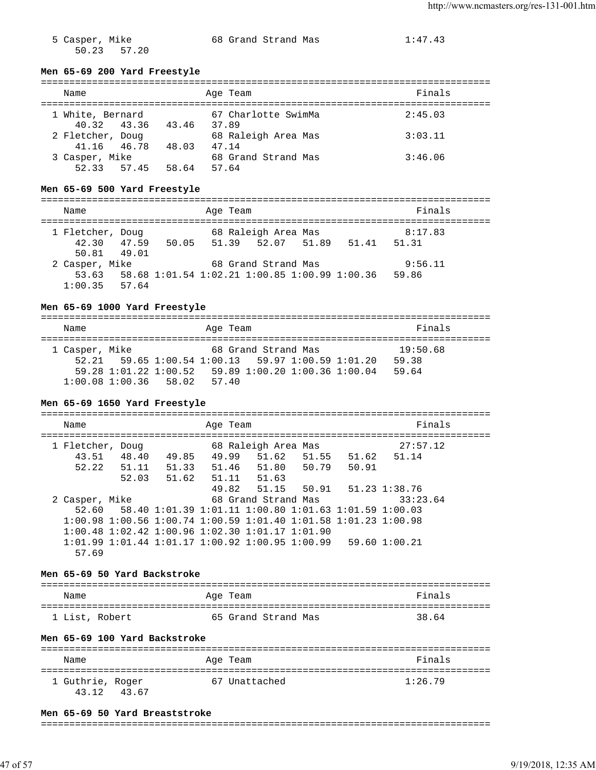```
  5 Casper, Mike              68 Grand Strand Mas              1:47.43
      50.23   57.20
```

**Men 65-69 200 Yard Freestyle**

```
===============================================================================
    Name                    Age Team                                    Finals
===============================================================================
  1 White, Bernard           67 Charlotte SwimMa                      2:45.03
      40.32   43.36   43.46   37.89
  2 Fletcher, Doug           68 Raleigh Area Mas                      3:03.11
      41.16   46.78   48.03   47.14
  3 Casper, Mike             68 Grand Strand Mas                      3:46.06
      52.33   57.45   58.64   57.64
```

**Men 65-69 500 Yard Freestyle**

```
===============================================================================
    Name                    Age Team                                    Finals
===============================================================================
  1 Fletcher, Doug           68 Raleigh Area Mas                      8:17.83
      42.30   47.59   50.05   51.39   52.07   51.89   51.41   51.31
      50.81   49.01
  2 Casper, Mike             68 Grand Strand Mas                      9:56.11
      53.63   58.68 1:01.54 1:02.21 1:00.85 1:00.99 1:00.36   59.86
    1:00.35   57.64
```

**Men 65-69 1000 Yard Freestyle**

```
===============================================================================
    Name                    Age Team                                    Finals
===============================================================================
  1 Casper, Mike             68 Grand Strand Mas                     19:50.68
      52.21   59.65 1:00.54 1:00.13   59.97 1:00.59 1:01.20   59.38
      59.28 1:01.22 1:00.52   59.89 1:00.20 1:00.36 1:00.04   59.64
    1:00.08 1:00.36   58.02   57.40
```

**Men 65-69 1650 Yard Freestyle**

```
===============================================================================
    Name                    Age Team                                    Finals
===============================================================================
  1 Fletcher, Doug           68 Raleigh Area Mas                     27:57.12
      43.51   48.40   49.85   49.99   51.62   51.55   51.62   51.14
      52.22   51.11   51.33   51.46   51.80   50.79   50.91
              52.03   51.62   51.11   51.63
                              49.82   51.15   50.91   51.23 1:38.76
  2 Casper, Mike             68 Grand Strand Mas                     33:23.64
      52.60   58.40 1:01.39 1:01.11 1:00.80 1:01.63 1:01.59 1:00.03
    1:00.98 1:00.56 1:00.74 1:00.59 1:01.40 1:01.58 1:01.23 1:00.98
    1:00.48 1:02.42 1:00.96 1:02.30 1:01.17 1:01.90
    1:01.99 1:01.44 1:01.17 1:00.92 1:00.95 1:00.99   59.60 1:00.21
      57.69
```

**Men 65-69 50 Yard Backstroke**

```
===============================================================================
    Name                    Age Team                                    Finals
===============================================================================
  1 List, Robert             65 Grand Strand Mas                        38.64
```

**Men 65-69 100 Yard Backstroke**

```
===============================================================================
    Name                    Age Team                                    Finals
===============================================================================
  1 Guthrie, Roger           67 Unattached                            1:26.79
      43.12   43.67
```

**Men 65-69 50 Yard Breaststroke**

```
===============================================================================
```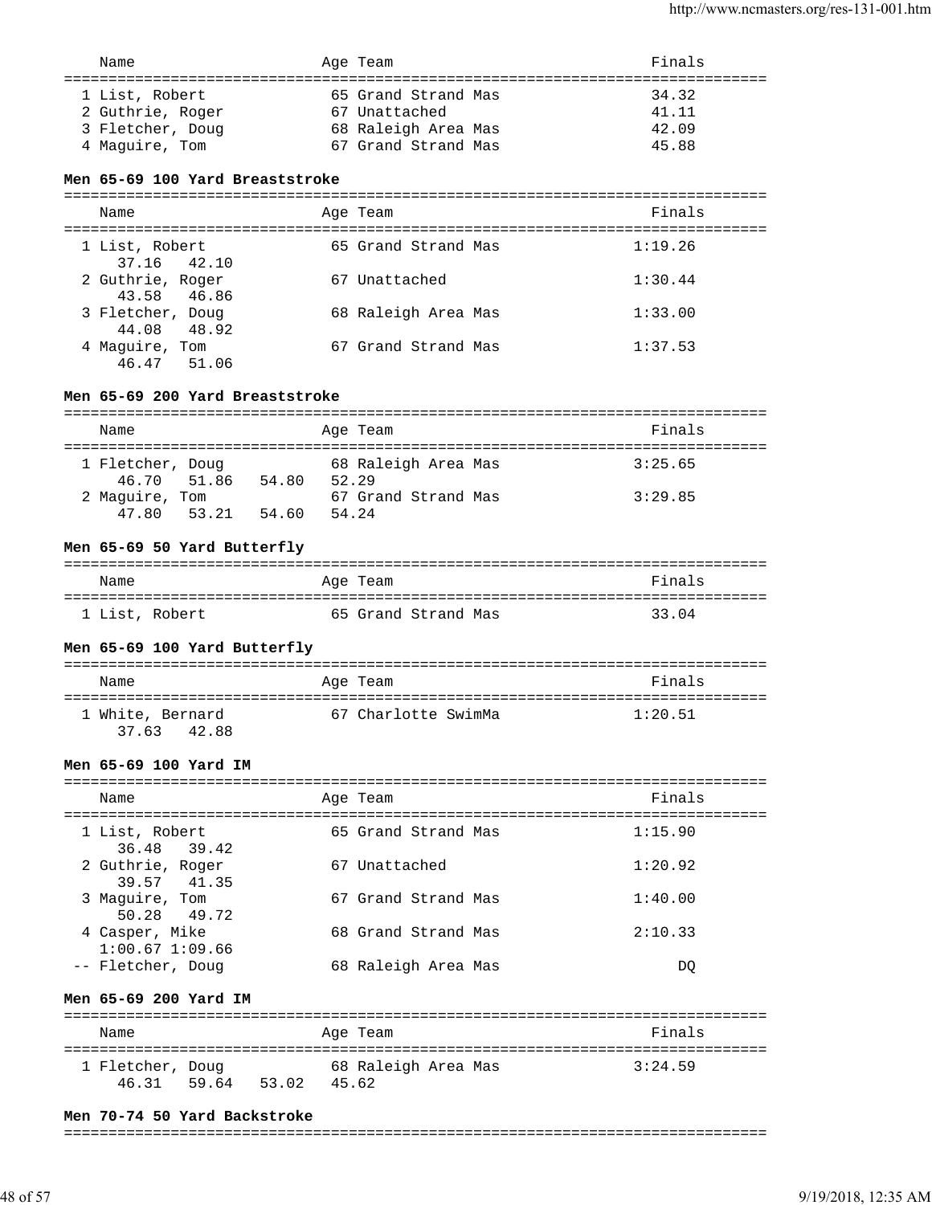| Name | Age | Team | Finals |
|---|---|---|---|
| 1 List, Robert | 65 | Grand Strand Mas | 34.32 |
| 2 Guthrie, Roger | 67 | Unattached | 41.11 |
| 3 Fletcher, Doug | 68 | Raleigh Area Mas | 42.09 |
| 4 Maguire, Tom | 67 | Grand Strand Mas | 45.88 |

### Men 65-69 100 Yard Breaststroke

| Name | Age | Team | Finals |
|---|---|---|---|
| 1 List, Robert | 65 | Grand Strand Mas | 1:19.26 |
| 37.16 42.10 | | | |
| 2 Guthrie, Roger | 67 | Unattached | 1:30.44 |
| 43.58 46.86 | | | |
| 3 Fletcher, Doug | 68 | Raleigh Area Mas | 1:33.00 |
| 44.08 48.92 | | | |
| 4 Maguire, Tom | 67 | Grand Strand Mas | 1:37.53 |
| 46.47 51.06 | | | |

### Men 65-69 200 Yard Breaststroke

| Name | Age | Team | Finals |
|---|---|---|---|
| 1 Fletcher, Doug | 68 | Raleigh Area Mas | 3:25.65 |
| 46.70 51.86 54.80 52.29 | | | |
| 2 Maguire, Tom | 67 | Grand Strand Mas | 3:29.85 |
| 47.80 53.21 54.60 54.24 | | | |

### Men 65-69 50 Yard Butterfly

| Name | Age | Team | Finals |
|---|---|---|---|
| 1 List, Robert | 65 | Grand Strand Mas | 33.04 |

### Men 65-69 100 Yard Butterfly

| Name | Age | Team | Finals |
|---|---|---|---|
| 1 White, Bernard | 67 | Charlotte SwimMa | 1:20.51 |
| 37.63 42.88 | | | |

### Men 65-69 100 Yard IM

| Name | Age | Team | Finals |
|---|---|---|---|
| 1 List, Robert | 65 | Grand Strand Mas | 1:15.90 |
| 36.48 39.42 | | | |
| 2 Guthrie, Roger | 67 | Unattached | 1:20.92 |
| 39.57 41.35 | | | |
| 3 Maguire, Tom | 67 | Grand Strand Mas | 1:40.00 |
| 50.28 49.72 | | | |
| 4 Casper, Mike | 68 | Grand Strand Mas | 2:10.33 |
| 1:00.67 1:09.66 | | | |
| -- Fletcher, Doug | 68 | Raleigh Area Mas | DQ |

### Men 65-69 200 Yard IM

| Name | Age | Team | Finals |
|---|---|---|---|
| 1 Fletcher, Doug | 68 | Raleigh Area Mas | 3:24.59 |
| 46.31 59.64 53.02 45.62 | | | |

### Men 70-74 50 Yard Backstroke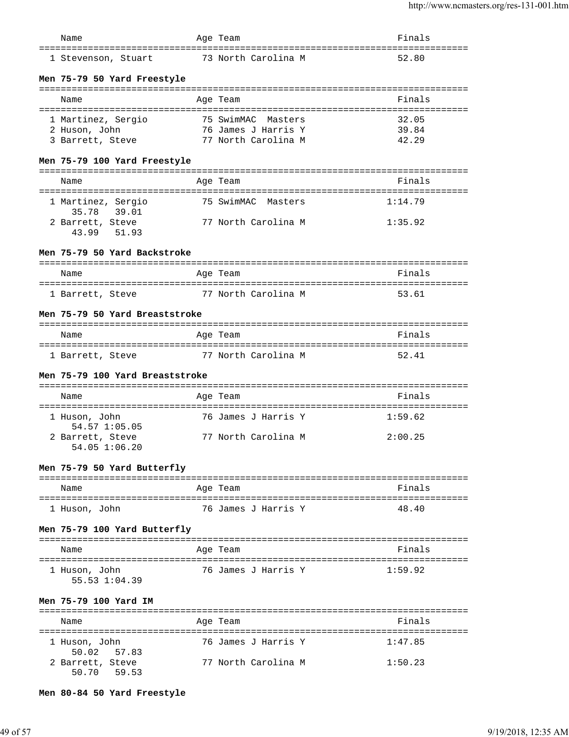| Name | Age | Team | Finals |
|---|---|---|---|
| 1 Stevenson, Stuart | 73 | North Carolina M | 52.80 |

**Men 75-79 50 Yard Freestyle**

| Name | Age | Team | Finals |
|---|---|---|---|
| 1 Martinez, Sergio | 75 | SwimMAC Masters | 32.05 |
| 2 Huson, John | 76 | James J Harris Y | 39.84 |
| 3 Barrett, Steve | 77 | North Carolina M | 42.29 |

**Men 75-79 100 Yard Freestyle**

| Name | Age | Team | Finals |
|---|---|---|---|
| 1 Martinez, Sergio | 75 | SwimMAC Masters | 1:14.79 |
| 35.78 39.01 | | | |
| 2 Barrett, Steve | 77 | North Carolina M | 1:35.92 |
| 43.99 51.93 | | | |

**Men 75-79 50 Yard Backstroke**

| Name | Age | Team | Finals |
|---|---|---|---|
| 1 Barrett, Steve | 77 | North Carolina M | 53.61 |

**Men 75-79 50 Yard Breaststroke**

| Name | Age | Team | Finals |
|---|---|---|---|
| 1 Barrett, Steve | 77 | North Carolina M | 52.41 |

**Men 75-79 100 Yard Breaststroke**

| Name | Age | Team | Finals |
|---|---|---|---|
| 1 Huson, John | 76 | James J Harris Y | 1:59.62 |
| 54.57 1:05.05 | | | |
| 2 Barrett, Steve | 77 | North Carolina M | 2:00.25 |
| 54.05 1:06.20 | | | |

**Men 75-79 50 Yard Butterfly**

| Name | Age | Team | Finals |
|---|---|---|---|
| 1 Huson, John | 76 | James J Harris Y | 48.40 |

**Men 75-79 100 Yard Butterfly**

| Name | Age | Team | Finals |
|---|---|---|---|
| 1 Huson, John | 76 | James J Harris Y | 1:59.92 |
| 55.53 1:04.39 | | | |

**Men 75-79 100 Yard IM**

| Name | Age | Team | Finals |
|---|---|---|---|
| 1 Huson, John | 76 | James J Harris Y | 1:47.85 |
| 50.02 57.83 | | | |
| 2 Barrett, Steve | 77 | North Carolina M | 1:50.23 |
| 50.70 59.53 | | | |

**Men 80-84 50 Yard Freestyle**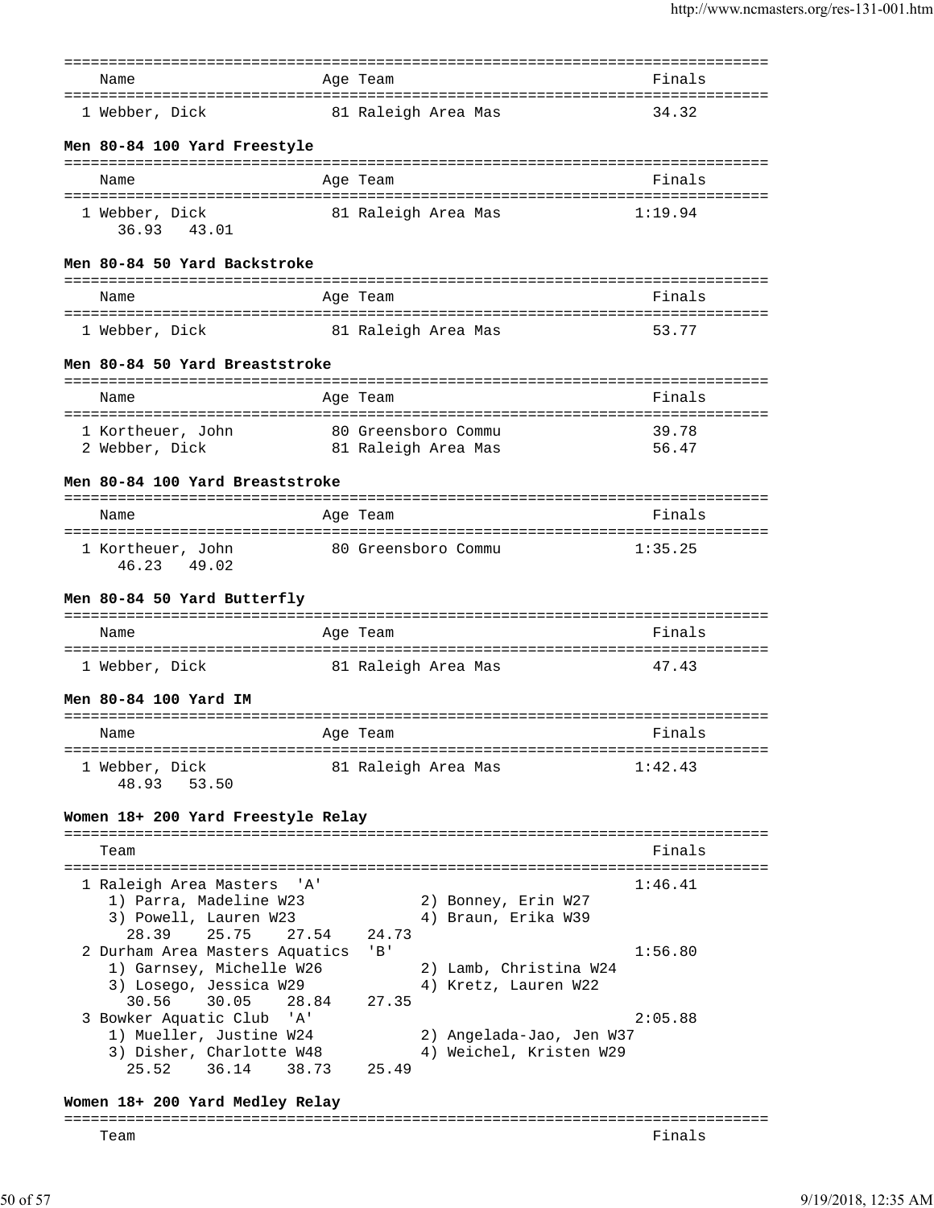| Name | Age | Team | Finals |
|---|---|---|---|
| 1 Webber, Dick | 81 | Raleigh Area Mas | 34.32 |

**Men 80-84 100 Yard Freestyle**

| Name | Age | Team | Finals |
|---|---|---|---|
| 1 Webber, Dick | 81 | Raleigh Area Mas | 1:19.94 |
| 36.93 43.01 | | | |

**Men 80-84 50 Yard Backstroke**

| Name | Age | Team | Finals |
|---|---|---|---|
| 1 Webber, Dick | 81 | Raleigh Area Mas | 53.77 |

**Men 80-84 50 Yard Breaststroke**

| Name | Age | Team | Finals |
|---|---|---|---|
| 1 Kortheuer, John | 80 | Greensboro Commu | 39.78 |
| 2 Webber, Dick | 81 | Raleigh Area Mas | 56.47 |

**Men 80-84 100 Yard Breaststroke**

| Name | Age | Team | Finals |
|---|---|---|---|
| 1 Kortheuer, John | 80 | Greensboro Commu | 1:35.25 |
| 46.23 49.02 | | | |

**Men 80-84 50 Yard Butterfly**

| Name | Age | Team | Finals |
|---|---|---|---|
| 1 Webber, Dick | 81 | Raleigh Area Mas | 47.43 |

**Men 80-84 100 Yard IM**

| Name | Age | Team | Finals |
|---|---|---|---|
| 1 Webber, Dick | 81 | Raleigh Area Mas | 1:42.43 |
| 48.93 53.50 | | | |

**Women 18+ 200 Yard Freestyle Relay**

| Team | Finals |
|---|---|
| 1 Raleigh Area Masters 'A' | 1:46.41 |
| 1) Parra, Madeline W23 2) Bonney, Erin W27 | |
| 3) Powell, Lauren W23 4) Braun, Erika W39 | |
| 28.39 25.75 27.54 24.73 | |
| 2 Durham Area Masters Aquatics 'B' | 1:56.80 |
| 1) Garnsey, Michelle W26 2) Lamb, Christina W24 | |
| 3) Losego, Jessica W29 4) Kretz, Lauren W22 | |
| 30.56 30.05 28.84 27.35 | |
| 3 Bowker Aquatic Club 'A' | 2:05.88 |
| 1) Mueller, Justine W24 2) Angelada-Jao, Jen W37 | |
| 3) Disher, Charlotte W48 4) Weichel, Kristen W29 | |
| 25.52 36.14 38.73 25.49 | |

**Women 18+ 200 Yard Medley Relay**

| Team | Finals |
|---|---|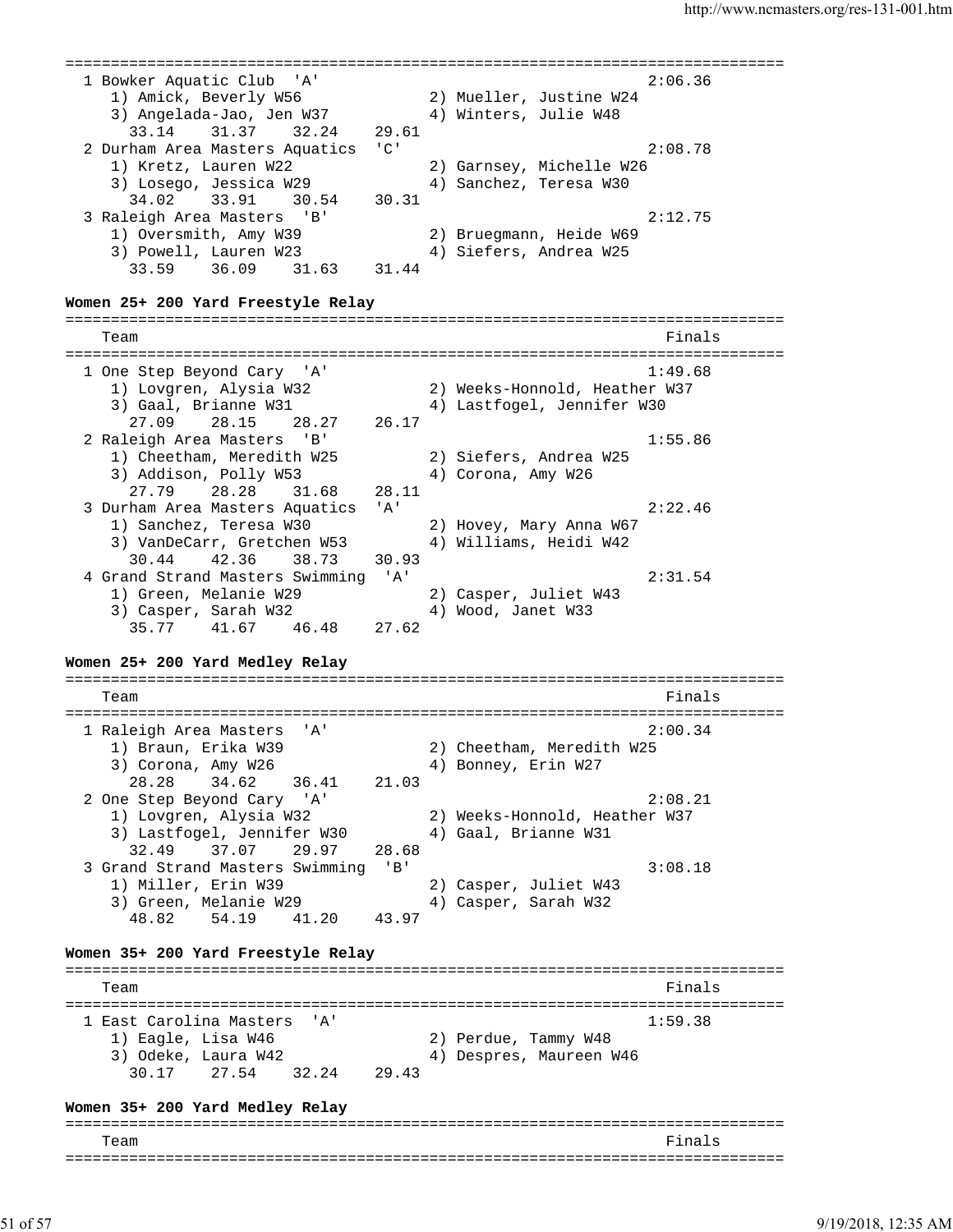```
===============================================================================
  1 Bowker Aquatic Club  'A'                                          2:06.36
     1) Amick, Beverly W56              2) Mueller, Justine W24
     3) Angelada-Jao, Jen W37           4) Winters, Julie W48
       33.14    31.37    32.24    29.61
  2 Durham Area Masters Aquatics  'C'                                 2:08.78
     1) Kretz, Lauren W22               2) Garnsey, Michelle W26
     3) Losego, Jessica W29             4) Sanchez, Teresa W30
       34.02    33.91    30.54    30.31
  3 Raleigh Area Masters  'B'                                         2:12.75
     1) Oversmith, Amy W39              2) Bruegmann, Heide W69
     3) Powell, Lauren W23              4) Siefers, Andrea W25
       33.59    36.09    31.63    31.44
```

**Women 25+ 200 Yard Freestyle Relay**

```
===============================================================================
    Team                                                            Finals
===============================================================================
  1 One Step Beyond Cary  'A'                                         1:49.68
     1) Lovgren, Alysia W32             2) Weeks-Honnold, Heather W37
     3) Gaal, Brianne W31               4) Lastfogel, Jennifer W30
       27.09    28.15    28.27    26.17
  2 Raleigh Area Masters  'B'                                         1:55.86
     1) Cheetham, Meredith W25          2) Siefers, Andrea W25
     3) Addison, Polly W53              4) Corona, Amy W26
       27.79    28.28    31.68    28.11
  3 Durham Area Masters Aquatics  'A'                                 2:22.46
     1) Sanchez, Teresa W30             2) Hovey, Mary Anna W67
     3) VanDeCarr, Gretchen W53         4) Williams, Heidi W42
       30.44    42.36    38.73    30.93
  4 Grand Strand Masters Swimming  'A'                                2:31.54
     1) Green, Melanie W29              2) Casper, Juliet W43
     3) Casper, Sarah W32               4) Wood, Janet W33
       35.77    41.67    46.48    27.62
```

**Women 25+ 200 Yard Medley Relay**

```
===============================================================================
    Team                                                            Finals
===============================================================================
  1 Raleigh Area Masters  'A'                                         2:00.34
     1) Braun, Erika W39                2) Cheetham, Meredith W25
     3) Corona, Amy W26                 4) Bonney, Erin W27
       28.28    34.62    36.41    21.03
  2 One Step Beyond Cary  'A'                                         2:08.21
     1) Lovgren, Alysia W32             2) Weeks-Honnold, Heather W37
     3) Lastfogel, Jennifer W30         4) Gaal, Brianne W31
       32.49    37.07    29.97    28.68
  3 Grand Strand Masters Swimming  'B'                                3:08.18
     1) Miller, Erin W39                2) Casper, Juliet W43
     3) Green, Melanie W29              4) Casper, Sarah W32
       48.82    54.19    41.20    43.97
```

**Women 35+ 200 Yard Freestyle Relay**

```
===============================================================================
    Team                                                            Finals
===============================================================================
  1 East Carolina Masters  'A'                                        1:59.38
     1) Eagle, Lisa W46                 2) Perdue, Tammy W48
     3) Odeke, Laura W42                4) Despres, Maureen W46
       30.17    27.54    32.24    29.43
```

**Women 35+ 200 Yard Medley Relay**

```
===============================================================================
    Team                                                            Finals
===============================================================================
```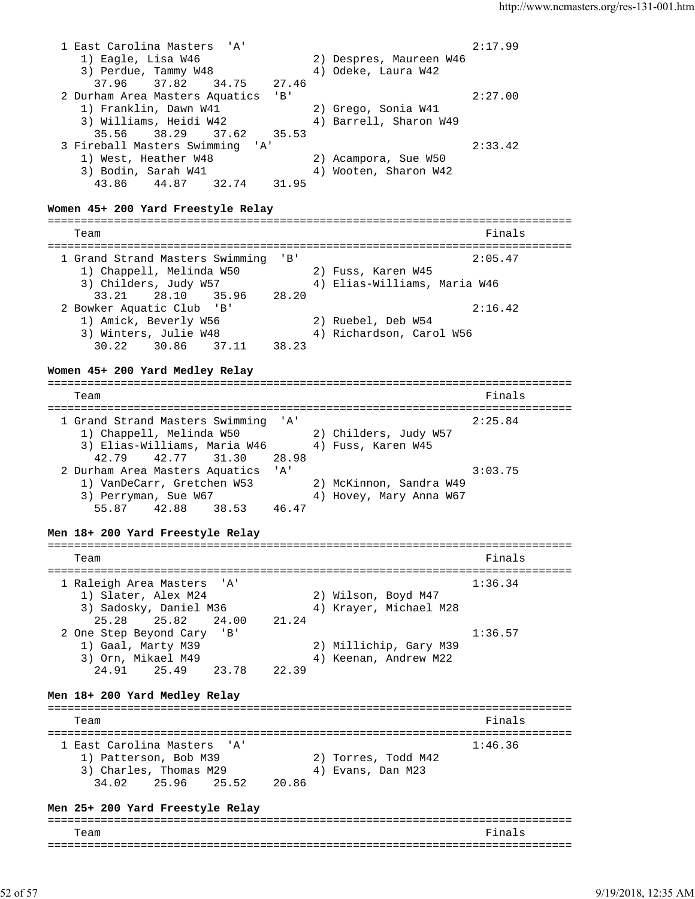```
  1 East Carolina Masters  'A'                                   2:17.99
     1) Eagle, Lisa W46                2) Despres, Maureen W46
     3) Perdue, Tammy W48              4) Odeke, Laura W42
       37.96    37.82    34.75    27.46
  2 Durham Area Masters Aquatics  'B'                            2:27.00
     1) Franklin, Dawn W41             2) Grego, Sonia W41
     3) Williams, Heidi W42            4) Barrell, Sharon W49
       35.56    38.29    37.62    35.53
  3 Fireball Masters Swimming  'A'                               2:33.42
     1) West, Heather W48              2) Acampora, Sue W50
     3) Bodin, Sarah W41               4) Wooten, Sharon W42
       43.86    44.87    32.74    31.95
```

**Women 45+ 200 Yard Freestyle Relay**

```
===============================================================================
    Team                                                            Finals
===============================================================================
  1 Grand Strand Masters Swimming  'B'                           2:05.47
     1) Chappell, Melinda W50          2) Fuss, Karen W45
     3) Childers, Judy W57             4) Elias-Williams, Maria W46
       33.21    28.10    35.96    28.20
  2 Bowker Aquatic Club  'B'                                     2:16.42
     1) Amick, Beverly W56             2) Ruebel, Deb W54
     3) Winters, Julie W48             4) Richardson, Carol W56
       30.22    30.86    37.11    38.23
```

**Women 45+ 200 Yard Medley Relay**

```
===============================================================================
    Team                                                            Finals
===============================================================================
  1 Grand Strand Masters Swimming  'A'                           2:25.84
     1) Chappell, Melinda W50          2) Childers, Judy W57
     3) Elias-Williams, Maria W46      4) Fuss, Karen W45
       42.79    42.77    31.30    28.98
  2 Durham Area Masters Aquatics  'A'                            3:03.75
     1) VanDeCarr, Gretchen W53        2) McKinnon, Sandra W49
     3) Perryman, Sue W67              4) Hovey, Mary Anna W67
       55.87    42.88    38.53    46.47
```

**Men 18+ 200 Yard Freestyle Relay**

```
===============================================================================
    Team                                                            Finals
===============================================================================
  1 Raleigh Area Masters  'A'                                    1:36.34
     1) Slater, Alex M24               2) Wilson, Boyd M47
     3) Sadosky, Daniel M36            4) Krayer, Michael M28
       25.28    25.82    24.00    21.24
  2 One Step Beyond Cary  'B'                                    1:36.57
     1) Gaal, Marty M39                2) Millichip, Gary M39
     3) Orn, Mikael M49                4) Keenan, Andrew M22
       24.91    25.49    23.78    22.39
```

**Men 18+ 200 Yard Medley Relay**

```
===============================================================================
    Team                                                            Finals
===============================================================================
  1 East Carolina Masters  'A'                                   1:46.36
     1) Patterson, Bob M39             2) Torres, Todd M42
     3) Charles, Thomas M29            4) Evans, Dan M23
       34.02    25.96    25.52    20.86
```

**Men 25+ 200 Yard Freestyle Relay**

```
===============================================================================
    Team                                                            Finals
===============================================================================
```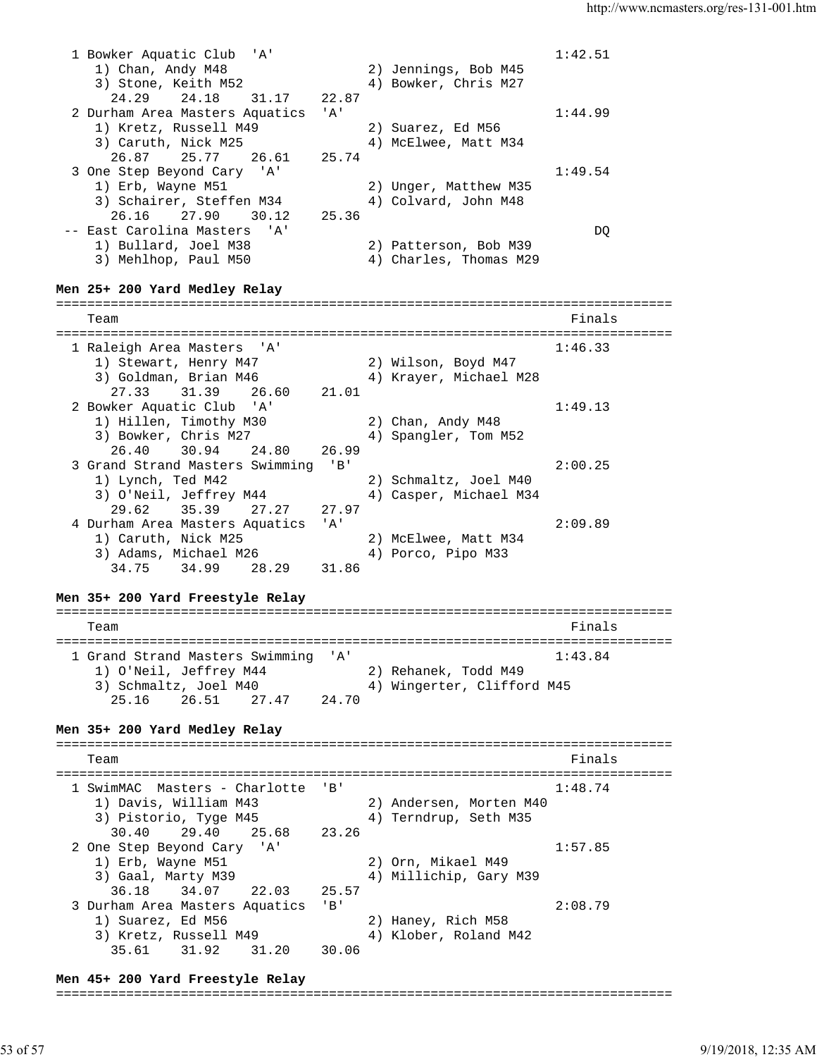```
  1 Bowker Aquatic Club  'A'                                        1:42.51
     1) Chan, Andy M48                2) Jennings, Bob M45
     3) Stone, Keith M52              4) Bowker, Chris M27
       24.29    24.18    31.17    22.87
  2 Durham Area Masters Aquatics  'A'                               1:44.99
     1) Kretz, Russell M49            2) Suarez, Ed M56
     3) Caruth, Nick M25              4) McElwee, Matt M34
       26.87    25.77    26.61    25.74
  3 One Step Beyond Cary  'A'                                       1:49.54
     1) Erb, Wayne M51                2) Unger, Matthew M35
     3) Schairer, Steffen M34         4) Colvard, John M48
       26.16    27.90    30.12    25.36
 -- East Carolina Masters  'A'                                           DQ
     1) Bullard, Joel M38             2) Patterson, Bob M39
     3) Mehlhop, Paul M50             4) Charles, Thomas M29
```

**Men 25+ 200 Yard Medley Relay**

```
===============================================================================
    Team                                                            Finals
===============================================================================
  1 Raleigh Area Masters  'A'                                       1:46.33
     1) Stewart, Henry M47            2) Wilson, Boyd M47
     3) Goldman, Brian M46            4) Krayer, Michael M28
       27.33    31.39    26.60    21.01
  2 Bowker Aquatic Club  'A'                                        1:49.13
     1) Hillen, Timothy M30           2) Chan, Andy M48
     3) Bowker, Chris M27             4) Spangler, Tom M52
       26.40    30.94    24.80    26.99
  3 Grand Strand Masters Swimming  'B'                              2:00.25
     1) Lynch, Ted M42                2) Schmaltz, Joel M40
     3) O'Neil, Jeffrey M44           4) Casper, Michael M34
       29.62    35.39    27.27    27.97
  4 Durham Area Masters Aquatics  'A'                               2:09.89
     1) Caruth, Nick M25              2) McElwee, Matt M34
     3) Adams, Michael M26            4) Porco, Pipo M33
       34.75    34.99    28.29    31.86
```

**Men 35+ 200 Yard Freestyle Relay**

```
===============================================================================
    Team                                                            Finals
===============================================================================
  1 Grand Strand Masters Swimming  'A'                              1:43.84
     1) O'Neil, Jeffrey M44           2) Rehanek, Todd M49
     3) Schmaltz, Joel M40            4) Wingerter, Clifford M45
       25.16    26.51    27.47    24.70
```

**Men 35+ 200 Yard Medley Relay**

```
===============================================================================
    Team                                                            Finals
===============================================================================
  1 SwimMAC  Masters - Charlotte  'B'                               1:48.74
     1) Davis, William M43            2) Andersen, Morten M40
     3) Pistorio, Tyge M45            4) Terndrup, Seth M35
       30.40    29.40    25.68    23.26
  2 One Step Beyond Cary  'A'                                       1:57.85
     1) Erb, Wayne M51                2) Orn, Mikael M49
     3) Gaal, Marty M39               4) Millichip, Gary M39
       36.18    34.07    22.03    25.57
  3 Durham Area Masters Aquatics  'B'                               2:08.79
     1) Suarez, Ed M56                2) Haney, Rich M58
     3) Kretz, Russell M49            4) Klober, Roland M42
       35.61    31.92    31.20    30.06
```

**Men 45+ 200 Yard Freestyle Relay**

```
===============================================================================
```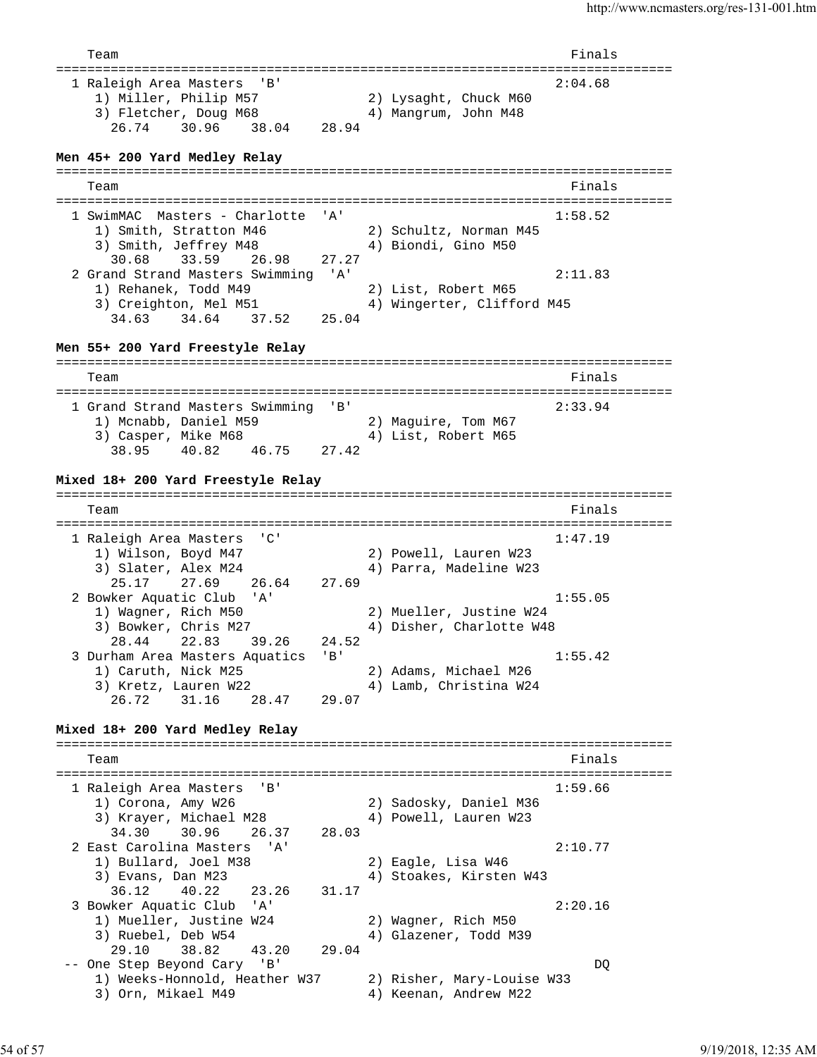```
    Team                                                             Finals
===============================================================================
  1 Raleigh Area Masters  'B'                                        2:04.68
     1) Miller, Philip M57              2) Lysaght, Chuck M60
     3) Fletcher, Doug M68              4) Mangrum, John M48
        26.74    30.96    38.04    28.94
```

**Men 45+ 200 Yard Medley Relay**

```
===============================================================================
    Team                                                             Finals
===============================================================================
  1 SwimMAC  Masters - Charlotte  'A'                                1:58.52
     1) Smith, Stratton M46             2) Schultz, Norman M45
     3) Smith, Jeffrey M48              4) Biondi, Gino M50
        30.68    33.59    26.98    27.27
  2 Grand Strand Masters Swimming  'A'                               2:11.83
     1) Rehanek, Todd M49               2) List, Robert M65
     3) Creighton, Mel M51              4) Wingerter, Clifford M45
        34.63    34.64    37.52    25.04
```

**Men 55+ 200 Yard Freestyle Relay**

```
===============================================================================
    Team                                                             Finals
===============================================================================
  1 Grand Strand Masters Swimming  'B'                               2:33.94
     1) Mcnabb, Daniel M59              2) Maguire, Tom M67
     3) Casper, Mike M68                4) List, Robert M65
        38.95    40.82    46.75    27.42
```

**Mixed 18+ 200 Yard Freestyle Relay**

```
===============================================================================
    Team                                                             Finals
===============================================================================
  1 Raleigh Area Masters  'C'                                        1:47.19
     1) Wilson, Boyd M47                2) Powell, Lauren W23
     3) Slater, Alex M24                4) Parra, Madeline W23
        25.17    27.69    26.64    27.69
  2 Bowker Aquatic Club  'A'                                         1:55.05
     1) Wagner, Rich M50                2) Mueller, Justine W24
     3) Bowker, Chris M27               4) Disher, Charlotte W48
        28.44    22.83    39.26    24.52
  3 Durham Area Masters Aquatics  'B'                                1:55.42
     1) Caruth, Nick M25                2) Adams, Michael M26
     3) Kretz, Lauren W22               4) Lamb, Christina W24
        26.72    31.16    28.47    29.07
```

**Mixed 18+ 200 Yard Medley Relay**

```
===============================================================================
    Team                                                             Finals
===============================================================================
  1 Raleigh Area Masters  'B'                                        1:59.66
     1) Corona, Amy W26                 2) Sadosky, Daniel M36
     3) Krayer, Michael M28             4) Powell, Lauren W23
        34.30    30.96    26.37    28.03
  2 East Carolina Masters  'A'                                       2:10.77
     1) Bullard, Joel M38               2) Eagle, Lisa W46
     3) Evans, Dan M23                  4) Stoakes, Kirsten W43
        36.12    40.22    23.26    31.17
  3 Bowker Aquatic Club  'A'                                         2:20.16
     1) Mueller, Justine W24            2) Wagner, Rich M50
     3) Ruebel, Deb W54                 4) Glazener, Todd M39
        29.10    38.82    43.20    29.04
 -- One Step Beyond Cary  'B'                                             DQ
     1) Weeks-Honnold, Heather W37      2) Risher, Mary-Louise W33
     3) Orn, Mikael M49                 4) Keenan, Andrew M22
```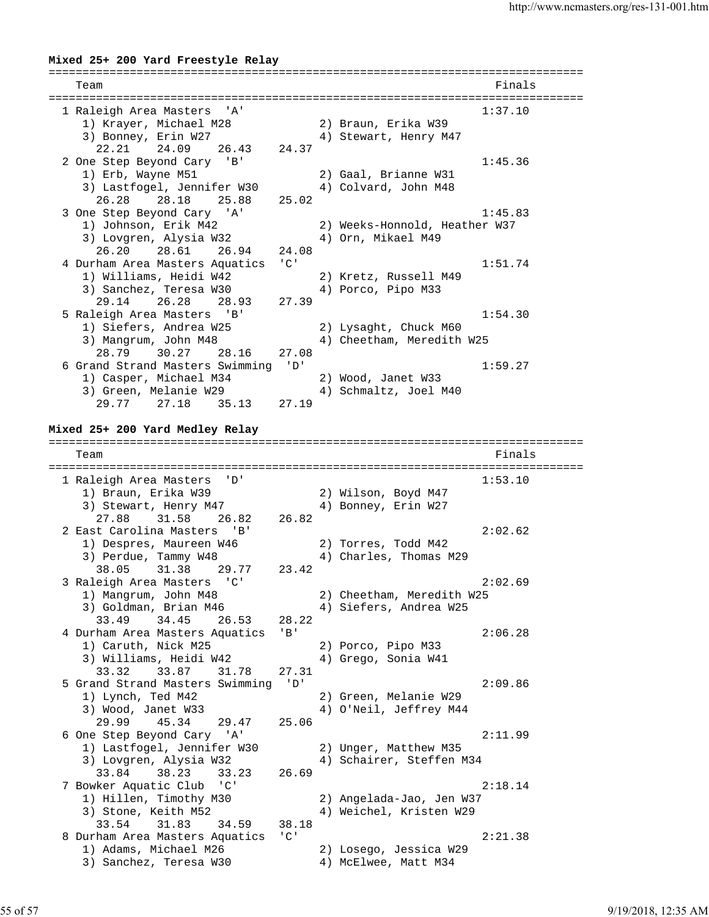**Mixed 25+ 200 Yard Freestyle Relay**

```
===============================================================================
    Team                                                              Finals
===============================================================================
  1 Raleigh Area Masters  'A'                                        1:37.10
     1) Krayer, Michael M28            2) Braun, Erika W39
     3) Bonney, Erin W27               4) Stewart, Henry M47
       22.21    24.09    26.43    24.37
  2 One Step Beyond Cary  'B'                                        1:45.36
     1) Erb, Wayne M51                 2) Gaal, Brianne W31
     3) Lastfogel, Jennifer W30        4) Colvard, John M48
       26.28    28.18    25.88    25.02
  3 One Step Beyond Cary  'A'                                        1:45.83
     1) Johnson, Erik M42              2) Weeks-Honnold, Heather W37
     3) Lovgren, Alysia W32            4) Orn, Mikael M49
       26.20    28.61    26.94    24.08
  4 Durham Area Masters Aquatics  'C'                                1:51.74
     1) Williams, Heidi W42            2) Kretz, Russell M49
     3) Sanchez, Teresa W30            4) Porco, Pipo M33
       29.14    26.28    28.93    27.39
  5 Raleigh Area Masters  'B'                                        1:54.30
     1) Siefers, Andrea W25            2) Lysaght, Chuck M60
     3) Mangrum, John M48              4) Cheetham, Meredith W25
       28.79    30.27    28.16    27.08
  6 Grand Strand Masters Swimming  'D'                               1:59.27
     1) Casper, Michael M34            2) Wood, Janet W33
     3) Green, Melanie W29             4) Schmaltz, Joel M40
       29.77    27.18    35.13    27.19
```

**Mixed 25+ 200 Yard Medley Relay**

```
===============================================================================
    Team                                                              Finals
===============================================================================
  1 Raleigh Area Masters  'D'                                        1:53.10
     1) Braun, Erika W39               2) Wilson, Boyd M47
     3) Stewart, Henry M47             4) Bonney, Erin W27
       27.88    31.58    26.82    26.82
  2 East Carolina Masters  'B'                                       2:02.62
     1) Despres, Maureen W46           2) Torres, Todd M42
     3) Perdue, Tammy W48              4) Charles, Thomas M29
       38.05    31.38    29.77    23.42
  3 Raleigh Area Masters  'C'                                        2:02.69
     1) Mangrum, John M48              2) Cheetham, Meredith W25
     3) Goldman, Brian M46             4) Siefers, Andrea W25
       33.49    34.45    26.53    28.22
  4 Durham Area Masters Aquatics  'B'                                2:06.28
     1) Caruth, Nick M25               2) Porco, Pipo M33
     3) Williams, Heidi W42            4) Grego, Sonia W41
       33.32    33.87    31.78    27.31
  5 Grand Strand Masters Swimming  'D'                               2:09.86
     1) Lynch, Ted M42                 2) Green, Melanie W29
     3) Wood, Janet W33                4) O'Neil, Jeffrey M44
       29.99    45.34    29.47    25.06
  6 One Step Beyond Cary  'A'                                        2:11.99
     1) Lastfogel, Jennifer W30        2) Unger, Matthew M35
     3) Lovgren, Alysia W32            4) Schairer, Steffen M34
       33.84    38.23    33.23    26.69
  7 Bowker Aquatic Club  'C'                                         2:18.14
     1) Hillen, Timothy M30            2) Angelada-Jao, Jen W37
     3) Stone, Keith M52               4) Weichel, Kristen W29
       33.54    31.83    34.59    38.18
  8 Durham Area Masters Aquatics  'C'                                2:21.38
     1) Adams, Michael M26             2) Losego, Jessica W29
     3) Sanchez, Teresa W30            4) McElwee, Matt M34
```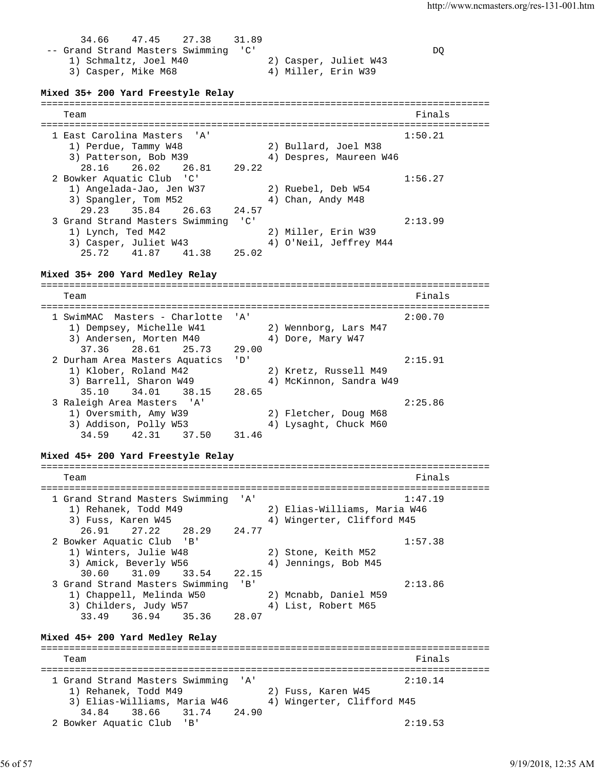34.66 47.45 27.38 31.89

-- Grand Strand Masters Swimming 'C' DQ

1) Schmaltz, Joel M40 2) Casper, Juliet W43

3) Casper, Mike M68 4) Miller, Erin W39

**Mixed 35+ 200 Yard Freestyle Relay**

```
===============================================================================
    Team                                                            Finals
===============================================================================
  1 East Carolina Masters  'A'                                     1:50.21
     1) Perdue, Tammy W48              2) Bullard, Joel M38
     3) Patterson, Bob M39             4) Despres, Maureen W46
       28.16    26.02    26.81    29.22
  2 Bowker Aquatic Club  'C'                                       1:56.27
     1) Angelada-Jao, Jen W37          2) Ruebel, Deb W54
     3) Spangler, Tom M52              4) Chan, Andy M48
       29.23    35.84    26.63    24.57
  3 Grand Strand Masters Swimming  'C'                             2:13.99
     1) Lynch, Ted M42                 2) Miller, Erin W39
     3) Casper, Juliet W43             4) O'Neil, Jeffrey M44
       25.72    41.87    41.38    25.02
```

**Mixed 35+ 200 Yard Medley Relay**

```
===============================================================================
    Team                                                            Finals
===============================================================================
  1 SwimMAC  Masters - Charlotte  'A'                              2:00.70
     1) Dempsey, Michelle W41          2) Wennborg, Lars M47
     3) Andersen, Morten M40           4) Dore, Mary W47
       37.36    28.61    25.73    29.00
  2 Durham Area Masters Aquatics  'D'                              2:15.91
     1) Klober, Roland M42             2) Kretz, Russell M49
     3) Barrell, Sharon W49            4) McKinnon, Sandra W49
       35.10    34.01    38.15    28.65
  3 Raleigh Area Masters  'A'                                      2:25.86
     1) Oversmith, Amy W39             2) Fletcher, Doug M68
     3) Addison, Polly W53             4) Lysaght, Chuck M60
       34.59    42.31    37.50    31.46
```

**Mixed 45+ 200 Yard Freestyle Relay**

```
===============================================================================
    Team                                                            Finals
===============================================================================
  1 Grand Strand Masters Swimming  'A'                             1:47.19
     1) Rehanek, Todd M49              2) Elias-Williams, Maria W46
     3) Fuss, Karen W45                4) Wingerter, Clifford M45
       26.91    27.22    28.29    24.77
  2 Bowker Aquatic Club  'B'                                       1:57.38
     1) Winters, Julie W48             2) Stone, Keith M52
     3) Amick, Beverly W56             4) Jennings, Bob M45
       30.60    31.09    33.54    22.15
  3 Grand Strand Masters Swimming  'B'                             2:13.86
     1) Chappell, Melinda W50          2) Mcnabb, Daniel M59
     3) Childers, Judy W57             4) List, Robert M65
       33.49    36.94    35.36    28.07
```

**Mixed 45+ 200 Yard Medley Relay**

```
===============================================================================
    Team                                                            Finals
===============================================================================
  1 Grand Strand Masters Swimming  'A'                             2:10.14
     1) Rehanek, Todd M49              2) Fuss, Karen W45
     3) Elias-Williams, Maria W46      4) Wingerter, Clifford M45
       34.84    38.66    31.74    24.90
  2 Bowker Aquatic Club  'B'                                       2:19.53
```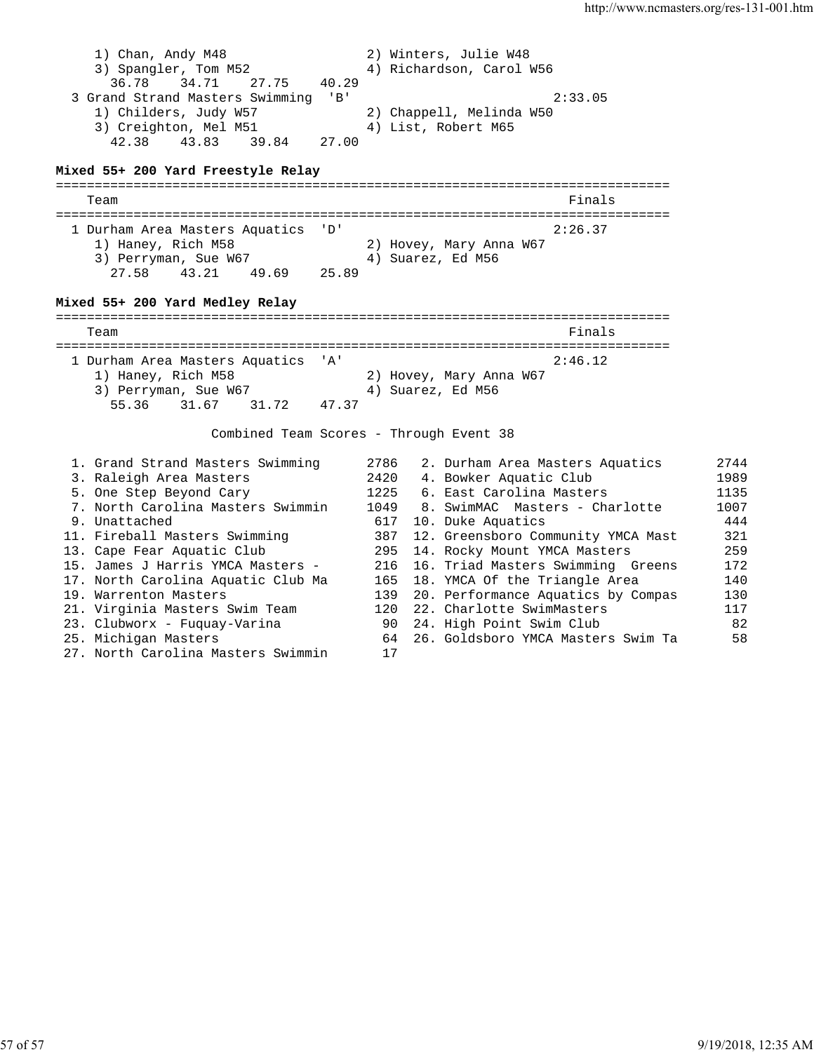1) Chan, Andy M48 2) Winters, Julie W48
3) Spangler, Tom M52 4) Richardson, Carol W56
36.78 34.71 27.75 40.29

3 Grand Strand Masters Swimming 'B' 2:33.05
1) Childers, Judy W57 2) Chappell, Melinda W50
3) Creighton, Mel M51 4) List, Robert M65
42.38 43.83 39.84 27.00

**Mixed 55+ 200 Yard Freestyle Relay**

| Team | Finals |
|---|---|
| 1 Durham Area Masters Aquatics 'D' | 2:26.37 |

1) Haney, Rich M58 2) Hovey, Mary Anna W67
3) Perryman, Sue W67 4) Suarez, Ed M56
27.58 43.21 49.69 25.89

**Mixed 55+ 200 Yard Medley Relay**

| Team | Finals |
|---|---|
| 1 Durham Area Masters Aquatics 'A' | 2:46.12 |

1) Haney, Rich M58 2) Hovey, Mary Anna W67
3) Perryman, Sue W67 4) Suarez, Ed M56
55.36 31.67 31.72 47.37

Combined Team Scores - Through Event 38

| | | | |
|---|---|---|---|
| 1. Grand Strand Masters Swimming | 2786 | 2. Durham Area Masters Aquatics | 2744 |
| 3. Raleigh Area Masters | 2420 | 4. Bowker Aquatic Club | 1989 |
| 5. One Step Beyond Cary | 1225 | 6. East Carolina Masters | 1135 |
| 7. North Carolina Masters Swimmin | 1049 | 8. SwimMAC Masters - Charlotte | 1007 |
| 9. Unattached | 617 | 10. Duke Aquatics | 444 |
| 11. Fireball Masters Swimming | 387 | 12. Greensboro Community YMCA Mast | 321 |
| 13. Cape Fear Aquatic Club | 295 | 14. Rocky Mount YMCA Masters | 259 |
| 15. James J Harris YMCA Masters - | 216 | 16. Triad Masters Swimming Greens | 172 |
| 17. North Carolina Aquatic Club Ma | 165 | 18. YMCA Of the Triangle Area | 140 |
| 19. Warrenton Masters | 139 | 20. Performance Aquatics by Compas | 130 |
| 21. Virginia Masters Swim Team | 120 | 22. Charlotte SwimMasters | 117 |
| 23. Clubworx - Fuquay-Varina | 90 | 24. High Point Swim Club | 82 |
| 25. Michigan Masters | 64 | 26. Goldsboro YMCA Masters Swim Ta | 58 |
| 27. North Carolina Masters Swimmin | 17 | | |